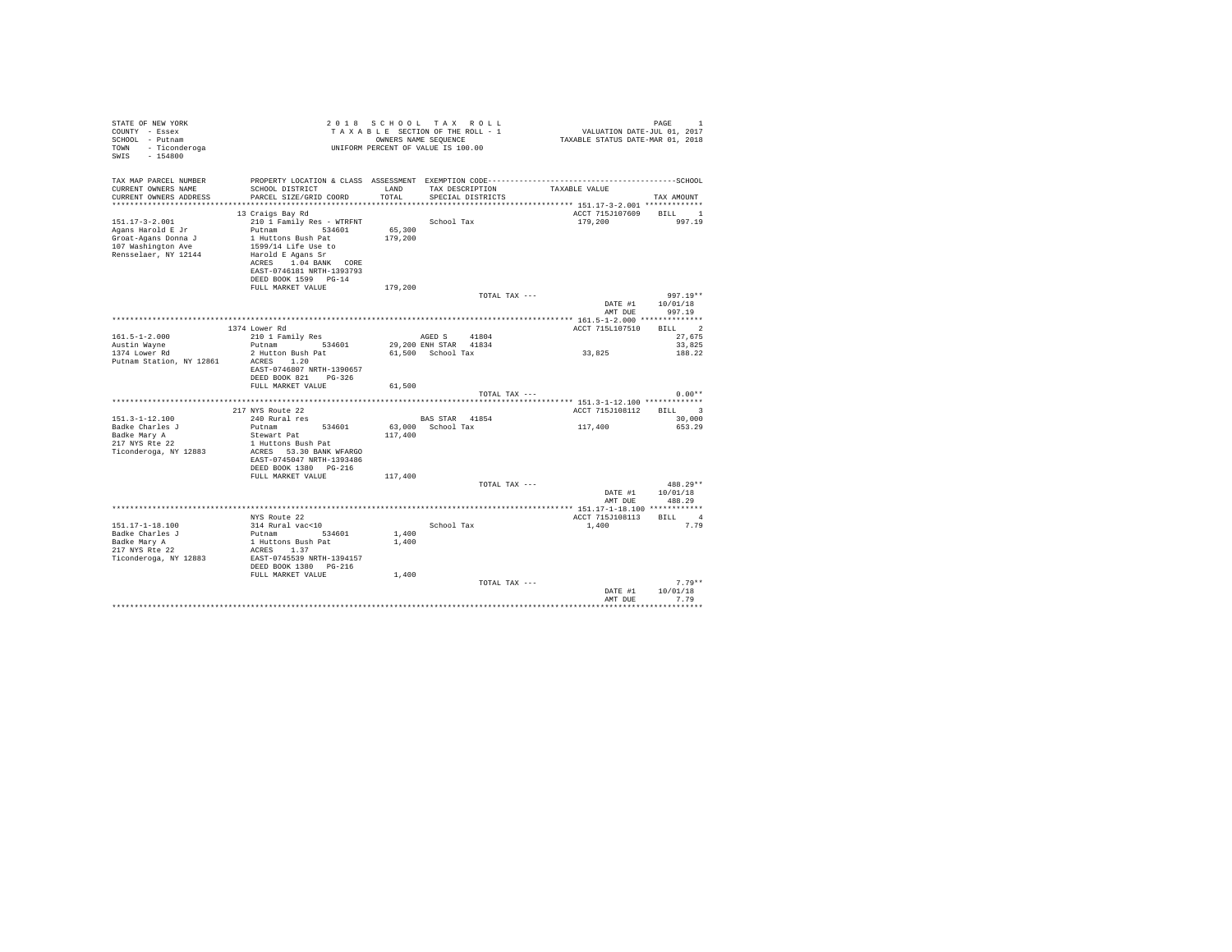STATE OF NEW YORK
COUNTY - Essex
SCHOOL - Putnam
TOWN - Ticonderoga
SWIS - 154800

2 0 1 8 S C H O O L T A X R O L L
T A X A B L E SECTION OF THE ROLL - 1
OWNERS NAME SEQUENCE
UNIFORM PERCENT OF VALUE IS 100.00

VALUATION DATE-JUL 01, 2017
TAXABLE STATUS DATE-MAR 01, 2018

| TAX MAP PARCEL NUMBER / CURRENT OWNERS NAME / CURRENT OWNERS ADDRESS | PROPERTY LOCATION & CLASS / SCHOOL DISTRICT / PARCEL SIZE/GRID COORD | ASSESSMENT LAND / TOTAL | EXEMPTION CODE / TAX DESCRIPTION / SPECIAL DISTRICTS | TAXABLE VALUE | SCHOOL TAX AMOUNT |
|---|---|---|---|---|---|
| 151.17-3-2.001 | 13 Craigs Bay Rd | | | ACCT 715J107609 | BILL 1 |
| Agans Harold E Jr | 210 1 Family Res - WTRFNT | | School Tax | 179,200 | 997.19 |
| Groat-Agans Donna J | Putnam 534601 | 65,300 | | | |
| 107 Washington Ave | 1 Huttons Bush Pat | 179,200 | | | |
| Rensselaer, NY 12144 | 1599/14 Life Use to | | | | |
| | Harold E Agans Sr | | | | |
| | ACRES 1.04 BANK CORE | | | | |
| | EAST-0746181 NRTH-1393793 | | | | |
| | DEED BOOK 1599 PG-14 | | | | |
| | FULL MARKET VALUE | 179,200 | | | |
| | | | TOTAL TAX --- | | 997.19** |
| | | | | DATE #1 | 10/01/18 |
| | | | | AMT DUE | 997.19 |
| 161.5-1-2.000 | 1374 Lower Rd | | | ACCT 715L107510 | BILL 2 |
| Austin Wayne | 210 1 Family Res | | AGED S 41804 | | 27,675 |
| 1374 Lower Rd | Putnam 534601 | 29,200 | ENH STAR 41834 | | 33,825 |
| Putnam Station, NY 12861 | 2 Hutton Bush Pat | 61,500 | School Tax | 33,825 | 188.22 |
| | ACRES 1.20 | | | | |
| | EAST-0746807 NRTH-1390657 | | | | |
| | DEED BOOK 821 PG-326 | | | | |
| | FULL MARKET VALUE | 61,500 | | | |
| | | | TOTAL TAX --- | | 0.00** |
| 151.3-1-12.100 | 217 NYS Route 22 | | | ACCT 715J108112 | BILL 3 |
| Badke Charles J | 240 Rural res | | BAS STAR 41854 | | 30,000 |
| Badke Mary A | Putnam 534601 | 63,000 | School Tax | 117,400 | 653.29 |
| 217 NYS Rte 22 | Stewart Pat | 117,400 | | | |
| Ticonderoga, NY 12883 | 1 Huttons Bush Pat | | | | |
| | ACRES 53.30 BANK WFARGO | | | | |
| | EAST-0745047 NRTH-1393486 | | | | |
| | DEED BOOK 1380 PG-216 | | | | |
| | FULL MARKET VALUE | 117,400 | | | |
| | | | TOTAL TAX --- | | 488.29** |
| | | | | DATE #1 | 10/01/18 |
| | | | | AMT DUE | 488.29 |
| 151.17-1-18.100 | NYS Route 22 | | | ACCT 715J108113 | BILL 4 |
| Badke Charles J | 314 Rural vac<10 | | School Tax | 1,400 | 7.79 |
| Badke Mary A | Putnam 534601 | 1,400 | | | |
| 217 NYS Rte 22 | 1 Huttons Bush Pat | 1,400 | | | |
| Ticonderoga, NY 12883 | ACRES 1.37 | | | | |
| | EAST-0745539 NRTH-1394157 | | | | |
| | DEED BOOK 1380 PG-216 | | | | |
| | FULL MARKET VALUE | 1,400 | | | |
| | | | TOTAL TAX --- | | 7.79** |
| | | | | DATE #1 | 10/01/18 |
| | | | | AMT DUE | 7.79 |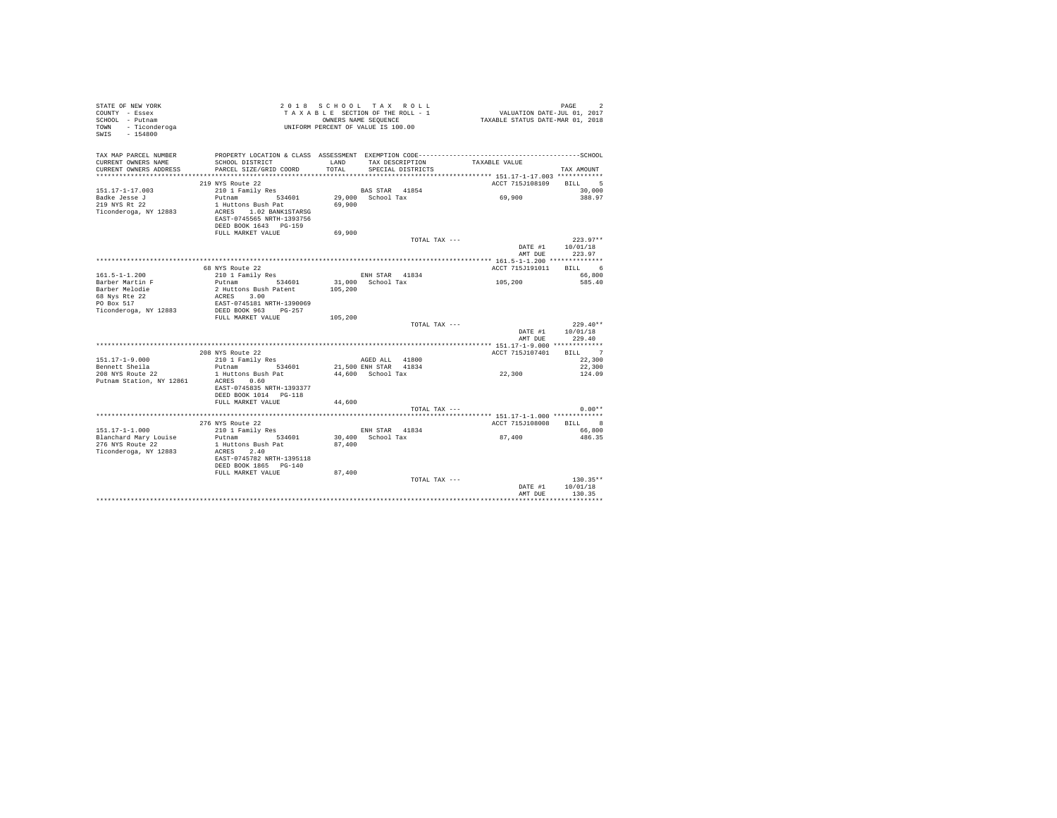STATE OF NEW YORK
COUNTY - Essex
SCHOOL - Putnam
TOWN - Ticonderoga
SWIS - 154800

2 0 1 8 S C H O O L T A X R O L L
T A X A B L E SECTION OF THE ROLL - 1
OWNERS NAME SEQUENCE
UNIFORM PERCENT OF VALUE IS 100.00

VALUATION DATE-JUL 01, 2017
TAXABLE STATUS DATE-MAR 01, 2018

| TAX MAP PARCEL NUMBER / CURRENT OWNERS NAME / CURRENT OWNERS ADDRESS | PROPERTY LOCATION & CLASS / SCHOOL DISTRICT / PARCEL SIZE/GRID COORD | ASSESSMENT LAND / TOTAL | EXEMPTION CODE / TAX DESCRIPTION / SPECIAL DISTRICTS | TAXABLE VALUE | SCHOOL TAX AMOUNT |
|---|---|---|---|---|---|
| 151.17-1-17.003 | 219 NYS Route 22 | | | ACCT 715J108109 | BILL 5 |
| | 210 1 Family Res | | BAS STAR 41854 | | 30,000 |
| Badke Jesse J | Putnam 534601 | 29,000 | School Tax | 69,900 | 388.97 |
| 219 NYS Rt 22 | 1 Huttons Bush Pat | 69,900 | | | |
| Ticonderoga, NY 12883 | ACRES 1.02 BANK1STARSG | | | | |
| | EAST-0745565 NRTH-1393756 | | | | |
| | DEED BOOK 1643 PG-159 | | | | |
| | FULL MARKET VALUE | 69,900 | | | |
| | | | TOTAL TAX --- | | 223.97** |
| | | | | DATE #1 | 10/01/18 |
| | | | | AMT DUE | 223.97 |
| 161.5-1-1.200 | 68 NYS Route 22 | | | ACCT 715J191011 | BILL 6 |
| | 210 1 Family Res | | ENH STAR 41834 | | 66,800 |
| Barber Martin F | Putnam 534601 | 31,000 | School Tax | 105,200 | 585.40 |
| Barber Melodie | 2 Huttons Bush Patent | 105,200 | | | |
| 68 Nys Rte 22 | ACRES 3.00 | | | | |
| PO Box 517 | EAST-0745181 NRTH-1390069 | | | | |
| Ticonderoga, NY 12883 | DEED BOOK 963 PG-257 | | | | |
| | FULL MARKET VALUE | 105,200 | | | |
| | | | TOTAL TAX --- | | 229.40** |
| | | | | DATE #1 | 10/01/18 |
| | | | | AMT DUE | 229.40 |
| 151.17-1-9.000 | 208 NYS Route 22 | | | ACCT 715J107401 | BILL 7 |
| | 210 1 Family Res | | AGED ALL 41800 | | 22,300 |
| Bennett Sheila | Putnam 534601 | 21,500 | ENH STAR 41834 | | 22,300 |
| 208 NYS Route 22 | 1 Huttons Bush Pat | 44,600 | School Tax | 22,300 | 124.09 |
| Putnam Station, NY 12861 | ACRES 0.60 | | | | |
| | EAST-0745835 NRTH-1393377 | | | | |
| | DEED BOOK 1014 PG-118 | | | | |
| | FULL MARKET VALUE | 44,600 | | | |
| | | | TOTAL TAX --- | | 0.00** |
| 151.17-1-1.000 | 276 NYS Route 22 | | | ACCT 715J108008 | BILL 8 |
| | 210 1 Family Res | | ENH STAR 41834 | | 66,800 |
| Blanchard Mary Louise | Putnam 534601 | 30,400 | School Tax | 87,400 | 486.35 |
| 276 NYS Route 22 | 1 Huttons Bush Pat | 87,400 | | | |
| Ticonderoga, NY 12883 | ACRES 2.40 | | | | |
| | EAST-0745782 NRTH-1395118 | | | | |
| | DEED BOOK 1865 PG-140 | | | | |
| | FULL MARKET VALUE | 87,400 | | | |
| | | | TOTAL TAX --- | | 130.35** |
| | | | | DATE #1 | 10/01/18 |
| | | | | AMT DUE | 130.35 |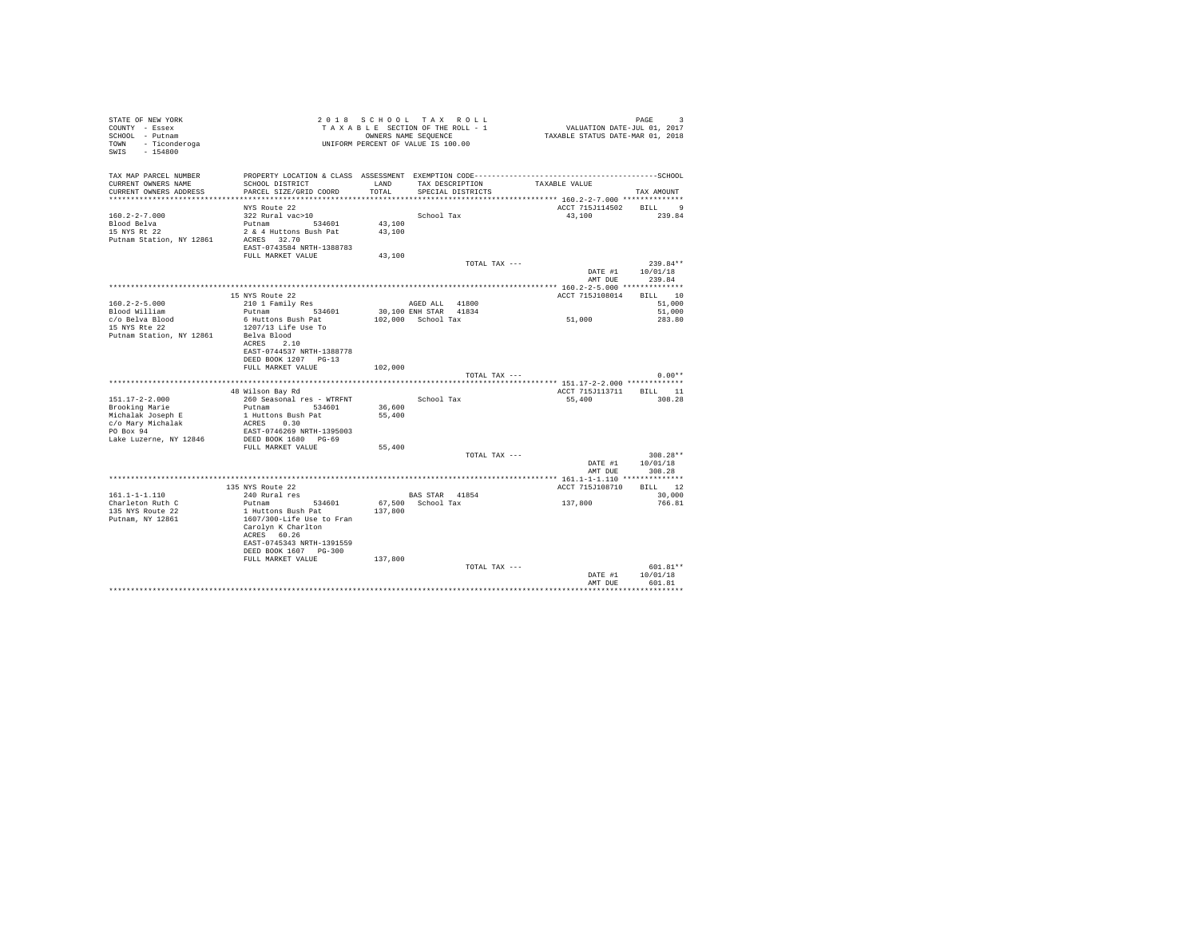STATE OF NEW YORK
COUNTY - Essex
SCHOOL - Putnam
TOWN - Ticonderoga
SWIS - 154800

2018 SCHOOL TAX ROLL
TAXABLE SECTION OF THE ROLL - 1
OWNERS NAME SEQUENCE
UNIFORM PERCENT OF VALUE IS 100.00

VALUATION DATE-JUL 01, 2017
TAXABLE STATUS DATE-MAR 01, 2018

| TAX MAP PARCEL NUMBER / CURRENT OWNERS NAME / CURRENT OWNERS ADDRESS | PROPERTY LOCATION & CLASS / SCHOOL DISTRICT / PARCEL SIZE/GRID COORD | ASSESSMENT LAND / TOTAL | EXEMPTION CODE / TAX DESCRIPTION / SPECIAL DISTRICTS | TAXABLE VALUE | TAX AMOUNT |
|---|---|---|---|---|---|
| **160.2-2-7.000** | NYS Route 22 | | | ACCT 715J114502 | BILL 9 |
| 160.2-2-7.000 | 322 Rural vac>10 | | School Tax | 43,100 | 239.84 |
| Blood Belva | Putnam 534601 | 43,100 | | | |
| 15 NYS Rt 22 | 2 & 4 Huttons Bush Pat | 43,100 | | | |
| Putnam Station, NY 12861 | ACRES 32.70 | | | | |
| | EAST-0743584 NRTH-1388783 | | | | |
| | FULL MARKET VALUE | 43,100 | | | |
| | | | TOTAL TAX --- | | 239.84** |
| | | | | DATE #1 | 10/01/18 |
| | | | | AMT DUE | 239.84 |
| **160.2-2-5.000** | 15 NYS Route 22 | | | ACCT 715J108014 | BILL 10 |
| 160.2-2-5.000 | 210 1 Family Res | | AGED ALL 41800 | | 51,000 |
| Blood William | Putnam 534601 | 30,100 | ENH STAR 41834 | | 51,000 |
| c/o Belva Blood | 6 Huttons Bush Pat | 102,000 | School Tax | 51,000 | 283.80 |
| 15 NYS Rte 22 | 1207/13 Life Use To | | | | |
| Putnam Station, NY 12861 | Belva Blood | | | | |
| | ACRES 2.10 | | | | |
| | EAST-0744537 NRTH-1388778 | | | | |
| | DEED BOOK 1207 PG-13 | | | | |
| | FULL MARKET VALUE | 102,000 | | | |
| | | | TOTAL TAX --- | | 0.00** |
| **151.17-2-2.000** | 48 Wilson Bay Rd | | | ACCT 715J113711 | BILL 11 |
| 151.17-2-2.000 | 260 Seasonal res - WTRFNT | | School Tax | 55,400 | 308.28 |
| Brooking Marie | Putnam 534601 | 36,600 | | | |
| Michalak Joseph E | 1 Huttons Bush Pat | 55,400 | | | |
| c/o Mary Michalak | ACRES 0.30 | | | | |
| PO Box 94 | EAST-0746269 NRTH-1395003 | | | | |
| Lake Luzerne, NY 12846 | DEED BOOK 1680 PG-69 | | | | |
| | FULL MARKET VALUE | 55,400 | | | |
| | | | TOTAL TAX --- | | 308.28** |
| | | | | DATE #1 | 10/01/18 |
| | | | | AMT DUE | 308.28 |
| **161.1-1-1.110** | 135 NYS Route 22 | | | ACCT 715J108710 | BILL 12 |
| 161.1-1-1.110 | 240 Rural res | | BAS STAR 41854 | | 30,000 |
| Charleton Ruth C | Putnam 534601 | 67,500 | School Tax | 137,800 | 766.81 |
| 135 NYS Route 22 | 1 Huttons Bush Pat | 137,800 | | | |
| Putnam, NY 12861 | 1607/300-Life Use to Fran | | | | |
| | Carolyn K Charlton | | | | |
| | ACRES 60.26 | | | | |
| | EAST-0745343 NRTH-1391559 | | | | |
| | DEED BOOK 1607 PG-300 | | | | |
| | FULL MARKET VALUE | 137,800 | | | |
| | | | TOTAL TAX --- | | 601.81** |
| | | | | DATE #1 | 10/01/18 |
| | | | | AMT DUE | 601.81 |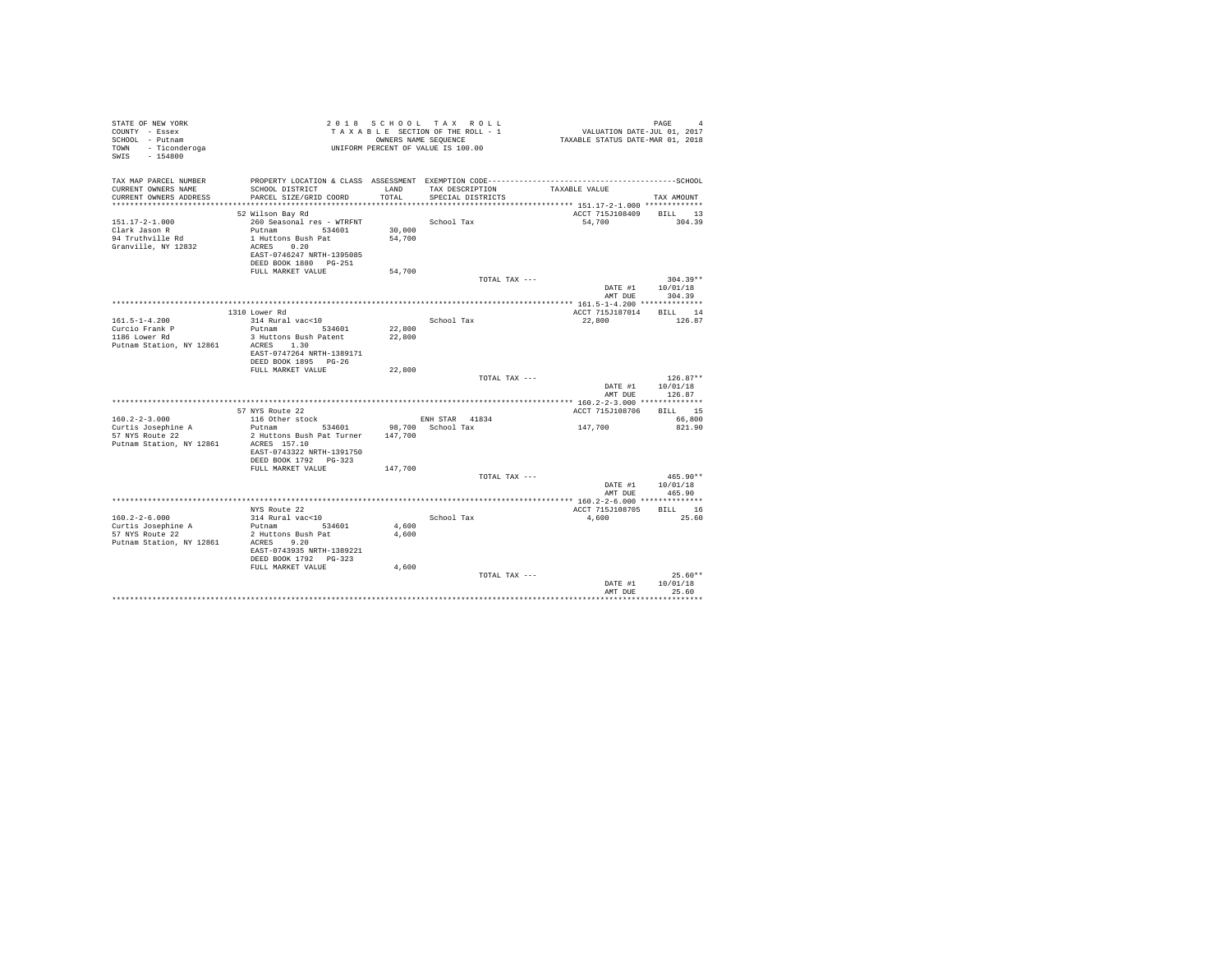STATE OF NEW YORK
COUNTY - Essex
SCHOOL - Putnam
TOWN - Ticonderoga
SWIS - 154800

2018 SCHOOL TAX ROLL
TAXABLE SECTION OF THE ROLL - 1
OWNERS NAME SEQUENCE
UNIFORM PERCENT OF VALUE IS 100.00

VALUATION DATE-JUL 01, 2017
TAXABLE STATUS DATE-MAR 01, 2018

| TAX MAP PARCEL NUMBER / CURRENT OWNERS NAME / CURRENT OWNERS ADDRESS | PROPERTY LOCATION & CLASS / SCHOOL DISTRICT / PARCEL SIZE/GRID COORD | ASSESSMENT LAND / TOTAL | EXEMPTION CODE / TAX DESCRIPTION / SPECIAL DISTRICTS | TAXABLE VALUE | TAX AMOUNT |
|---|---|---|---|---|---|
| **151.17-2-1.000** | 52 Wilson Bay Rd | | | ACCT 715J108409 | BILL 13 |
| 151.17-2-1.000 | 260 Seasonal res - WTRFNT | | School Tax | 54,700 | 304.39 |
| Clark Jason R | Putnam 534601 | 30,000 | | | |
| 94 Truthville Rd | 1 Huttons Bush Pat | 54,700 | | | |
| Granville, NY 12832 | ACRES 0.20 | | | | |
| | EAST-0746247 NRTH-1395085 | | | | |
| | DEED BOOK 1880 PG-251 | | | | |
| | FULL MARKET VALUE | 54,700 | | | |
| | | | TOTAL TAX --- | | 304.39** |
| | | | | DATE #1 | 10/01/18 |
| | | | | AMT DUE | 304.39 |
| **161.5-1-4.200** | 1310 Lower Rd | | | ACCT 715J187014 | BILL 14 |
| 161.5-1-4.200 | 314 Rural vac<10 | | School Tax | 22,800 | 126.87 |
| Curcio Frank P | Putnam 534601 | 22,800 | | | |
| 1186 Lower Rd | 3 Huttons Bush Patent | 22,800 | | | |
| Putnam Station, NY 12861 | ACRES 1.30 | | | | |
| | EAST-0747264 NRTH-1389171 | | | | |
| | DEED BOOK 1895 PG-26 | | | | |
| | FULL MARKET VALUE | 22,800 | | | |
| | | | TOTAL TAX --- | | 126.87** |
| | | | | DATE #1 | 10/01/18 |
| | | | | AMT DUE | 126.87 |
| **160.2-2-3.000** | 57 NYS Route 22 | | | ACCT 715J108706 | BILL 15 |
| 160.2-2-3.000 | 116 Other stock | | ENH STAR 41834 | | 66,800 |
| Curtis Josephine A | Putnam 534601 | 98,700 | School Tax | 147,700 | 821.90 |
| 57 NYS Route 22 | 2 Huttons Bush Pat Turner | 147,700 | | | |
| Putnam Station, NY 12861 | ACRES 157.10 | | | | |
| | EAST-0743322 NRTH-1391750 | | | | |
| | DEED BOOK 1792 PG-323 | | | | |
| | FULL MARKET VALUE | 147,700 | | | |
| | | | TOTAL TAX --- | | 465.90** |
| | | | | DATE #1 | 10/01/18 |
| | | | | AMT DUE | 465.90 |
| **160.2-2-6.000** | NYS Route 22 | | | ACCT 715J108705 | BILL 16 |
| 160.2-2-6.000 | 314 Rural vac<10 | | School Tax | 4,600 | 25.60 |
| Curtis Josephine A | Putnam 534601 | 4,600 | | | |
| 57 NYS Route 22 | 2 Huttons Bush Pat | 4,600 | | | |
| Putnam Station, NY 12861 | ACRES 9.20 | | | | |
| | EAST-0743935 NRTH-1389221 | | | | |
| | DEED BOOK 1792 PG-323 | | | | |
| | FULL MARKET VALUE | 4,600 | | | |
| | | | TOTAL TAX --- | | 25.60** |
| | | | | DATE #1 | 10/01/18 |
| | | | | AMT DUE | 25.60 |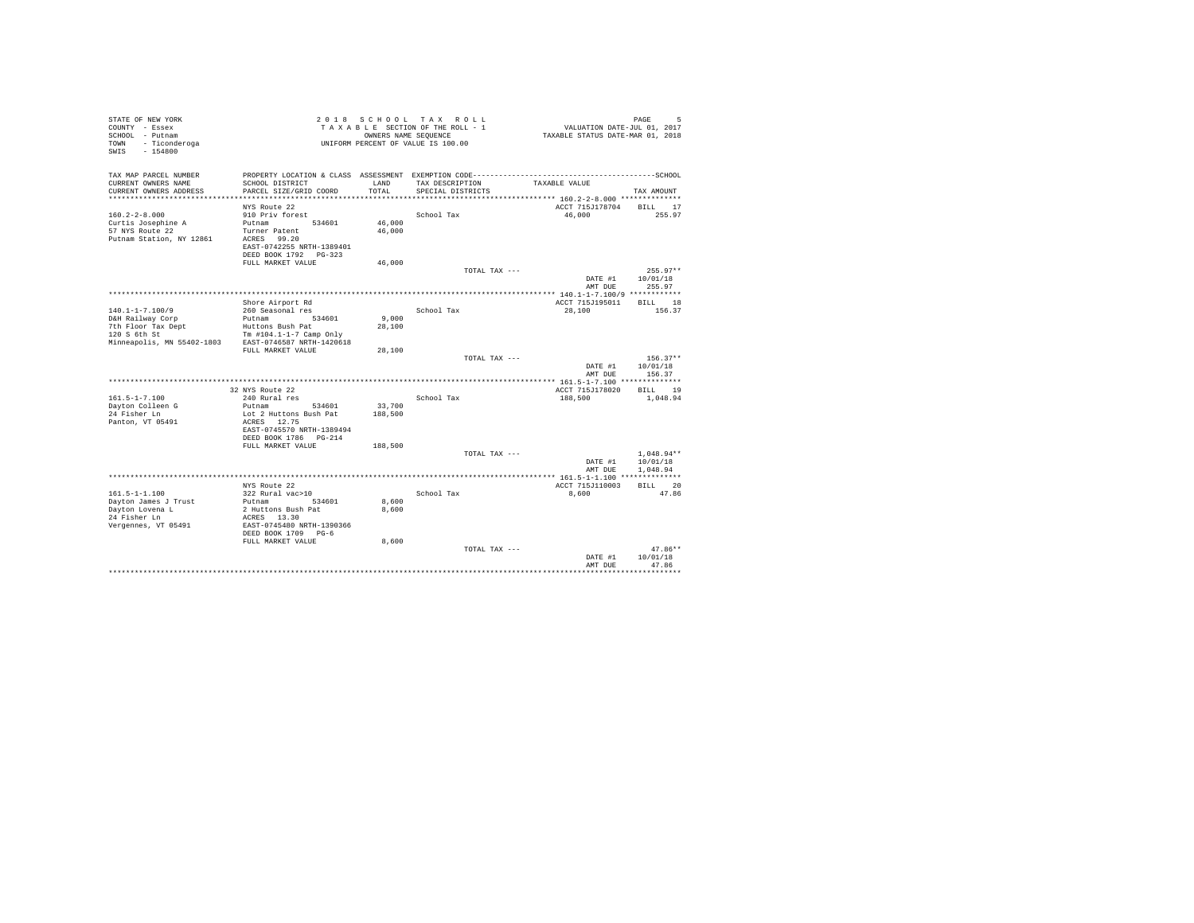STATE OF NEW YORK
COUNTY - Essex
SCHOOL - Putnam
TOWN - Ticonderoga
SWIS - 154800

2018 SCHOOL TAX ROLL
TAXABLE SECTION OF THE ROLL - 1
OWNERS NAME SEQUENCE
UNIFORM PERCENT OF VALUE IS 100.00

VALUATION DATE-JUL 01, 2017
TAXABLE STATUS DATE-MAR 01, 2018

| TAX MAP PARCEL NUMBER / CURRENT OWNERS NAME / CURRENT OWNERS ADDRESS | PROPERTY LOCATION & CLASS / SCHOOL DISTRICT / PARCEL SIZE/GRID COORD | ASSESSMENT LAND / TOTAL | EXEMPTION CODE / TAX DESCRIPTION / SPECIAL DISTRICTS | TAXABLE VALUE | SCHOOL TAX AMOUNT |
|---|---|---|---|---|---|
| **160.2-2-8.000** | NYS Route 22 | | | ACCT 715J178704 | BILL 17 |
| 160.2-2-8.000 | 910 Priv forest | | School Tax | 46,000 | 255.97 |
| Curtis Josephine A | Putnam 534601 | 46,000 | | | |
| 57 NYS Route 22 | Turner Patent | 46,000 | | | |
| Putnam Station, NY 12861 | ACRES 99.20 | | | | |
| | EAST-0742255 NRTH-1389401 | | | | |
| | DEED BOOK 1792 PG-323 | | | | |
| | FULL MARKET VALUE | 46,000 | | | |
| | | | TOTAL TAX --- | | 255.97** |
| | | | | DATE #1 | 10/01/18 |
| | | | | AMT DUE | 255.97 |
| **140.1-1-7.100/9** | Shore Airport Rd | | | ACCT 715J195011 | BILL 18 |
| 140.1-1-7.100/9 | 260 Seasonal res | | School Tax | 28,100 | 156.37 |
| D&H Railway Corp | Putnam 534601 | 9,000 | | | |
| 7th Floor Tax Dept | Huttons Bush Pat | 28,100 | | | |
| 120 S 6th St | Tm #104.1-1-7 Camp Only | | | | |
| Minneapolis, MN 55402-1803 | EAST-0746587 NRTH-1420618 | | | | |
| | FULL MARKET VALUE | 28,100 | | | |
| | | | TOTAL TAX --- | | 156.37** |
| | | | | DATE #1 | 10/01/18 |
| | | | | AMT DUE | 156.37 |
| **161.5-1-7.100** | 32 NYS Route 22 | | | ACCT 715J178020 | BILL 19 |
| 161.5-1-7.100 | 240 Rural res | | School Tax | 188,500 | 1,048.94 |
| Dayton Colleen G | Putnam 534601 | 33,700 | | | |
| 24 Fisher Ln | Lot 2 Huttons Bush Pat | 188,500 | | | |
| Panton, VT 05491 | ACRES 12.75 | | | | |
| | EAST-0745570 NRTH-1389494 | | | | |
| | DEED BOOK 1786 PG-214 | | | | |
| | FULL MARKET VALUE | 188,500 | | | |
| | | | TOTAL TAX --- | | 1,048.94** |
| | | | | DATE #1 | 10/01/18 |
| | | | | AMT DUE | 1,048.94 |
| **161.5-1-1.100** | NYS Route 22 | | | ACCT 715J110003 | BILL 20 |
| 161.5-1-1.100 | 322 Rural vac>10 | | School Tax | 8,600 | 47.86 |
| Dayton James J Trust | Putnam 534601 | 8,600 | | | |
| Dayton Lovena L | 2 Huttons Bush Pat | 8,600 | | | |
| 24 Fisher Ln | ACRES 13.30 | | | | |
| Vergennes, VT 05491 | EAST-0745480 NRTH-1390366 | | | | |
| | DEED BOOK 1709 PG-6 | | | | |
| | FULL MARKET VALUE | 8,600 | | | |
| | | | TOTAL TAX --- | | 47.86** |
| | | | | DATE #1 | 10/01/18 |
| | | | | AMT DUE | 47.86 |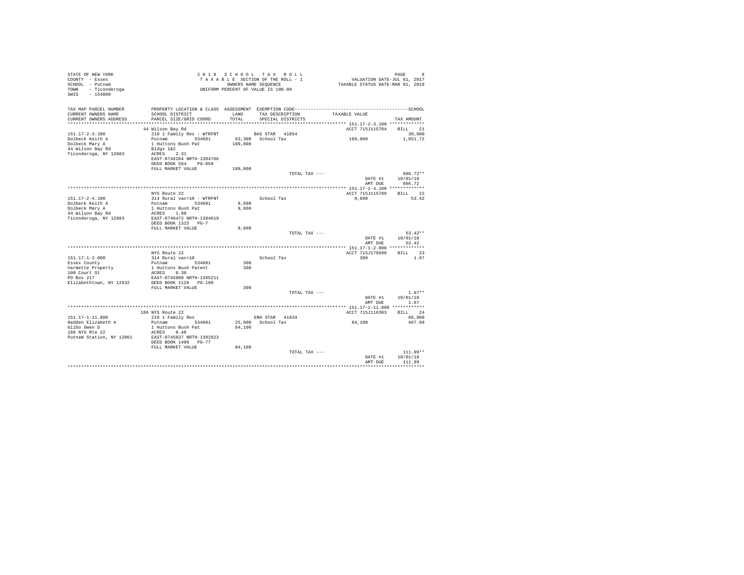STATE OF NEW YORK
COUNTY - Essex
SCHOOL - Putnam
TOWN - Ticonderoga
SWIS - 154800

2 0 1 8 S C H O O L T A X R O L L
T A X A B L E SECTION OF THE ROLL - 1
OWNERS NAME SEQUENCE
UNIFORM PERCENT OF VALUE IS 100.00

VALUATION DATE-JUL 01, 2017
TAXABLE STATUS DATE-MAR 01, 2018

| TAX MAP PARCEL NUMBER / CURRENT OWNERS NAME / CURRENT OWNERS ADDRESS | PROPERTY LOCATION & CLASS / SCHOOL DISTRICT / PARCEL SIZE/GRID COORD | ASSESSMENT LAND / TOTAL | EXEMPTION CODE / TAX DESCRIPTION / SPECIAL DISTRICTS | TAXABLE VALUE | SCHOOL TAX AMOUNT |
|---|---|---|---|---|---|
| 151.17-2-3.100 | 44 Wilson Bay Rd | | | ACCT 715J115704 | BILL 21 |
| Dolbeck Keith A | 210 1 Family Res - WTRFNT | | BAS STAR 41854 | | 30,000 |
| Dolbeck Mary A | Putnam 534601 | 63,300 | School Tax | 189,000 | 1,051.72 |
| 44 Wilson Bay Rd | 1 Huttons Bush Pat | 189,000 | | | |
| Ticonderoga, NY 12883 | Bldgs 1&2 | | | | |
| | ACRES 2.31 | | | | |
| | EAST-0746284 NRTH-1394766 | | | | |
| | DEED BOOK 564 PG-058 | | | | |
| | FULL MARKET VALUE | 189,000 | | | |
| | | | TOTAL TAX --- | | 886.72** |
| | | | | DATE #1 | 10/01/18 |
| | | | | AMT DUE | 886.72 |
| 151.17-2-4.100 | NYS Route 22 | | | ACCT 715J115709 | BILL 22 |
| Dolbeck Keith A | 314 Rural vac<10 - WTRFNT | | School Tax | 9,600 | 53.42 |
| Dolbeck Mary A | Putnam 534601 | 9,600 | | | |
| 44 Wilson Bay Rd | 1 Huttons Bush Pat | 9,600 | | | |
| Ticonderoga, NY 12883 | ACRES 1.00 | | | | |
| | EAST-0746472 NRTH-1394619 | | | | |
| | DEED BOOK 1315 PG-7 | | | | |
| | FULL MARKET VALUE | 9,600 | | | |
| | | | TOTAL TAX --- | | 53.42** |
| | | | | DATE #1 | 10/01/18 |
| | | | | AMT DUE | 53.42 |
| 151.17-1-2.000 | NYS Route 22 | | | ACCT 715J178690 | BILL 23 |
| Essex County | 314 Rural vac<10 | | School Tax | 300 | 1.67 |
| Varmette Property | Putnam 534601 | 300 | | | |
| 100 Court St | 1 Huttons Bush Patent | 300 | | | |
| PO Box 217 | ACRES 0.30 | | | | |
| Elizabethtown, NY 12932 | EAST-0745888 NRTH-1395211 | | | | |
| | DEED BOOK 1128 PG-189 | | | | |
| | FULL MARKET VALUE | 300 | | | |
| | | | TOTAL TAX --- | | 1.67** |
| | | | | DATE #1 | 10/01/18 |
| | | | | AMT DUE | 1.67 |
| 151.17-1-11.000 | 186 NYS Route 22 | | | ACCT 715J116303 | BILL 24 |
| Hadden Elizabeth A | 210 1 Family Res | | ENH STAR 41834 | | 66,800 |
| Gilbo Owen D | Putnam 534601 | 25,800 | School Tax | 84,100 | 467.99 |
| 186 NYS Rte 22 | 1 Huttons Bush Pat | 84,100 | | | |
| Putnam Station, NY 12861 | ACRES 0.40 | | | | |
| | EAST-0745837 NRTH-1392823 | | | | |
| | DEED BOOK 1406 PG-77 | | | | |
| | FULL MARKET VALUE | 84,100 | | | |
| | | | TOTAL TAX --- | | 111.99** |
| | | | | DATE #1 | 10/01/18 |
| | | | | AMT DUE | 111.99 |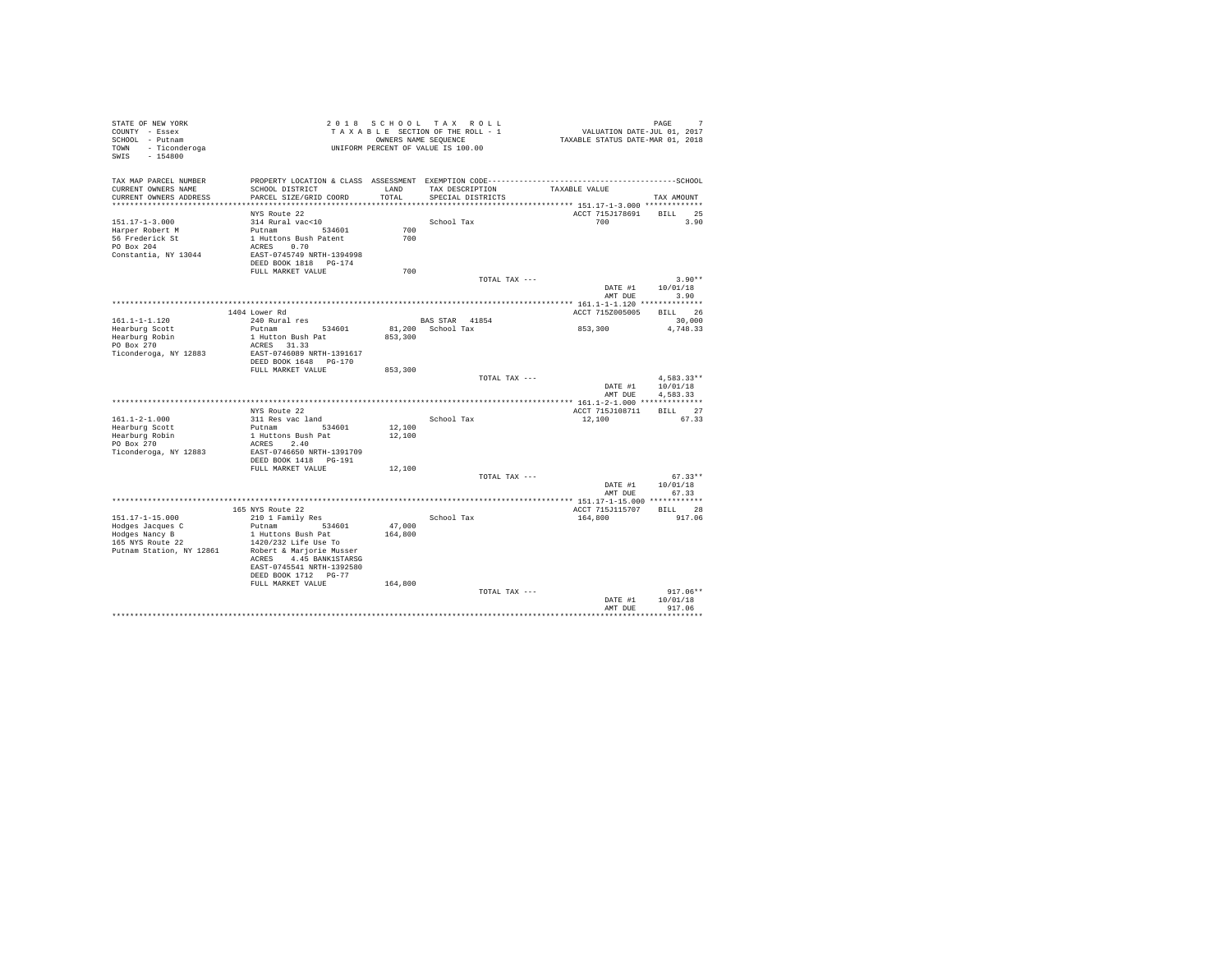STATE OF NEW YORK
COUNTY - Essex
SCHOOL - Putnam
TOWN - Ticonderoga
SWIS - 154800

2018 SCHOOL TAX ROLL
TAXABLE SECTION OF THE ROLL - 1
OWNERS NAME SEQUENCE
UNIFORM PERCENT OF VALUE IS 100.00

VALUATION DATE-JUL 01, 2017
TAXABLE STATUS DATE-MAR 01, 2018

| TAX MAP PARCEL NUMBER / CURRENT OWNERS NAME / CURRENT OWNERS ADDRESS | PROPERTY LOCATION & CLASS / SCHOOL DISTRICT / PARCEL SIZE/GRID COORD | ASSESSMENT LAND / TOTAL | EXEMPTION CODE / TAX DESCRIPTION / SPECIAL DISTRICTS | TAXABLE VALUE | TAX AMOUNT |
|---|---|---|---|---|---|
| **151.17-1-3.000** | NYS Route 22 | | | ACCT 715J178691 | BILL 25 |
| 151.17-1-3.000 | 314 Rural vac<10 | | School Tax | 700 | 3.90 |
| Harper Robert M | Putnam 534601 | 700 | | | |
| 56 Frederick St | 1 Huttons Bush Patent | 700 | | | |
| PO Box 204 | ACRES 0.70 | | | | |
| Constantia, NY 13044 | EAST-0745749 NRTH-1394998 | | | | |
| | DEED BOOK 1818 PG-174 | | | | |
| | FULL MARKET VALUE | 700 | | | |
| | | | TOTAL TAX --- | | 3.90** |
| | | | | DATE #1 | 10/01/18 |
| | | | | AMT DUE | 3.90 |
| **161.1-1-1.120** | 1404 Lower Rd | | | ACCT 715Z005005 | BILL 26 |
| 161.1-1-1.120 | 240 Rural res | | BAS STAR 41854 | | 30,000 |
| Hearburg Scott | Putnam 534601 | 81,200 | School Tax | 853,300 | 4,748.33 |
| Hearburg Robin | 1 Hutton Bush Pat | 853,300 | | | |
| PO Box 270 | ACRES 31.33 | | | | |
| Ticonderoga, NY 12883 | EAST-0746089 NRTH-1391617 | | | | |
| | DEED BOOK 1648 PG-170 | | | | |
| | FULL MARKET VALUE | 853,300 | | | |
| | | | TOTAL TAX --- | | 4,583.33** |
| | | | | DATE #1 | 10/01/18 |
| | | | | AMT DUE | 4,583.33 |
| **161.1-2-1.000** | NYS Route 22 | | | ACCT 715J108711 | BILL 27 |
| 161.1-2-1.000 | 311 Res vac land | | School Tax | 12,100 | 67.33 |
| Hearburg Scott | Putnam 534601 | 12,100 | | | |
| Hearburg Robin | 1 Huttons Bush Pat | 12,100 | | | |
| PO Box 270 | ACRES 2.40 | | | | |
| Ticonderoga, NY 12883 | EAST-0746650 NRTH-1391709 | | | | |
| | DEED BOOK 1418 PG-191 | | | | |
| | FULL MARKET VALUE | 12,100 | | | |
| | | | TOTAL TAX --- | | 67.33** |
| | | | | DATE #1 | 10/01/18 |
| | | | | AMT DUE | 67.33 |
| **151.17-1-15.000** | 165 NYS Route 22 | | | ACCT 715J115707 | BILL 28 |
| 151.17-1-15.000 | 210 1 Family Res | | School Tax | 164,800 | 917.06 |
| Hodges Jacques C | Putnam 534601 | 47,000 | | | |
| Hodges Nancy B | 1 Huttons Bush Pat | 164,800 | | | |
| 165 NYS Route 22 | 1420/232 Life Use To | | | | |
| Putnam Station, NY 12861 | Robert & Marjorie Musser | | | | |
| | ACRES 4.45 BANK1STARSG | | | | |
| | EAST-0745541 NRTH-1392580 | | | | |
| | DEED BOOK 1712 PG-77 | | | | |
| | FULL MARKET VALUE | 164,800 | | | |
| | | | TOTAL TAX --- | | 917.06** |
| | | | | DATE #1 | 10/01/18 |
| | | | | AMT DUE | 917.06 |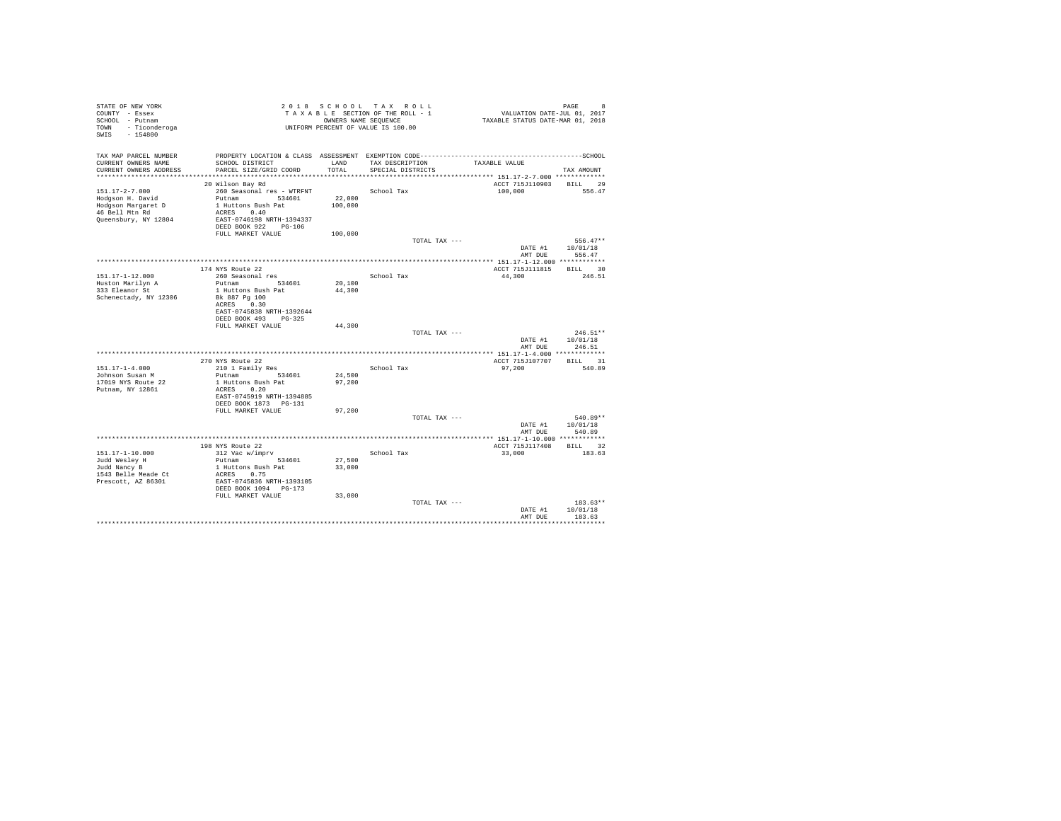STATE OF NEW YORK
COUNTY - Essex
SCHOOL - Putnam
TOWN - Ticonderoga
SWIS - 154800

2 0 1 8 S C H O O L T A X R O L L
T A X A B L E SECTION OF THE ROLL - 1
OWNERS NAME SEQUENCE
UNIFORM PERCENT OF VALUE IS 100.00

VALUATION DATE-JUL 01, 2017
TAXABLE STATUS DATE-MAR 01, 2018

| TAX MAP PARCEL NUMBER / CURRENT OWNERS NAME / CURRENT OWNERS ADDRESS | PROPERTY LOCATION & CLASS / SCHOOL DISTRICT / PARCEL SIZE/GRID COORD | ASSESSMENT LAND / TOTAL | EXEMPTION CODE / TAX DESCRIPTION / SPECIAL DISTRICTS | TAXABLE VALUE | TAX AMOUNT |
|---|---|---|---|---|---|
| 151.17-2-7.000 | 20 Wilson Bay Rd | | | ACCT 715J110903 | BILL 29 |
| 151.17-2-7.000 | 260 Seasonal res - WTRFNT | | School Tax | 100,000 | 556.47 |
| Hodgson H. David | Putnam 534601 | 22,000 | | | |
| Hodgson Margaret D | 1 Huttons Bush Pat | 100,000 | | | |
| 46 Bell Mtn Rd | ACRES 0.40 | | | | |
| Queensbury, NY 12804 | EAST-0746198 NRTH-1394337 | | | | |
| | DEED BOOK 922 PG-106 | | | | |
| | FULL MARKET VALUE | 100,000 | | | |
| | | | TOTAL TAX --- | | 556.47** |
| | | | | DATE #1 | 10/01/18 |
| | | | | AMT DUE | 556.47 |
| 151.17-1-12.000 | 174 NYS Route 22 | | | ACCT 715J111815 | BILL 30 |
| 151.17-1-12.000 | 260 Seasonal res | | School Tax | 44,300 | 246.51 |
| Huston Marilyn A | Putnam 534601 | 20,100 | | | |
| 333 Eleanor St | 1 Huttons Bush Pat | 44,300 | | | |
| Schenectady, NY 12306 | Bk 887 Pg 100 | | | | |
| | ACRES 0.30 | | | | |
| | EAST-0745838 NRTH-1392644 | | | | |
| | DEED BOOK 493 PG-325 | | | | |
| | FULL MARKET VALUE | 44,300 | | | |
| | | | TOTAL TAX --- | | 246.51** |
| | | | | DATE #1 | 10/01/18 |
| | | | | AMT DUE | 246.51 |
| 151.17-1-4.000 | 270 NYS Route 22 | | | ACCT 715J107707 | BILL 31 |
| 151.17-1-4.000 | 210 1 Family Res | | School Tax | 97,200 | 540.89 |
| Johnson Susan M | Putnam 534601 | 24,500 | | | |
| 17019 NYS Route 22 | 1 Huttons Bush Pat | 97,200 | | | |
| Putnam, NY 12861 | ACRES 0.20 | | | | |
| | EAST-0745919 NRTH-1394885 | | | | |
| | DEED BOOK 1873 PG-131 | | | | |
| | FULL MARKET VALUE | 97,200 | | | |
| | | | TOTAL TAX --- | | 540.89** |
| | | | | DATE #1 | 10/01/18 |
| | | | | AMT DUE | 540.89 |
| 151.17-1-10.000 | 198 NYS Route 22 | | | ACCT 715J117408 | BILL 32 |
| 151.17-1-10.000 | 312 Vac w/imprv | | School Tax | 33,000 | 183.63 |
| Judd Wesley H | Putnam 534601 | 27,500 | | | |
| Judd Nancy B | 1 Huttons Bush Pat | 33,000 | | | |
| 1543 Belle Meade Ct | ACRES 0.75 | | | | |
| Prescott, AZ 86301 | EAST-0745836 NRTH-1393105 | | | | |
| | DEED BOOK 1094 PG-173 | | | | |
| | FULL MARKET VALUE | 33,000 | | | |
| | | | TOTAL TAX --- | | 183.63** |
| | | | | DATE #1 | 10/01/18 |
| | | | | AMT DUE | 183.63 |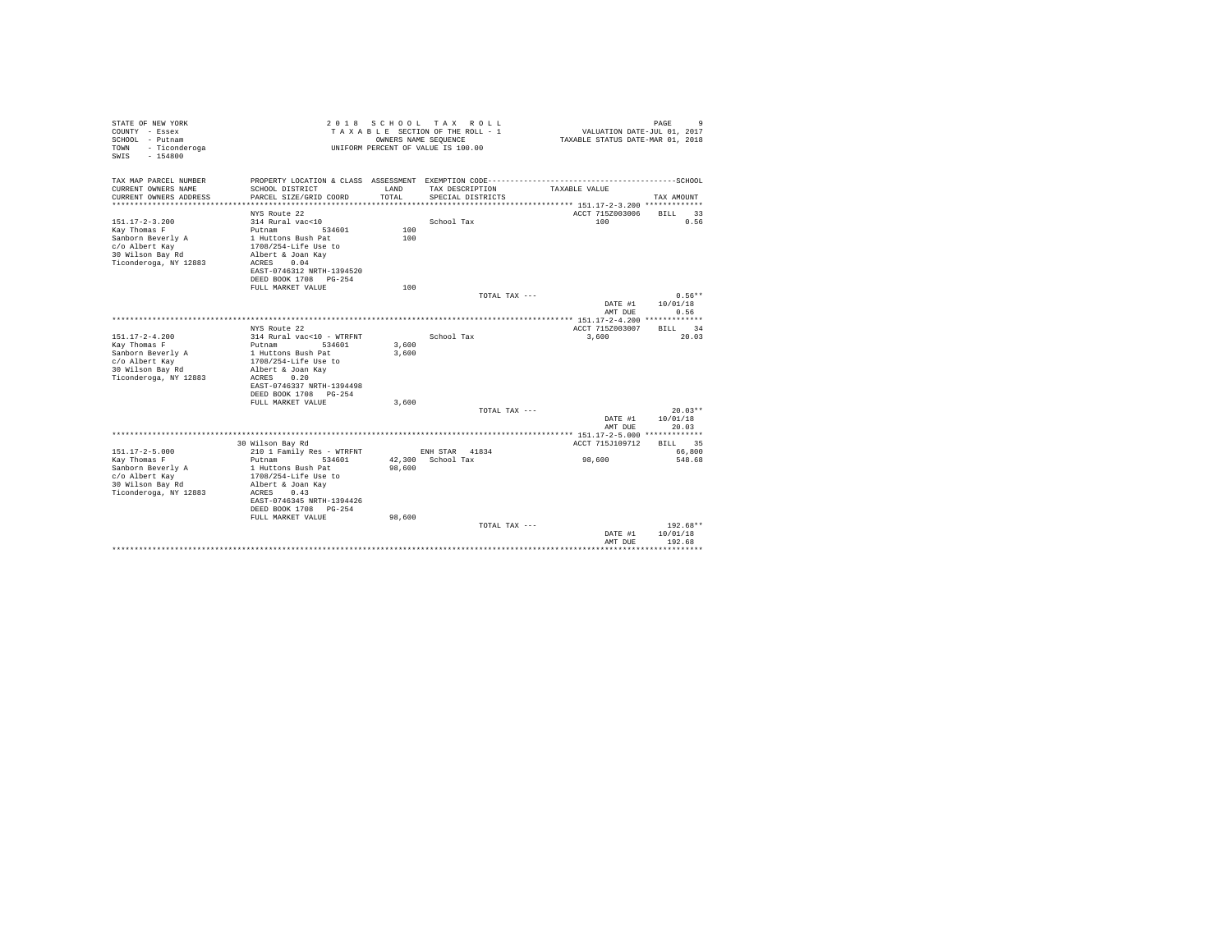STATE OF NEW YORK
COUNTY - Essex
SCHOOL - Putnam
TOWN - Ticonderoga
SWIS - 154800

2 0 1 8 S C H O O L T A X R O L L
T A X A B L E SECTION OF THE ROLL - 1
OWNERS NAME SEQUENCE
UNIFORM PERCENT OF VALUE IS 100.00

VALUATION DATE-JUL 01, 2017
TAXABLE STATUS DATE-MAR 01, 2018

| TAX MAP PARCEL NUMBER / CURRENT OWNERS NAME / CURRENT OWNERS ADDRESS | PROPERTY LOCATION & CLASS / SCHOOL DISTRICT / PARCEL SIZE/GRID COORD | ASSESSMENT LAND / TOTAL | EXEMPTION CODE / TAX DESCRIPTION / SPECIAL DISTRICTS | TAXABLE VALUE | SCHOOL TAX AMOUNT |
|---|---|---|---|---|---|
| **151.17-2-3.200** | NYS Route 22 | | | ACCT 715Z003006 | BILL 33 |
| 151.17-2-3.200 | 314 Rural vac<10 | | School Tax | 100 | 0.56 |
| Kay Thomas F | Putnam 534601 | 100 | | | |
| Sanborn Beverly A | 1 Huttons Bush Pat | 100 | | | |
| c/o Albert Kay | 1708/254-Life Use to | | | | |
| 30 Wilson Bay Rd | Albert & Joan Kay | | | | |
| Ticonderoga, NY 12883 | ACRES 0.04 | | | | |
| | EAST-0746312 NRTH-1394520 | | | | |
| | DEED BOOK 1708 PG-254 | | | | |
| | FULL MARKET VALUE | 100 | | | |
| | | | TOTAL TAX --- | | 0.56** |
| | | | | DATE #1 | 10/01/18 |
| | | | | AMT DUE | 0.56 |
| **151.17-2-4.200** | NYS Route 22 | | | ACCT 715Z003007 | BILL 34 |
| 151.17-2-4.200 | 314 Rural vac<10 - WTRFNT | | School Tax | 3,600 | 20.03 |
| Kay Thomas F | Putnam 534601 | 3,600 | | | |
| Sanborn Beverly A | 1 Huttons Bush Pat | 3,600 | | | |
| c/o Albert Kay | 1708/254-Life Use to | | | | |
| 30 Wilson Bay Rd | Albert & Joan Kay | | | | |
| Ticonderoga, NY 12883 | ACRES 0.20 | | | | |
| | EAST-0746337 NRTH-1394498 | | | | |
| | DEED BOOK 1708 PG-254 | | | | |
| | FULL MARKET VALUE | 3,600 | | | |
| | | | TOTAL TAX --- | | 20.03** |
| | | | | DATE #1 | 10/01/18 |
| | | | | AMT DUE | 20.03 |
| **151.17-2-5.000** | 30 Wilson Bay Rd | | | ACCT 715J109712 | BILL 35 |
| 151.17-2-5.000 | 210 1 Family Res - WTRFNT | | ENH STAR 41834 | | 66,800 |
| Kay Thomas F | Putnam 534601 | 42,300 | School Tax | 98,600 | 548.68 |
| Sanborn Beverly A | 1 Huttons Bush Pat | 98,600 | | | |
| c/o Albert Kay | 1708/254-Life Use to | | | | |
| 30 Wilson Bay Rd | Albert & Joan Kay | | | | |
| Ticonderoga, NY 12883 | ACRES 0.43 | | | | |
| | EAST-0746345 NRTH-1394426 | | | | |
| | DEED BOOK 1708 PG-254 | | | | |
| | FULL MARKET VALUE | 98,600 | | | |
| | | | TOTAL TAX --- | | 192.68** |
| | | | | DATE #1 | 10/01/18 |
| | | | | AMT DUE | 192.68 |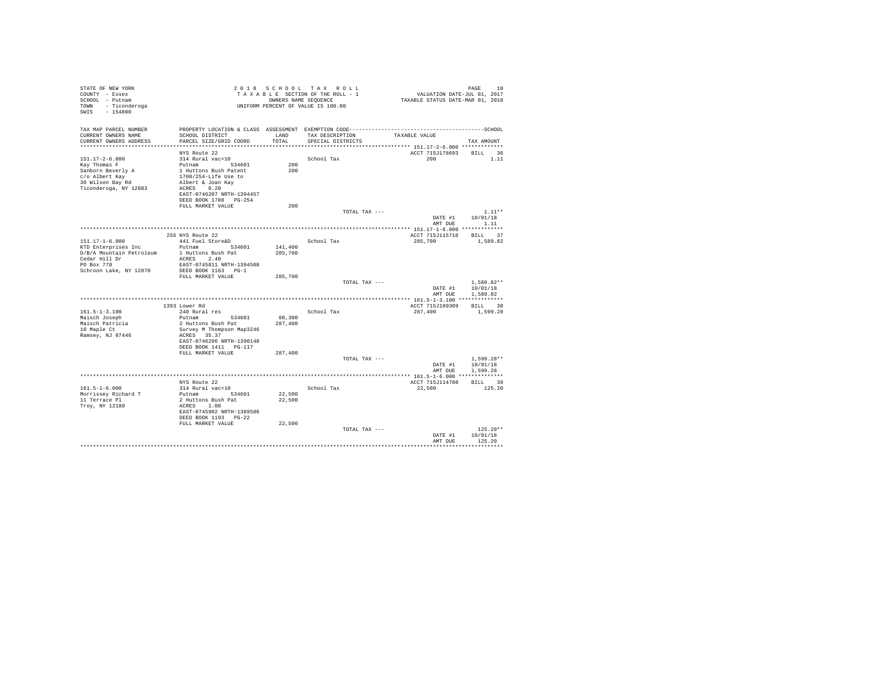STATE OF NEW YORK
COUNTY - Essex
SCHOOL - Putnam
TOWN - Ticonderoga
SWIS - 154800

2 0 1 8 S C H O O L T A X R O L L
T A X A B L E SECTION OF THE ROLL - 1
OWNERS NAME SEQUENCE
UNIFORM PERCENT OF VALUE IS 100.00

VALUATION DATE-JUL 01, 2017
TAXABLE STATUS DATE-MAR 01, 2018

| TAX MAP PARCEL NUMBER<br>CURRENT OWNERS NAME<br>CURRENT OWNERS ADDRESS | PROPERTY LOCATION & CLASS<br>SCHOOL DISTRICT<br>PARCEL SIZE/GRID COORD | ASSESSMENT<br>LAND<br>TOTAL | EXEMPTION CODE<br>TAX DESCRIPTION<br>SPECIAL DISTRICTS | TAXABLE VALUE | SCHOOL<br>TAX AMOUNT |
|---|---|---|---|---|---|
| 151.17-2-6.000 | NYS Route 22 | | | ACCT 715J178693 | BILL 36 |
| 151.17-2-6.000 | 314 Rural vac<10 | | School Tax | 200 | 1.11 |
| Kay Thomas F | Putnam 534601 | 200 | | | |
| Sanborn Beverly A | 1 Huttons Bush Patent | 200 | | | |
| c/o Albert Kay | 1708/254-Life Use to | | | | |
| 30 Wilson Bay Rd | Albert & Joan Kay | | | | |
| Ticonderoga, NY 12883 | ACRES 0.20 | | | | |
| | EAST-0746207 NRTH-1394457 | | | | |
| | DEED BOOK 1708 PG-254 | | | | |
| | FULL MARKET VALUE | 200 | | | |
| | | | TOTAL TAX --- | | 1.11** |
| | | | | DATE #1 | 10/01/18 |
| | | | | AMT DUE | 1.11 |
| 151.17-1-6.000 | 256 NYS Route 22 | | | ACCT 715J115710 | BILL 37 |
| 151.17-1-6.000 | 441 Fuel Store&D | | School Tax | 285,700 | 1,589.82 |
| KTD Enterprises Inc | Putnam 534601 | 141,400 | | | |
| D/B/A Mountain Petroleum | 1 Huttons Bush Pat | 285,700 | | | |
| Cedar Hill Dr | ACRES 2.40 | | | | |
| PO Box 778 | EAST-0745811 NRTH-1394508 | | | | |
| Schroon Lake, NY 12870 | DEED BOOK 1163 PG-1 | | | | |
| | FULL MARKET VALUE | 285,700 | | | |
| | | | TOTAL TAX --- | | 1,589.82** |
| | | | | DATE #1 | 10/01/18 |
| | | | | AMT DUE | 1,589.82 |
| 161.5-1-3.100 | 1393 Lower Rd | | | ACCT 715J109309 | BILL 38 |
| 161.5-1-3.100 | 240 Rural res | | School Tax | 287,400 | 1,599.28 |
| Maisch Joseph | Putnam 534601 | 80,300 | | | |
| Maisch Patricia | 2 Huttons Bush Pat | 287,400 | | | |
| 10 Maple Ct | Survey M Thompson Map3246 | | | | |
| Ramsey, NJ 07446 | ACRES 35.37 | | | | |
| | EAST-0746296 NRTH-1390148 | | | | |
| | DEED BOOK 1411 PG-117 | | | | |
| | FULL MARKET VALUE | 287,400 | | | |
| | | | TOTAL TAX --- | | 1,599.28** |
| | | | | DATE #1 | 10/01/18 |
| | | | | AMT DUE | 1,599.28 |
| 161.5-1-6.000 | NYS Route 22 | | | ACCT 715J114708 | BILL 39 |
| 161.5-1-6.000 | 314 Rural vac<10 | | School Tax | 22,500 | 125.20 |
| Morrissey Richard T | Putnam 534601 | 22,500 | | | |
| 11 Terrace Pl | 2 Huttons Bush Pat | 22,500 | | | |
| Troy, NY 12180 | ACRES 1.00 | | | | |
| | EAST-0745902 NRTH-1389586 | | | | |
| | DEED BOOK 1193 PG-22 | | | | |
| | FULL MARKET VALUE | 22,500 | | | |
| | | | TOTAL TAX --- | | 125.20** |
| | | | | DATE #1 | 10/01/18 |
| | | | | AMT DUE | 125.20 |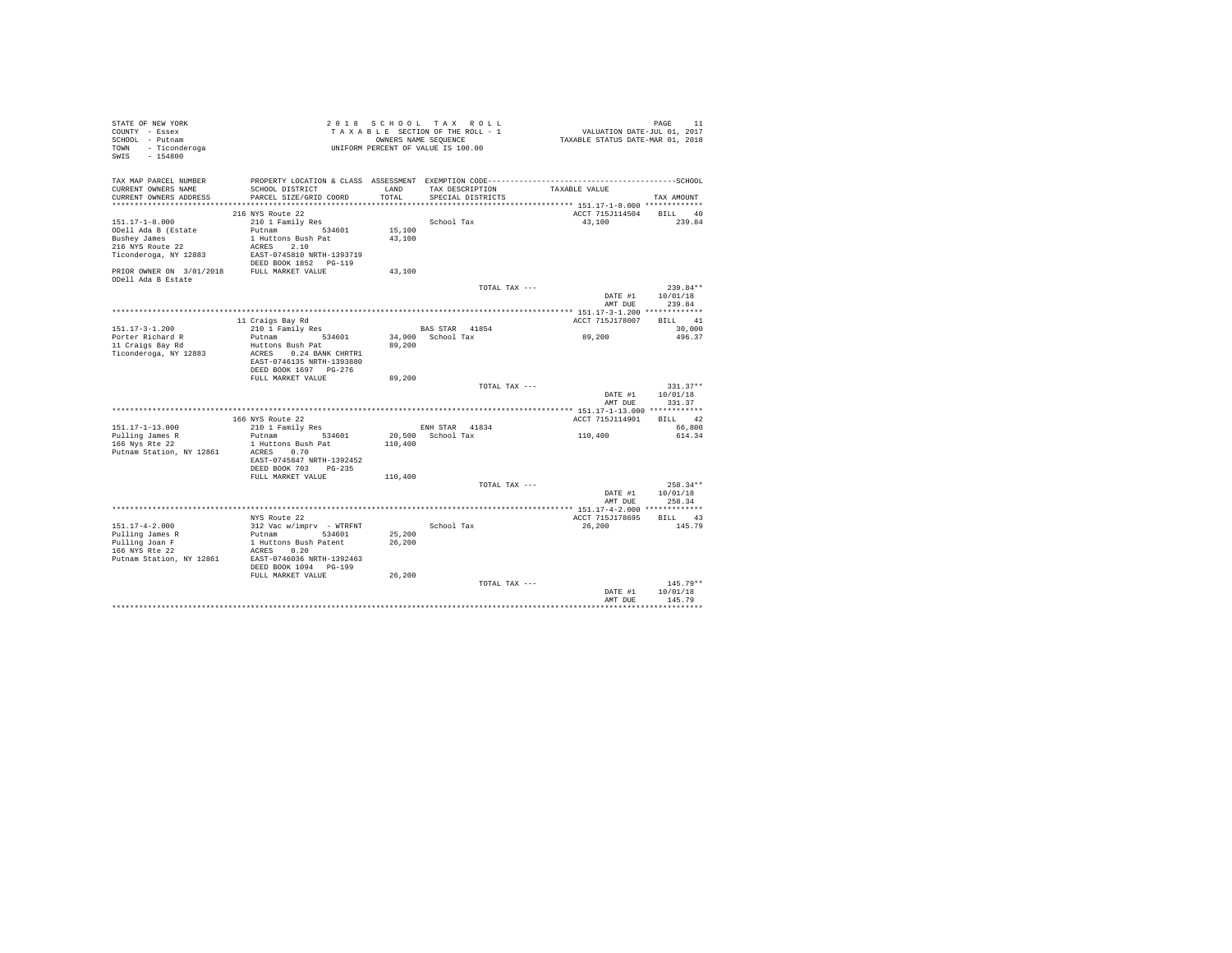STATE OF NEW YORK
COUNTY - Essex
SCHOOL - Putnam
TOWN - Ticonderoga
SWIS - 154800

2 0 1 8 S C H O O L T A X R O L L
T A X A B L E SECTION OF THE ROLL - 1
OWNERS NAME SEQUENCE
UNIFORM PERCENT OF VALUE IS 100.00

VALUATION DATE-JUL 01, 2017
TAXABLE STATUS DATE-MAR 01, 2018

| TAX MAP PARCEL NUMBER / CURRENT OWNERS NAME / CURRENT OWNERS ADDRESS | PROPERTY LOCATION & CLASS / SCHOOL DISTRICT / PARCEL SIZE/GRID COORD | ASSESSMENT LAND / TOTAL | EXEMPTION CODE / TAX DESCRIPTION / SPECIAL DISTRICTS | TAXABLE VALUE | TAX AMOUNT |
|---|---|---|---|---|---|
| 151.17-1-8.000 | 216 NYS Route 22 | | | ACCT 715J114504 | BILL 40 |
| ODell Ada B (Estate | 210 1 Family Res | | School Tax | 43,100 | 239.84 |
| Bushey James | Putnam 534601 | 15,100 | | | |
| 216 NYS Route 22 | 1 Huttons Bush Pat | 43,100 | | | |
| Ticonderoga, NY 12883 | ACRES 2.10 | | | | |
| | EAST-0745810 NRTH-1393719 | | | | |
| | DEED BOOK 1852 PG-119 | | | | |
| PRIOR OWNER ON 3/01/2018 | FULL MARKET VALUE | 43,100 | | | |
| ODell Ada B Estate | | | | | |
| | | | TOTAL TAX --- | | 239.84** |
| | | | | DATE #1 | 10/01/18 |
| | | | | AMT DUE | 239.84 |
| 151.17-3-1.200 | 11 Craigs Bay Rd | | | ACCT 715J178007 | BILL 41 |
| Porter Richard R | 210 1 Family Res | | BAS STAR 41854 | | 30,000 |
| 11 Craigs Bay Rd | Putnam 534601 | 34,900 | School Tax | 89,200 | 496.37 |
| Ticonderoga, NY 12883 | Huttons Bush Pat | 89,200 | | | |
| | ACRES 0.24 BANK CHRTR1 | | | | |
| | EAST-0746135 NRTH-1393880 | | | | |
| | DEED BOOK 1697 PG-276 | | | | |
| | FULL MARKET VALUE | 89,200 | | | |
| | | | TOTAL TAX --- | | 331.37** |
| | | | | DATE #1 | 10/01/18 |
| | | | | AMT DUE | 331.37 |
| 151.17-1-13.000 | 166 NYS Route 22 | | | ACCT 715J114901 | BILL 42 |
| Pulling James R | 210 1 Family Res | | ENH STAR 41834 | | 66,800 |
| 166 Nys Rte 22 | Putnam 534601 | 20,500 | School Tax | 110,400 | 614.34 |
| Putnam Station, NY 12861 | 1 Huttons Bush Pat | 110,400 | | | |
| | ACRES 0.70 | | | | |
| | EAST-0745847 NRTH-1392452 | | | | |
| | DEED BOOK 703 PG-235 | | | | |
| | FULL MARKET VALUE | 110,400 | | | |
| | | | TOTAL TAX --- | | 258.34** |
| | | | | DATE #1 | 10/01/18 |
| | | | | AMT DUE | 258.34 |
| 151.17-4-2.000 | NYS Route 22 | | | ACCT 715J178695 | BILL 43 |
| Pulling James R | 312 Vac w/imprv - WTRFNT | | School Tax | 26,200 | 145.79 |
| Pulling Joan F | Putnam 534601 | 25,200 | | | |
| 166 NYS Rte 22 | 1 Huttons Bush Patent | 26,200 | | | |
| Putnam Station, NY 12861 | ACRES 0.20 | | | | |
| | EAST-0746036 NRTH-1392463 | | | | |
| | DEED BOOK 1094 PG-199 | | | | |
| | FULL MARKET VALUE | 26,200 | | | |
| | | | TOTAL TAX --- | | 145.79** |
| | | | | DATE #1 | 10/01/18 |
| | | | | AMT DUE | 145.79 |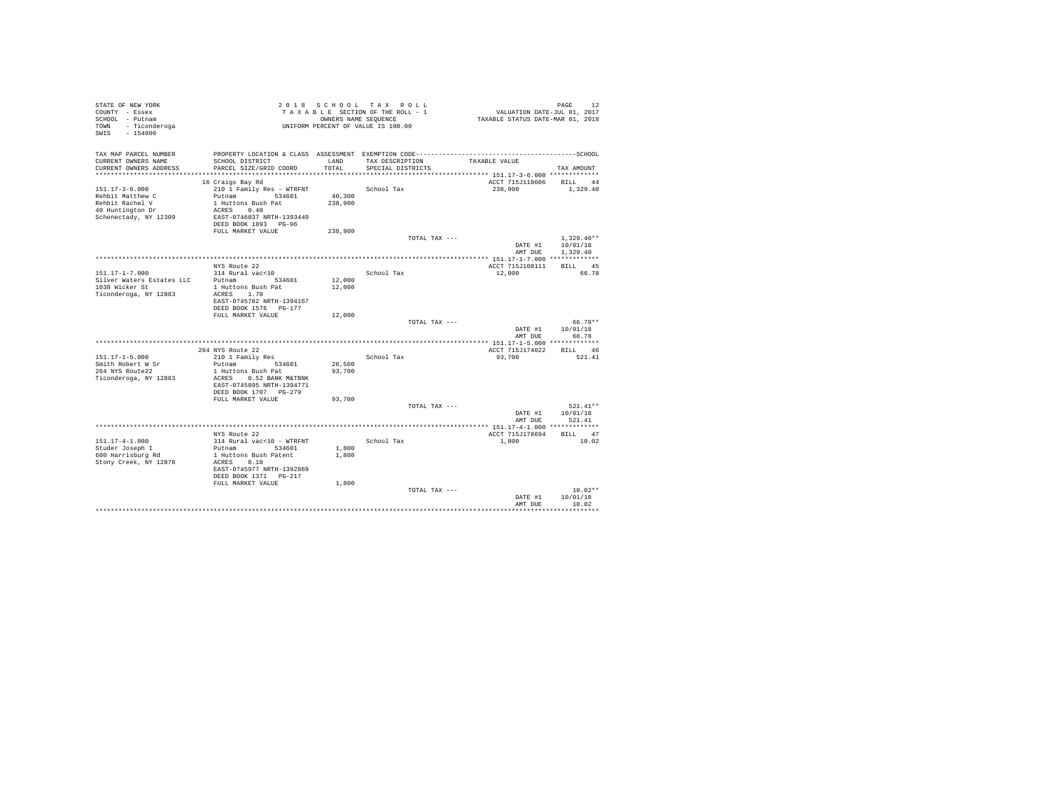STATE OF NEW YORK
COUNTY - Essex
SCHOOL - Putnam
TOWN - Ticonderoga
SWIS - 154800

2 0 1 8 S C H O O L T A X R O L L
T A X A B L E SECTION OF THE ROLL - 1
OWNERS NAME SEQUENCE
UNIFORM PERCENT OF VALUE IS 100.00

VALUATION DATE-JUL 01, 2017
TAXABLE STATUS DATE-MAR 01, 2018

| TAX MAP PARCEL NUMBER / CURRENT OWNERS NAME / CURRENT OWNERS ADDRESS | PROPERTY LOCATION & CLASS / SCHOOL DISTRICT / PARCEL SIZE/GRID COORD | ASSESSMENT LAND / TOTAL | EXEMPTION CODE / TAX DESCRIPTION / SPECIAL DISTRICTS | TAXABLE VALUE | TAX AMOUNT |
|---|---|---|---|---|---|
| 151.17-3-6.000 | 16 Craigs Bay Rd | | | ACCT 715J110606 | BILL 44 |
| Rehbit Matthew C | 210 1 Family Res - WTRFNT | | School Tax | 238,900 | 1,329.40 |
| Rehbit Rachel V | Putnam 534601 | 40,300 | | | |
| 40 Huntington Dr | 1 Huttons Bush Pat | 238,900 | | | |
| Schenectady, NY 12309 | ACRES 0.40 | | | | |
| | EAST-0746037 NRTH-1393449 | | | | |
| | DEED BOOK 1893 PG-96 | | | | |
| | FULL MARKET VALUE | 238,900 | | | |
| | | | TOTAL TAX --- | | 1,329.40** |
| | | | | DATE #1 | 10/01/18 |
| | | | | AMT DUE | 1,329.40 |
| 151.17-1-7.000 | NYS Route 22 | | | ACCT 715J108111 | BILL 45 |
| Silver Waters Estates LLC | 314 Rural vac<10 | | School Tax | 12,000 | 66.78 |
| 1038 Wicker St | Putnam 534601 | 12,000 | | | |
| Ticonderoga, NY 12883 | 1 Huttons Bush Pat | 12,000 | | | |
| | ACRES 1.70 | | | | |
| | EAST-0745782 NRTH-1394167 | | | | |
| | DEED BOOK 1576 PG-177 | | | | |
| | FULL MARKET VALUE | 12,000 | | | |
| | | | TOTAL TAX --- | | 66.78** |
| | | | | DATE #1 | 10/01/18 |
| | | | | AMT DUE | 66.78 |
| 151.17-1-5.000 | 264 NYS Route 22 | | | ACCT 715J174022 | BILL 46 |
| Smith Robert W Sr | 210 1 Family Res | | School Tax | 93,700 | 521.41 |
| 264 NYS Route22 | Putnam 534601 | 26,500 | | | |
| Ticonderoga, NY 12883 | 1 Huttons Bush Pat | 93,700 | | | |
| | ACRES 0.52 BANK M&TBNK | | | | |
| | EAST-0745895 NRTH-1394771 | | | | |
| | DEED BOOK 1707 PG-279 | | | | |
| | FULL MARKET VALUE | 93,700 | | | |
| | | | TOTAL TAX --- | | 521.41** |
| | | | | DATE #1 | 10/01/18 |
| | | | | AMT DUE | 521.41 |
| 151.17-4-1.000 | NYS Route 22 | | | ACCT 715J178694 | BILL 47 |
| Studer Joseph I | 314 Rural vac<10 - WTRFNT | | School Tax | 1,800 | 10.02 |
| 600 Harrisburg Rd | Putnam 534601 | 1,800 | | | |
| Stony Creek, NY 12878 | 1 Huttons Bush Patent | 1,800 | | | |
| | ACRES 0.10 | | | | |
| | EAST-0745977 NRTH-1392869 | | | | |
| | DEED BOOK 1371 PG-217 | | | | |
| | FULL MARKET VALUE | 1,800 | | | |
| | | | TOTAL TAX --- | | 10.02** |
| | | | | DATE #1 | 10/01/18 |
| | | | | AMT DUE | 10.02 |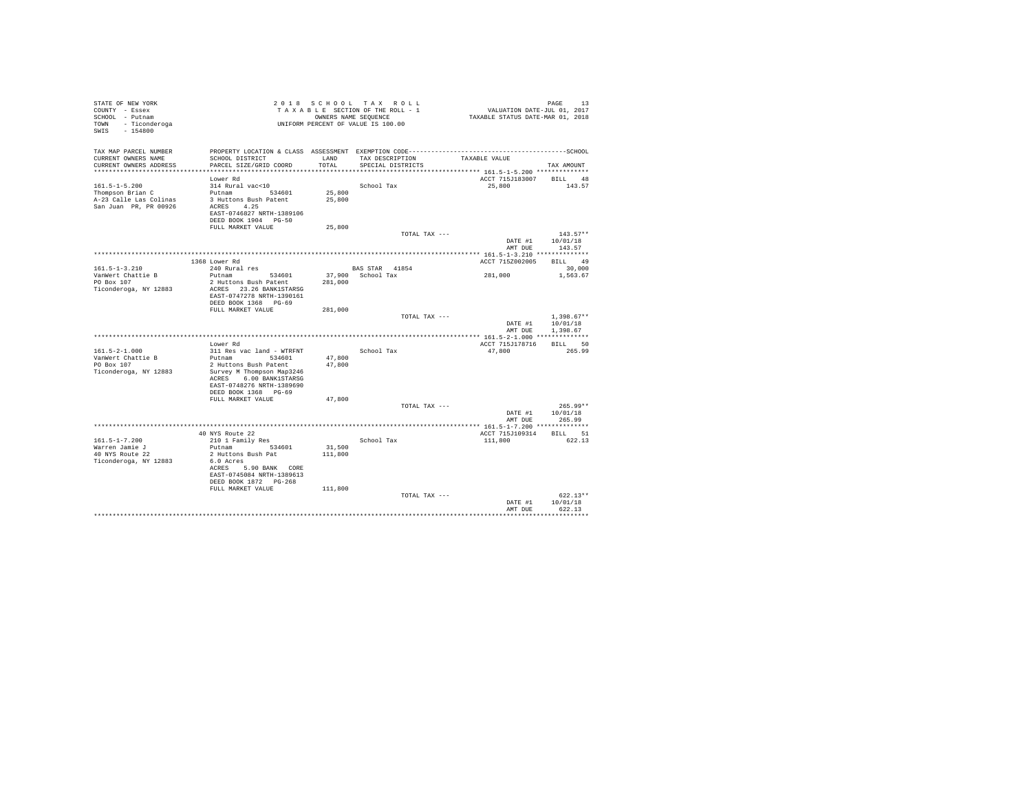```
STATE OF NEW YORK                    2 0 1 8   S C H O O L   T A X   R O L L                          PAGE    13
COUNTY  - Essex                       T A X A B L E  SECTION OF THE ROLL - 1              VALUATION DATE-JUL 01, 2017
SCHOOL  - Putnam                              OWNERS NAME SEQUENCE                     TAXABLE STATUS DATE-MAR 01, 2018
TOWN    - Ticonderoga                   UNIFORM PERCENT OF VALUE IS 100.00
SWIS    - 154800

TAX MAP PARCEL NUMBER     PROPERTY LOCATION & CLASS  ASSESSMENT  EXEMPTION CODE------------------------------------------------SCHOOL
CURRENT OWNERS NAME       SCHOOL DISTRICT               LAND      TAX DESCRIPTION            TAXABLE VALUE
CURRENT OWNERS ADDRESS    PARCEL SIZE/GRID COORD        TOTAL     SPECIAL DISTRICTS                                       TAX AMOUNT
*********************************************************************************************** 161.5-1-5.200 **************
                          Lower Rd                                                          ACCT 715J183007    BILL    48
161.5-1-5.200             314 Rural vac<10                         School Tax                 25,800                 143.57
Thompson Brian C          Putnam          534601       25,800
A-23 Calle Las Colinas    3 Huttons Bush Patent        25,800
San Juan  PR, PR 00926    ACRES    4.25
                          EAST-0746827 NRTH-1389106
                          DEED BOOK 1904   PG-50
                          FULL MARKET VALUE            25,800
                                                                   TOTAL TAX ---                                    143.57**
                                                                                               DATE #1          10/01/18
                                                                                               AMT DUE            143.57
*********************************************************************************************** 161.5-1-3.210 **************
                          1368 Lower Rd                                                     ACCT 715Z002005    BILL    49
161.5-1-3.210             240 Rural res                            BAS STAR   41854                                 30,000
VanWert Chattie B         Putnam          534601       37,900   School Tax                  281,000               1,563.67
PO Box 107                2 Huttons Bush Patent       281,000
Ticonderoga, NY 12883     ACRES   23.26 BANK1STARSG
                          EAST-0747278 NRTH-1390161
                          DEED BOOK 1368   PG-69
                          FULL MARKET VALUE           281,000
                                                                   TOTAL TAX ---                                  1,398.67**
                                                                                               DATE #1          10/01/18
                                                                                               AMT DUE          1,398.67
*********************************************************************************************** 161.5-2-1.000 **************
                          Lower Rd                                                          ACCT 715J178716    BILL    50
161.5-2-1.000             311 Res vac land - WTRFNT                School Tax                 47,800                 265.99
VanWert Chattie B         Putnam          534601       47,800
PO Box 107                2 Huttons Bush Patent        47,800
Ticonderoga, NY 12883     Survey M Thompson Map3246
                          ACRES    6.00 BANK1STARSG
                          EAST-0748276 NRTH-1389690
                          DEED BOOK 1368   PG-69
                          FULL MARKET VALUE            47,800
                                                                   TOTAL TAX ---                                    265.99**
                                                                                               DATE #1          10/01/18
                                                                                               AMT DUE            265.99
*********************************************************************************************** 161.5-1-7.200 **************
                          40 NYS Route 22                                                   ACCT 715J109314    BILL    51
161.5-1-7.200             210 1 Family Res                         School Tax                111,800                 622.13
Warren Jamie J            Putnam          534601       31,500
40 NYS Route 22           2 Huttons Bush Pat          111,800
Ticonderoga, NY 12883     6.0 Acres
                          ACRES    5.90 BANK   CORE
                          EAST-0745084 NRTH-1389613
                          DEED BOOK 1872   PG-268
                          FULL MARKET VALUE           111,800
                                                                   TOTAL TAX ---                                    622.13**
                                                                                               DATE #1          10/01/18
                                                                                               AMT DUE            622.13
****************************************************************************************************************************
```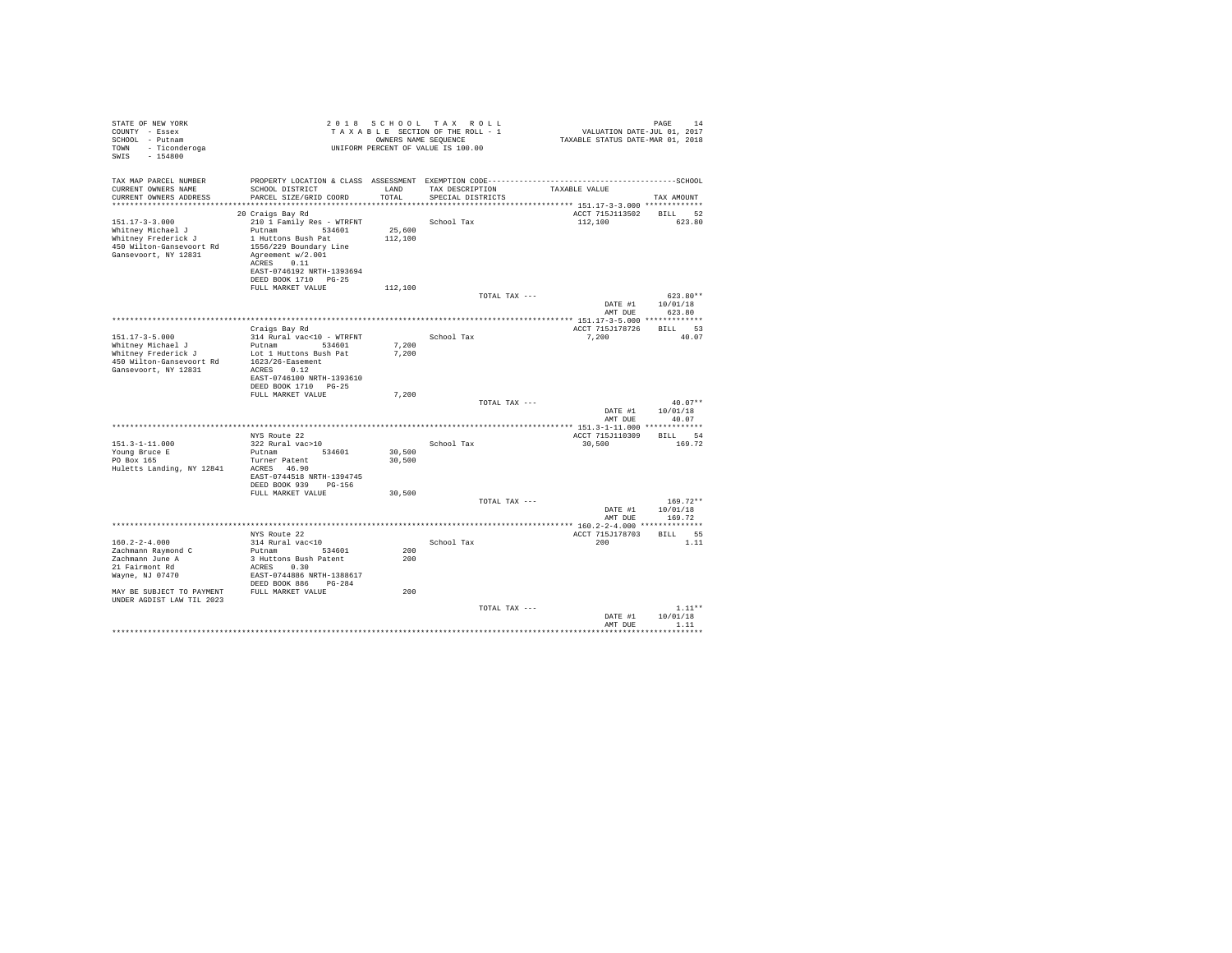```
STATE OF NEW YORK                                    2 0 1 8   S C H O O L   T A X   R O L L                                   PAGE    14
COUNTY  - Essex                                      T A X A B L E  SECTION OF THE ROLL - 1                  VALUATION DATE-JUL 01, 2017
SCHOOL  - Putnam                                              OWNERS NAME SEQUENCE                    TAXABLE STATUS DATE-MAR 01, 2018
TOWN    - Ticonderoga                                   UNIFORM PERCENT OF VALUE IS 100.00
SWIS    - 154800

TAX MAP PARCEL NUMBER          PROPERTY LOCATION & CLASS  ASSESSMENT  EXEMPTION CODE------------------------------------------------SCHOOL
CURRENT OWNERS NAME            SCHOOL DISTRICT              LAND      TAX DESCRIPTION            TAXABLE VALUE
CURRENT OWNERS ADDRESS         PARCEL SIZE/GRID COORD       TOTAL     SPECIAL DISTRICTS                                     TAX AMOUNT
*********************************************************************************************** 151.17-3-3.000 *************
                               20 Craigs Bay Rd                                                   ACCT 715J113502    BILL    52
151.17-3-3.000                 210 1 Family Res - WTRFNT              School Tax                   112,100                623.80
Whitney Michael J              Putnam          534601       25,600
Whitney Frederick J            1 Huttons Bush Pat          112,100
450 Wilton-Gansevoort Rd       1556/229 Boundary Line
Gansevoort, NY 12831           Agreement w/2.001
                               ACRES     0.11
                               EAST-0746192 NRTH-1393694
                               DEED BOOK 1710   PG-25
                               FULL MARKET VALUE           112,100
                                                                      TOTAL TAX ---                                   623.80**
                                                                                                  DATE #1        10/01/18
                                                                                                  AMT DUE          623.80
*********************************************************************************************** 151.17-3-5.000 *************
                               Craigs Bay Rd                                                      ACCT 715J178726    BILL    53
151.17-3-5.000                 314 Rural vac<10 - WTRFNT              School Tax                     7,200                 40.07
Whitney Michael J              Putnam          534601        7,200
Whitney Frederick J            Lot 1 Huttons Bush Pat        7,200
450 Wilton-Gansevoort Rd       1623/26-Easement
Gansevoort, NY 12831           ACRES     0.12
                               EAST-0746100 NRTH-1393610
                               DEED BOOK 1710   PG-25
                               FULL MARKET VALUE             7,200
                                                                      TOTAL TAX ---                                    40.07**
                                                                                                  DATE #1        10/01/18
                                                                                                  AMT DUE           40.07
*********************************************************************************************** 151.3-1-11.000 *************
                               NYS Route 22                                                       ACCT 715J110309    BILL    54
151.3-1-11.000                 322 Rural vac>10                       School Tax                    30,500                169.72
Young Bruce E                  Putnam          534601       30,500
PO Box 165                     Turner Patent                30,500
Huletts Landing, NY 12841      ACRES    46.90
                               EAST-0744518 NRTH-1394745
                               DEED BOOK 939    PG-156
                               FULL MARKET VALUE            30,500
                                                                      TOTAL TAX ---                                   169.72**
                                                                                                  DATE #1        10/01/18
                                                                                                  AMT DUE          169.72
*********************************************************************************************** 160.2-2-4.000 **************
                               NYS Route 22                                                       ACCT 715J178703    BILL    55
160.2-2-4.000                  314 Rural vac<10                       School Tax                       200                  1.11
Zachmann Raymond C             Putnam          534601          200
Zachmann June A                3 Huttons Bush Patent           200
21 Fairmont Rd                 ACRES     0.30
Wayne, NJ 07470                EAST-0744886 NRTH-1388617
                               DEED BOOK 886    PG-284
MAY BE SUBJECT TO PAYMENT      FULL MARKET VALUE               200
UNDER AGDIST LAW TIL 2023
                                                                      TOTAL TAX ---                                     1.11**
                                                                                                  DATE #1        10/01/18
                                                                                                  AMT DUE            1.11
****************************************************************************************************************************
```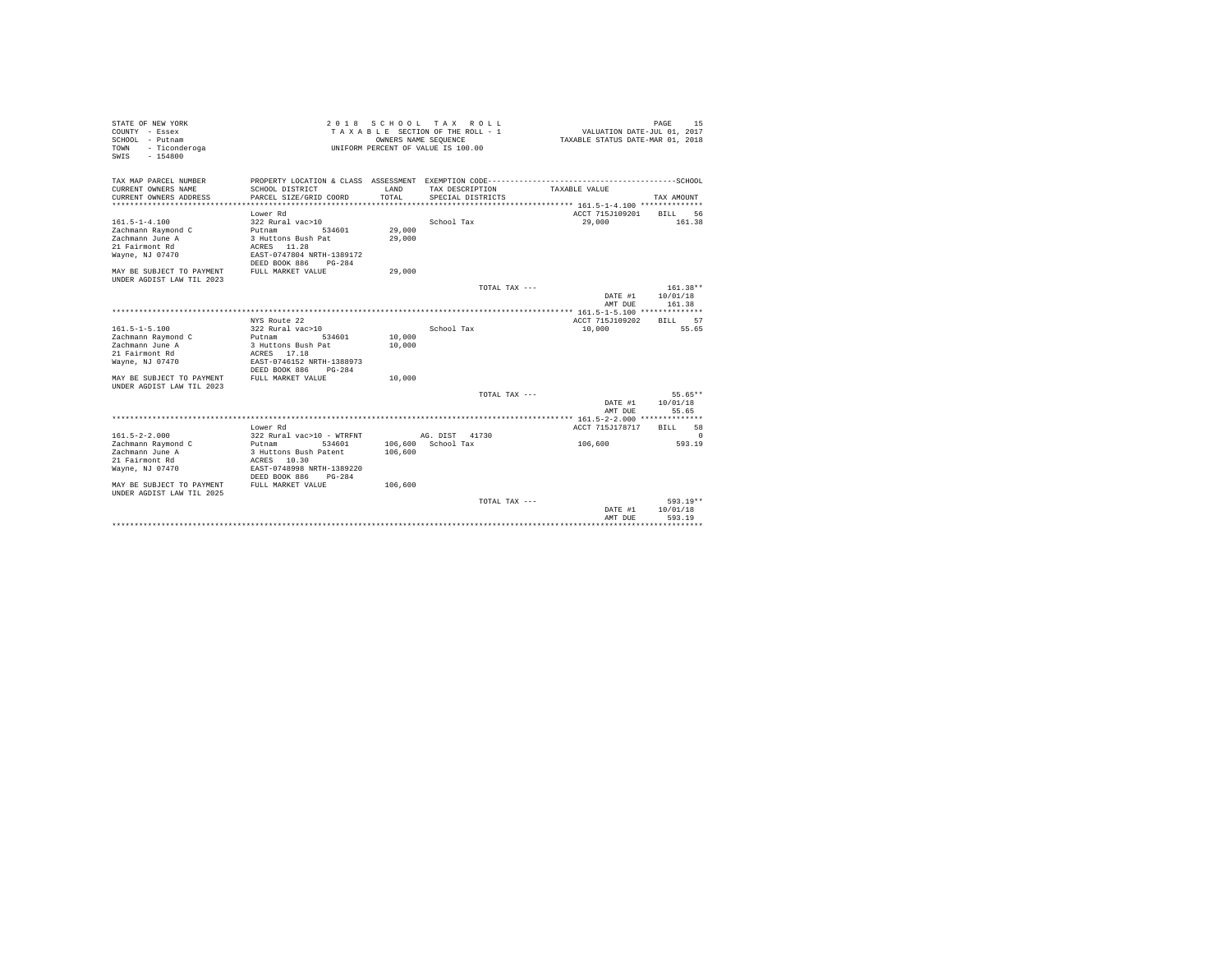STATE OF NEW YORK
COUNTY - Essex
SCHOOL - Putnam
TOWN - Ticonderoga
SWIS - 154800

2 0 1 8 S C H O O L T A X R O L L
T A X A B L E SECTION OF THE ROLL - 1
OWNERS NAME SEQUENCE
UNIFORM PERCENT OF VALUE IS 100.00

VALUATION DATE-JUL 01, 2017
TAXABLE STATUS DATE-MAR 01, 2018

| TAX MAP PARCEL NUMBER / CURRENT OWNERS NAME / CURRENT OWNERS ADDRESS | PROPERTY LOCATION & CLASS / SCHOOL DISTRICT / PARCEL SIZE/GRID COORD | ASSESSMENT LAND / TOTAL | EXEMPTION CODE / TAX DESCRIPTION / SPECIAL DISTRICTS | TAXABLE VALUE | SCHOOL TAX AMOUNT |
|---|---|---|---|---|---|
| 161.5-1-4.100 | Lower Rd | | | ACCT 715J109201 | BILL 56 |
| 161.5-1-4.100 | 322 Rural vac>10 | | School Tax | 29,000 | 161.38 |
| Zachmann Raymond C | Putnam 534601 | 29,000 | | | |
| Zachmann June A | 3 Huttons Bush Pat | 29,000 | | | |
| 21 Fairmont Rd | ACRES 11.28 | | | | |
| Wayne, NJ 07470 | EAST-0747804 NRTH-1389172 | | | | |
| | DEED BOOK 886 PG-284 | | | | |
| MAY BE SUBJECT TO PAYMENT UNDER AGDIST LAW TIL 2023 | FULL MARKET VALUE | 29,000 | | | |
| | | | TOTAL TAX --- | | 161.38** |
| | | | | DATE #1 | 10/01/18 |
| | | | | AMT DUE | 161.38 |
| 161.5-1-5.100 | NYS Route 22 | | | ACCT 715J109202 | BILL 57 |
| 161.5-1-5.100 | 322 Rural vac>10 | | School Tax | 10,000 | 55.65 |
| Zachmann Raymond C | Putnam 534601 | 10,000 | | | |
| Zachmann June A | 3 Huttons Bush Pat | 10,000 | | | |
| 21 Fairmont Rd | ACRES 17.18 | | | | |
| Wayne, NJ 07470 | EAST-0746152 NRTH-1388973 | | | | |
| | DEED BOOK 886 PG-284 | | | | |
| MAY BE SUBJECT TO PAYMENT UNDER AGDIST LAW TIL 2023 | FULL MARKET VALUE | 10,000 | | | |
| | | | TOTAL TAX --- | | 55.65** |
| | | | | DATE #1 | 10/01/18 |
| | | | | AMT DUE | 55.65 |
| 161.5-2-2.000 | Lower Rd | | | ACCT 715J178717 | BILL 58 |
| 161.5-2-2.000 | 322 Rural vac>10 - WTRFNT | | AG. DIST 41730 | | 0 |
| Zachmann Raymond C | Putnam 534601 | 106,600 | School Tax | 106,600 | 593.19 |
| Zachmann June A | 3 Huttons Bush Patent | 106,600 | | | |
| 21 Fairmont Rd | ACRES 10.30 | | | | |
| Wayne, NJ 07470 | EAST-0748998 NRTH-1389220 | | | | |
| | DEED BOOK 886 PG-284 | | | | |
| MAY BE SUBJECT TO PAYMENT UNDER AGDIST LAW TIL 2025 | FULL MARKET VALUE | 106,600 | | | |
| | | | TOTAL TAX --- | | 593.19** |
| | | | | DATE #1 | 10/01/18 |
| | | | | AMT DUE | 593.19 |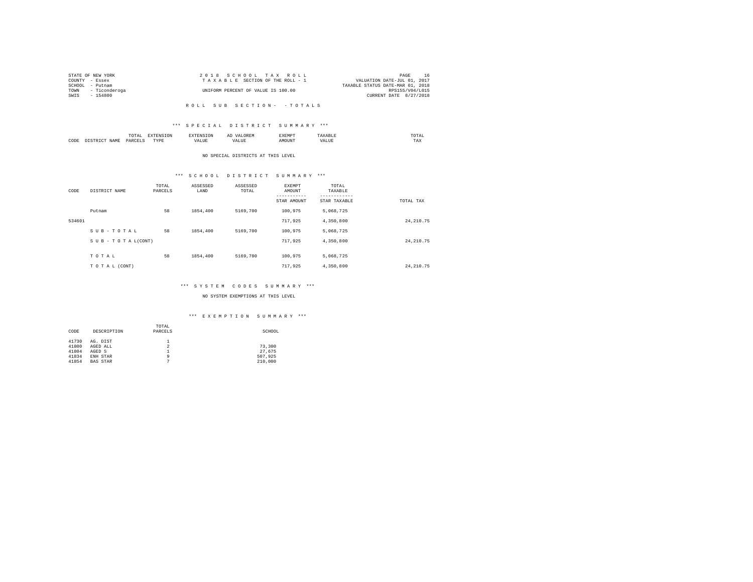STATE OF NEW YORK
COUNTY - Essex
SCHOOL - Putnam
TOWN - Ticonderoga
SWIS - 154800

2018 SCHOOL TAX ROLL
TAXABLE SECTION OF THE ROLL - 1
UNIFORM PERCENT OF VALUE IS 100.00

VALUATION DATE-JUL 01, 2017
TAXABLE STATUS DATE-MAR 01, 2018
RPS155/V04/L015
CURRENT DATE 8/27/2018

ROLL SUB SECTION- - TOTALS

*** SPECIAL DISTRICT SUMMARY ***

| CODE | DISTRICT NAME | TOTAL PARCELS | EXTENSION TYPE | EXTENSION VALUE | AD VALOREM VALUE | EXEMPT AMOUNT | TAXABLE VALUE | TOTAL TAX |
|---|---|---|---|---|---|---|---|---|

NO SPECIAL DISTRICTS AT THIS LEVEL

*** SCHOOL DISTRICT SUMMARY ***

| CODE | DISTRICT NAME | TOTAL PARCELS | ASSESSED LAND | ASSESSED TOTAL | EXEMPT AMOUNT / STAR AMOUNT | TOTAL TAXABLE / STAR TAXABLE | TOTAL TAX |
|---|---|---|---|---|---|---|---|
| | Putnam | 58 | 1854,400 | 5169,700 | 100,975 | 5,068,725 | |
| 534601 | | | | | 717,925 | 4,350,800 | 24,210.75 |
| | S U B - T O T A L | 58 | 1854,400 | 5169,700 | 100,975 | 5,068,725 | |
| | S U B - T O T A L(CONT) | | | | 717,925 | 4,350,800 | 24,210.75 |
| | T O T A L | 58 | 1854,400 | 5169,700 | 100,975 | 5,068,725 | |
| | T O T A L (CONT) | | | | 717,925 | 4,350,800 | 24,210.75 |

*** SYSTEM CODES SUMMARY ***

NO SYSTEM EXEMPTIONS AT THIS LEVEL

*** EXEMPTION SUMMARY ***

| CODE | DESCRIPTION | TOTAL PARCELS | SCHOOL |
|---|---|---|---|
| 41730 | AG. DIST | 1 | |
| 41800 | AGED ALL | 2 | 73,300 |
| 41804 | AGED S | 1 | 27,675 |
| 41834 | ENH STAR | 9 | 507,925 |
| 41854 | BAS STAR | 7 | 210,000 |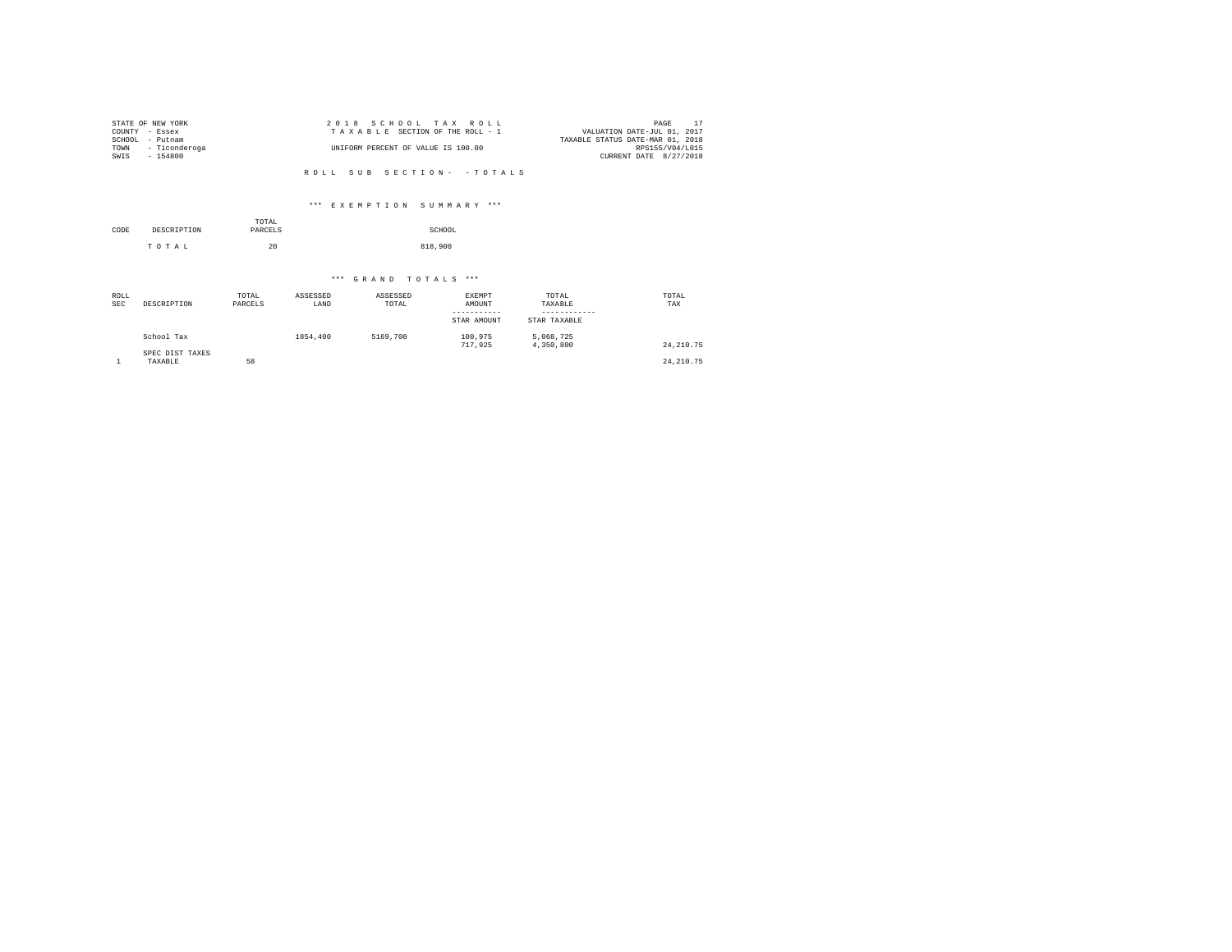STATE OF NEW YORK
COUNTY - Essex
SCHOOL - Putnam
TOWN - Ticonderoga
SWIS - 154800

2 0 1 8 S C H O O L T A X R O L L
T A X A B L E SECTION OF THE ROLL - 1
UNIFORM PERCENT OF VALUE IS 100.00

VALUATION DATE-JUL 01, 2017
TAXABLE STATUS DATE-MAR 01, 2018
RPS155/V04/L015
CURRENT DATE 8/27/2018

R O L L S U B S E C T I O N - - T O T A L S

*** E X E M P T I O N S U M M A R Y ***

| CODE | DESCRIPTION | TOTAL PARCELS | SCHOOL |
|---|---|---|---|
| | T O T A L | 20 | 818,900 |

*** G R A N D T O T A L S ***

| ROLL SEC | DESCRIPTION | TOTAL PARCELS | ASSESSED LAND | ASSESSED TOTAL | EXEMPT AMOUNT / STAR AMOUNT | TOTAL TAXABLE / STAR TAXABLE | TOTAL TAX |
|---|---|---|---|---|---|---|---|
| | School Tax | | 1854,400 | 5169,700 | 100,975 | 5,068,725 | |
| | | | | | 717,925 | 4,350,800 | 24,210.75 |
| | SPEC DIST TAXES | | | | | | |
| 1 | TAXABLE | 58 | | | | | 24,210.75 |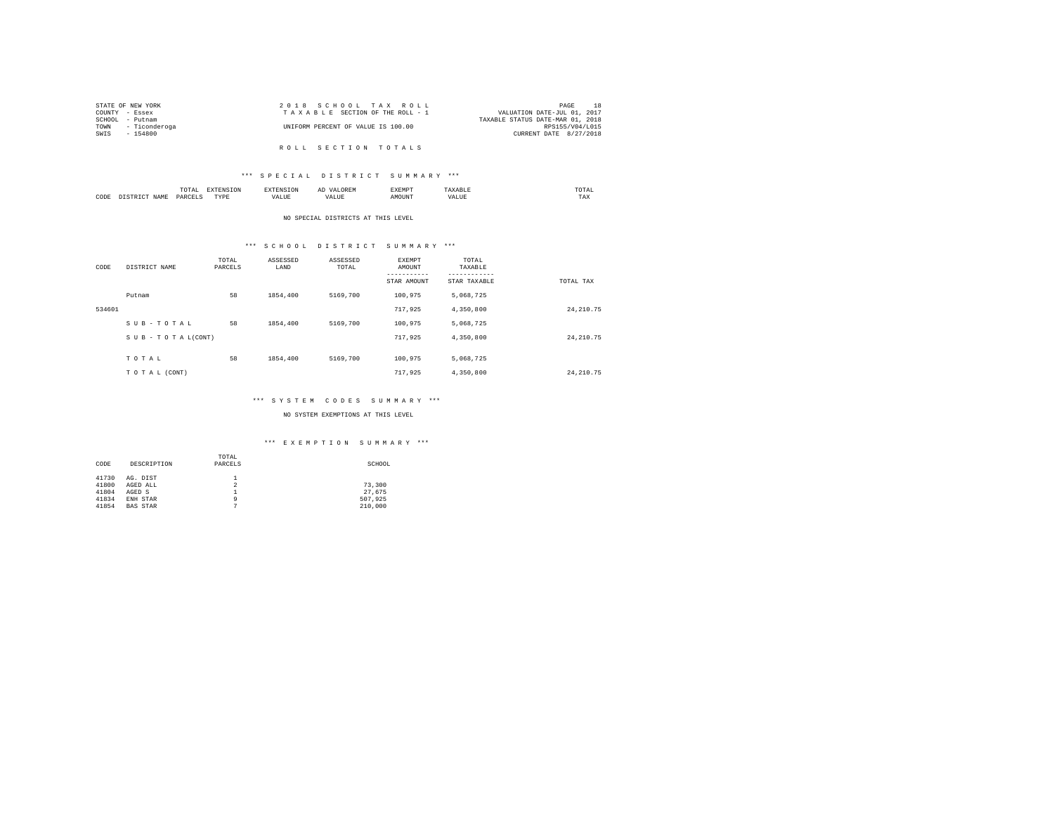STATE OF NEW YORK
COUNTY - Essex
SCHOOL - Putnam
TOWN - Ticonderoga
SWIS - 154800

2 0 1 8 S C H O O L T A X R O L L
T A X A B L E SECTION OF THE ROLL - 1
UNIFORM PERCENT OF VALUE IS 100.00

VALUATION DATE-JUL 01, 2017
TAXABLE STATUS DATE-MAR 01, 2018
RPS155/V04/L015
CURRENT DATE 8/27/2018

R O L L S E C T I O N T O T A L S

*** S P E C I A L D I S T R I C T S U M M A R Y ***

| CODE | DISTRICT NAME | TOTAL PARCELS | EXTENSION TYPE | EXTENSION VALUE | AD VALOREM VALUE | EXEMPT AMOUNT | TAXABLE VALUE | TOTAL TAX |
|---|---|---|---|---|---|---|---|---|

NO SPECIAL DISTRICTS AT THIS LEVEL

*** S C H O O L D I S T R I C T S U M M A R Y ***

| CODE | DISTRICT NAME | TOTAL PARCELS | ASSESSED LAND | ASSESSED TOTAL | EXEMPT AMOUNT / STAR AMOUNT | TOTAL TAXABLE / STAR TAXABLE | TOTAL TAX |
|---|---|---|---|---|---|---|---|
| | Putnam | 58 | 1854,400 | 5169,700 | 100,975 | 5,068,725 | |
| 534601 | | | | | 717,925 | 4,350,800 | 24,210.75 |
| | S U B - T O T A L | 58 | 1854,400 | 5169,700 | 100,975 | 5,068,725 | |
| | S U B - T O T A L(CONT) | | | | 717,925 | 4,350,800 | 24,210.75 |
| | T O T A L | 58 | 1854,400 | 5169,700 | 100,975 | 5,068,725 | |
| | T O T A L (CONT) | | | | 717,925 | 4,350,800 | 24,210.75 |

*** S Y S T E M C O D E S S U M M A R Y ***

NO SYSTEM EXEMPTIONS AT THIS LEVEL

*** E X E M P T I O N S U M M A R Y ***

| CODE | DESCRIPTION | TOTAL PARCELS | SCHOOL |
|---|---|---|---|
| 41730 | AG. DIST | 1 | |
| 41800 | AGED ALL | 2 | 73,300 |
| 41804 | AGED S | 1 | 27,675 |
| 41834 | ENH STAR | 9 | 507,925 |
| 41854 | BAS STAR | 7 | 210,000 |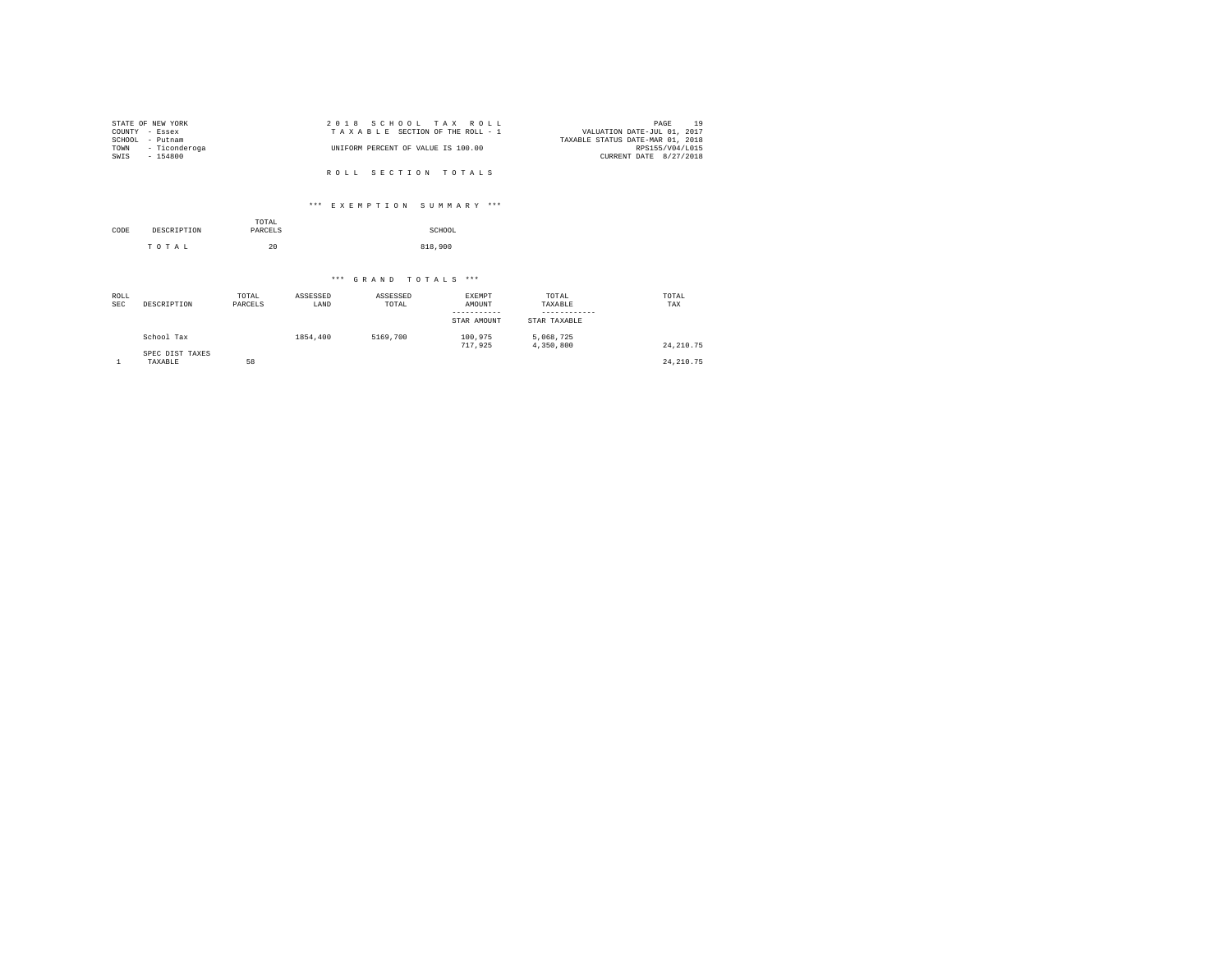STATE OF NEW YORK
COUNTY - Essex
SCHOOL - Putnam
TOWN - Ticonderoga
SWIS - 154800

2 0 1 8 S C H O O L T A X R O L L
T A X A B L E SECTION OF THE ROLL - 1
UNIFORM PERCENT OF VALUE IS 100.00

PAGE 19
VALUATION DATE-JUL 01, 2017
TAXABLE STATUS DATE-MAR 01, 2018
RPS155/V04/L015
CURRENT DATE 8/27/2018

R O L L S E C T I O N T O T A L S

*** E X E M P T I O N S U M M A R Y ***

| CODE | DESCRIPTION | TOTAL PARCELS | SCHOOL |
|---|---|---|---|
| | T O T A L | 20 | 818,900 |

*** G R A N D T O T A L S ***

| ROLL SEC | DESCRIPTION | TOTAL PARCELS | ASSESSED LAND | ASSESSED TOTAL | EXEMPT AMOUNT / STAR AMOUNT | TOTAL TAXABLE / STAR TAXABLE | TOTAL TAX |
|---|---|---|---|---|---|---|---|
| | School Tax | | 1854,400 | 5169,700 | 100,975 | 5,068,725 | |
| | | | | | 717,925 | 4,350,800 | 24,210.75 |
| | SPEC DIST TAXES | | | | | | |
| 1 | TAXABLE | 58 | | | | | 24,210.75 |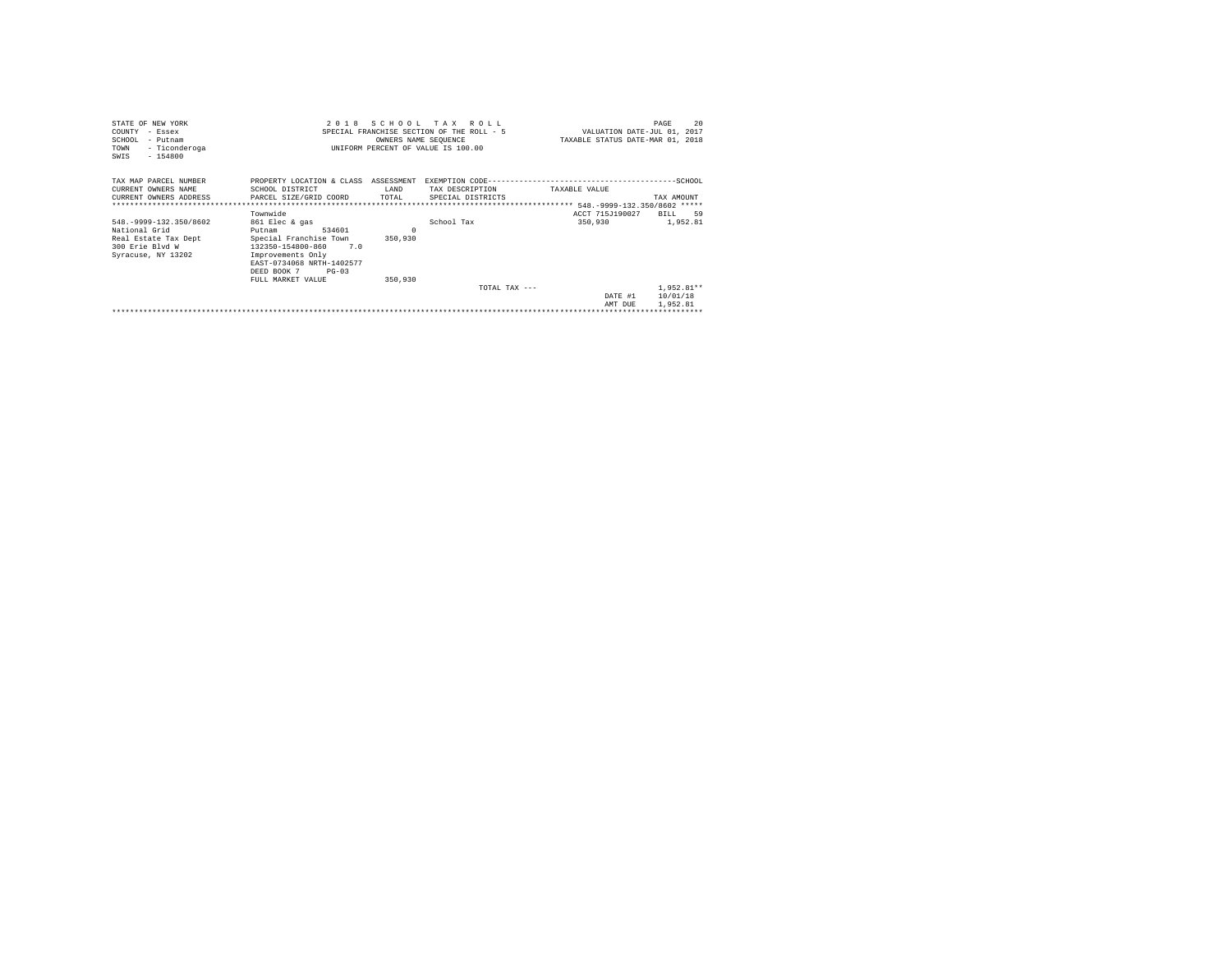STATE OF NEW YORK
COUNTY - Essex
SCHOOL - Putnam
TOWN - Ticonderoga
SWIS - 154800

2 0 1 8 S C H O O L T A X R O L L
SPECIAL FRANCHISE SECTION OF THE ROLL - 5
OWNERS NAME SEQUENCE
UNIFORM PERCENT OF VALUE IS 100.00

VALUATION DATE-JUL 01, 2017
TAXABLE STATUS DATE-MAR 01, 2018

| TAX MAP PARCEL NUMBER<br>CURRENT OWNERS NAME<br>CURRENT OWNERS ADDRESS | PROPERTY LOCATION & CLASS<br>SCHOOL DISTRICT<br>PARCEL SIZE/GRID COORD | ASSESSMENT<br>LAND<br>TOTAL | EXEMPTION CODE<br>TAX DESCRIPTION<br>SPECIAL DISTRICTS | TAXABLE VALUE | SCHOOL<br>TAX AMOUNT |
|---|---|---|---|---|---|
| | | | | 548.-9999-132.350/8602 | |
| | Townwide | | | ACCT 715J190027 | BILL 59 |
| 548.-9999-132.350/8602 | 861 Elec & gas | | School Tax | 350,930 | 1,952.81 |
| National Grid | Putnam 534601 | 0 | | | |
| Real Estate Tax Dept | Special Franchise Town | 350,930 | | | |
| 300 Erie Blvd W | 132350-154800-860 7.0 | | | | |
| Syracuse, NY 13202 | Improvements Only | | | | |
| | EAST-0734068 NRTH-1402577 | | | | |
| | DEED BOOK 7 PG-03 | | | | |
| | FULL MARKET VALUE | 350,930 | | | |
| | | | TOTAL TAX --- | | 1,952.81** |
| | | | | DATE #1 | 10/01/18 |
| | | | | AMT DUE | 1,952.81 |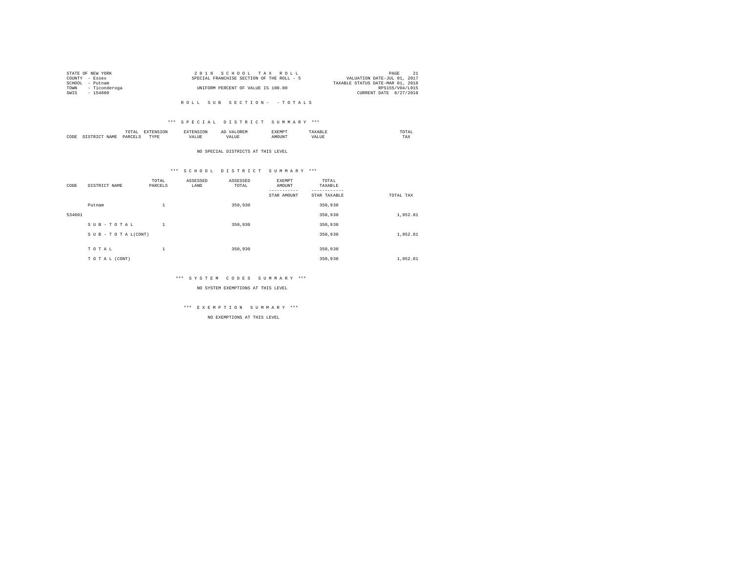STATE OF NEW YORK
COUNTY - Essex
SCHOOL - Putnam
TOWN - Ticonderoga
SWIS - 154800

2 0 1 8 S C H O O L T A X R O L L
SPECIAL FRANCHISE SECTION OF THE ROLL - 5
UNIFORM PERCENT OF VALUE IS 100.00

PAGE 21
VALUATION DATE-JUL 01, 2017
TAXABLE STATUS DATE-MAR 01, 2018
RPS155/V04/L015
CURRENT DATE 8/27/2018

R O L L S U B S E C T I O N - - T O T A L S

### *** S P E C I A L D I S T R I C T S U M M A R Y ***

| CODE | DISTRICT NAME | TOTAL PARCELS | EXTENSION TYPE | EXTENSION VALUE | AD VALOREM VALUE | EXEMPT AMOUNT | TAXABLE VALUE | TOTAL TAX |
|---|---|---|---|---|---|---|---|---|

NO SPECIAL DISTRICTS AT THIS LEVEL

### *** S C H O O L D I S T R I C T S U M M A R Y ***

| CODE | DISTRICT NAME | TOTAL PARCELS | ASSESSED LAND | ASSESSED TOTAL | EXEMPT AMOUNT / STAR AMOUNT | TOTAL TAXABLE / STAR TAXABLE | TOTAL TAX |
|---|---|---|---|---|---|---|---|
| | Putnam | 1 | | 350,930 | | 350,930 | |
| 534601 | | | | | | 350,930 | 1,952.81 |
| | S U B - T O T A L | 1 | | 350,930 | | 350,930 | |
| | S U B - T O T A L(CONT) | | | | | 350,930 | 1,952.81 |
| | T O T A L | 1 | | 350,930 | | 350,930 | |
| | T O T A L (CONT) | | | | | 350,930 | 1,952.81 |

### *** S Y S T E M C O D E S S U M M A R Y ***

NO SYSTEM EXEMPTIONS AT THIS LEVEL

### *** E X E M P T I O N S U M M A R Y ***

NO EXEMPTIONS AT THIS LEVEL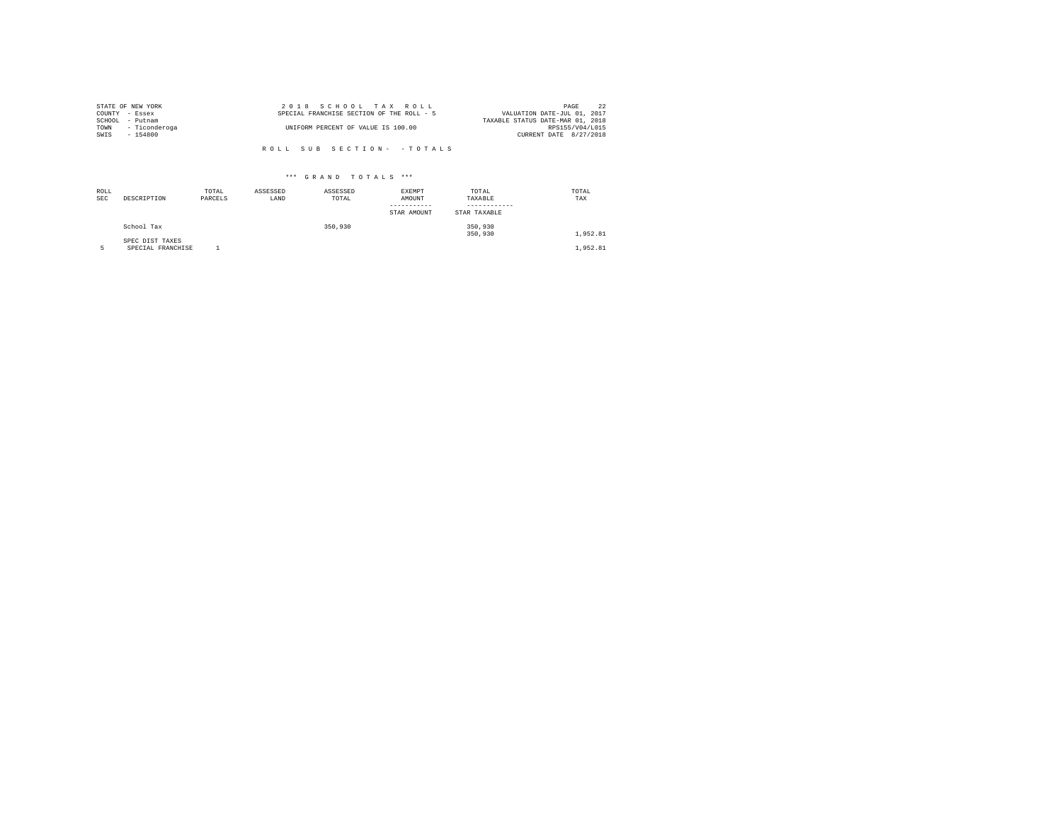STATE OF NEW YORK
COUNTY - Essex
SCHOOL - Putnam
TOWN - Ticonderoga
SWIS - 154800

2 0 1 8 S C H O O L T A X R O L L
SPECIAL FRANCHISE SECTION OF THE ROLL - 5
UNIFORM PERCENT OF VALUE IS 100.00

VALUATION DATE-JUL 01, 2017
TAXABLE STATUS DATE-MAR 01, 2018
RPS155/V04/L015
CURRENT DATE 8/27/2018

R O L L S U B S E C T I O N - - T O T A L S

\*\*\* G R A N D T O T A L S \*\*\*

| ROLL SEC | DESCRIPTION | TOTAL PARCELS | ASSESSED LAND | ASSESSED TOTAL | EXEMPT AMOUNT / STAR AMOUNT | TOTAL TAXABLE / STAR TAXABLE | TOTAL TAX |
|---|---|---|---|---|---|---|---|
| | School Tax | | | 350,930 | | 350,930<br>350,930 | 1,952.81 |
| | SPEC DIST TAXES | | | | | | |
| 5 | SPECIAL FRANCHISE | 1 | | | | | 1,952.81 |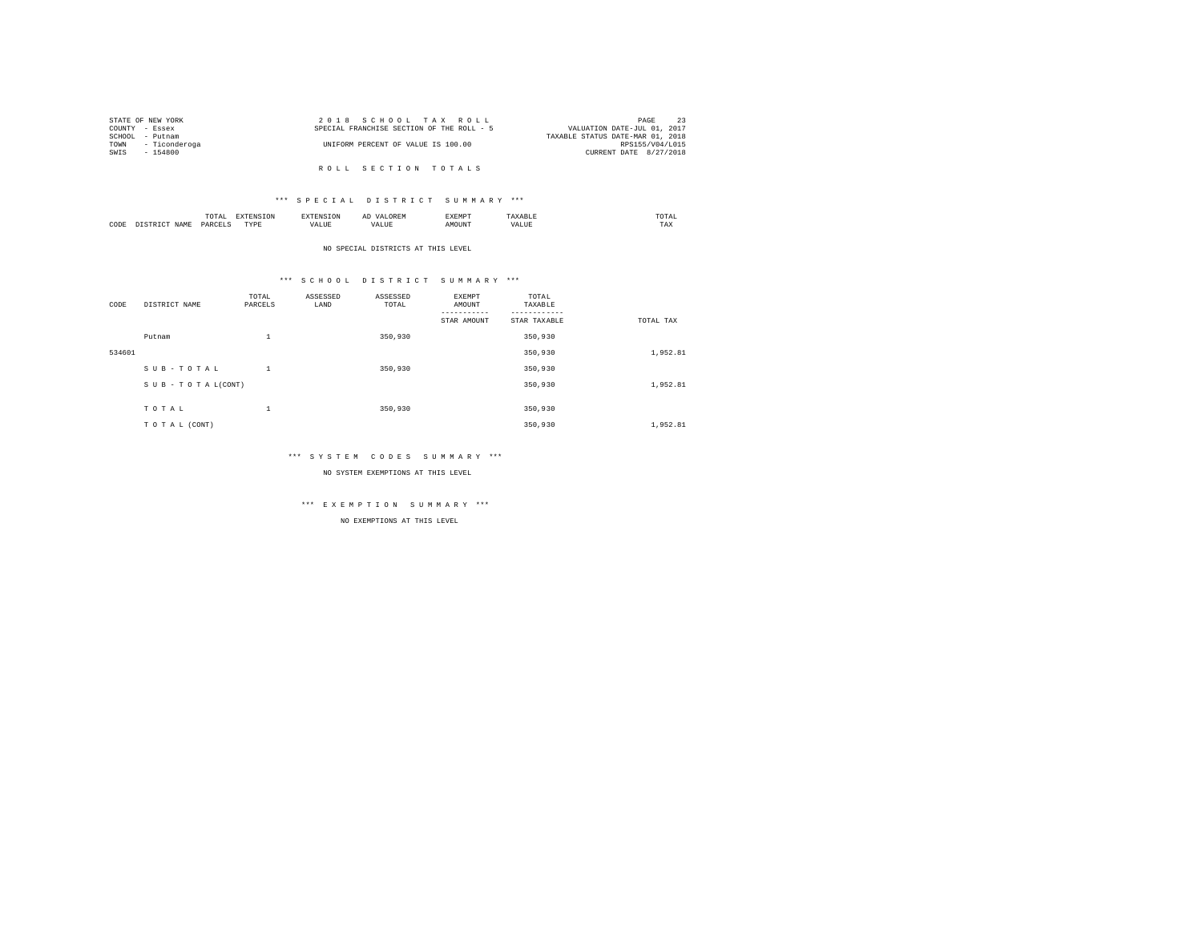STATE OF NEW YORK
COUNTY - Essex
SCHOOL - Putnam
TOWN - Ticonderoga
SWIS - 154800

2018 SCHOOL TAX ROLL
SPECIAL FRANCHISE SECTION OF THE ROLL - 5
UNIFORM PERCENT OF VALUE IS 100.00

VALUATION DATE-JUL 01, 2017
TAXABLE STATUS DATE-MAR 01, 2018
RPS155/V04/L015
CURRENT DATE 8/27/2018

## ROLL SECTION TOTALS

### *** SPECIAL DISTRICT SUMMARY ***

| CODE | DISTRICT NAME | TOTAL PARCELS | EXTENSION TYPE | EXTENSION VALUE | AD VALOREM VALUE | EXEMPT AMOUNT | TAXABLE VALUE | TOTAL TAX |
|---|---|---|---|---|---|---|---|---|

NO SPECIAL DISTRICTS AT THIS LEVEL

### *** SCHOOL DISTRICT SUMMARY ***

| CODE | DISTRICT NAME | TOTAL PARCELS | ASSESSED LAND | ASSESSED TOTAL | EXEMPT AMOUNT / STAR AMOUNT | TOTAL TAXABLE / STAR TAXABLE | TOTAL TAX |
|---|---|---|---|---|---|---|---|
| | Putnam | 1 | | 350,930 | | 350,930 | |
| 534601 | | | | | | 350,930 | 1,952.81 |
| | S U B - T O T A L | 1 | | 350,930 | | 350,930 | |
| | S U B - T O T A L(CONT) | | | | | 350,930 | 1,952.81 |
| | T O T A L | 1 | | 350,930 | | 350,930 | |
| | T O T A L (CONT) | | | | | 350,930 | 1,952.81 |

### *** SYSTEM CODES SUMMARY ***

NO SYSTEM EXEMPTIONS AT THIS LEVEL

### *** EXEMPTION SUMMARY ***

NO EXEMPTIONS AT THIS LEVEL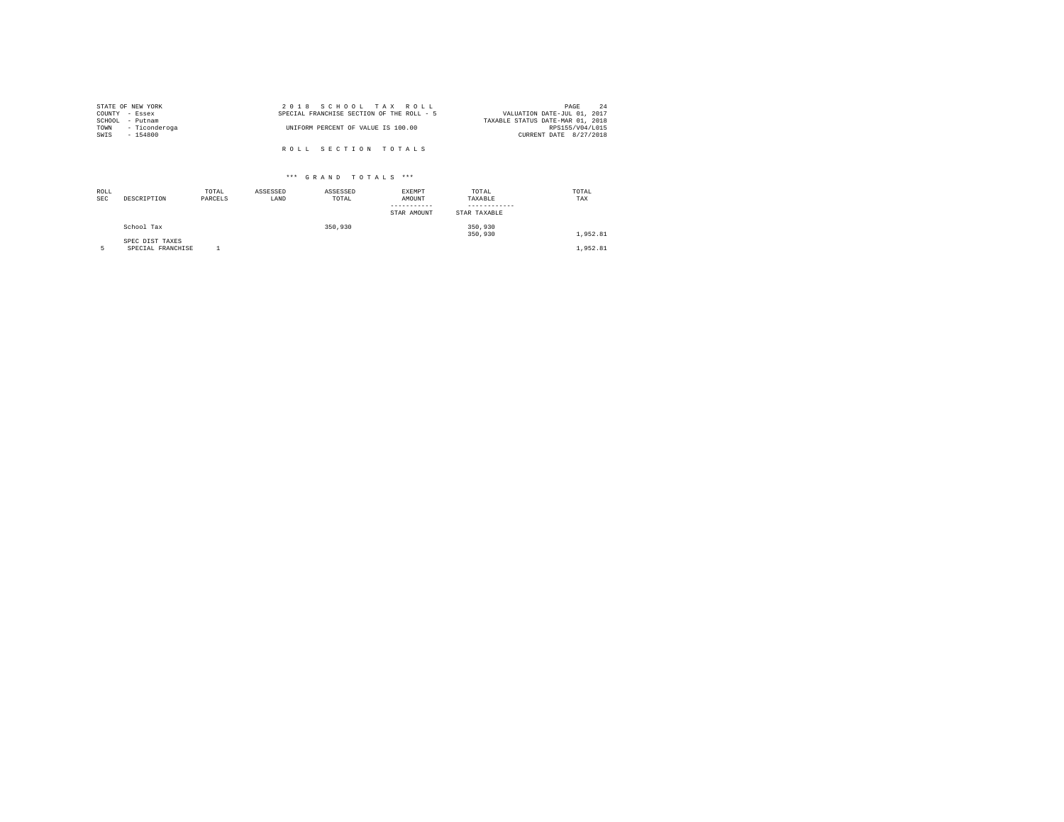STATE OF NEW YORK
COUNTY - Essex
SCHOOL - Putnam
TOWN - Ticonderoga
SWIS - 154800

2 0 1 8 S C H O O L T A X R O L L
SPECIAL FRANCHISE SECTION OF THE ROLL - 5

UNIFORM PERCENT OF VALUE IS 100.00

VALUATION DATE-JUL 01, 2017
TAXABLE STATUS DATE-MAR 01, 2018
RPS155/V04/L015
CURRENT DATE 8/27/2018

R O L L S E C T I O N T O T A L S

\*\*\* G R A N D T O T A L S \*\*\*

| ROLL SEC | DESCRIPTION | TOTAL PARCELS | ASSESSED LAND | ASSESSED TOTAL | EXEMPT AMOUNT / STAR AMOUNT | TOTAL TAXABLE / STAR TAXABLE | TOTAL TAX |
|---|---|---|---|---|---|---|---|
| | School Tax | | | 350,930 | | 350,930 | |
| | | | | | | 350,930 | 1,952.81 |
| | SPEC DIST TAXES | | | | | | |
| 5 | SPECIAL FRANCHISE | 1 | | | | | 1,952.81 |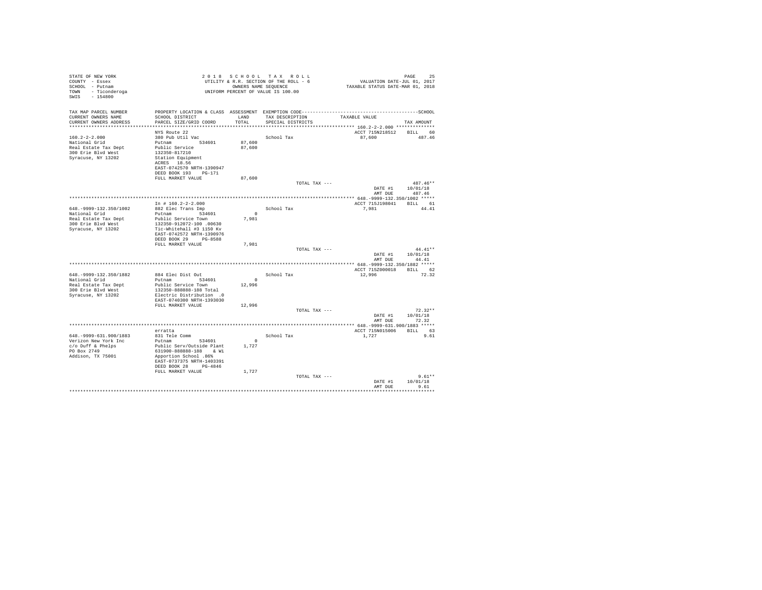STATE OF NEW YORK
COUNTY - Essex
SCHOOL - Putnam
TOWN - Ticonderoga
SWIS - 154800

2 0 1 8 S C H O O L T A X R O L L
UTILITY & R.R. SECTION OF THE ROLL - 6
OWNERS NAME SEQUENCE
UNIFORM PERCENT OF VALUE IS 100.00

VALUATION DATE-JUL 01, 2017
TAXABLE STATUS DATE-MAR 01, 2018

| TAX MAP PARCEL NUMBER / CURRENT OWNERS NAME / CURRENT OWNERS ADDRESS | PROPERTY LOCATION & CLASS / SCHOOL DISTRICT / PARCEL SIZE/GRID COORD | ASSESSMENT LAND / TOTAL | EXEMPTION CODE / TAX DESCRIPTION / SPECIAL DISTRICTS | TAXABLE VALUE | TAX AMOUNT |
|---|---|---|---|---|---|
| **160.2-2-2.000** | NYS Route 22 | | | ACCT 715N218512 | BILL 60 |
| 160.2-2-2.000 | 380 Pub Util Vac | | School Tax | 87,600 | 487.46 |
| National Grid | Putnam 534601 | 87,600 | | | |
| Real Estate Tax Dept | Public Service | 87,600 | | | |
| 300 Erie Blvd West | 132350-817210 | | | | |
| Syracuse, NY 13202 | Station Equipment | | | | |
| | ACRES 18.56 | | | | |
| | EAST-0742570 NRTH-1390947 | | | | |
| | DEED BOOK 193 PG-171 | | | | |
| | FULL MARKET VALUE | 87,600 | | | |
| | | | TOTAL TAX --- | | 487.46** |
| | | | | DATE #1 | 10/01/18 |
| | | | | AMT DUE | 487.46 |
| **648.-9999-132.350/1002** | In # 160.2-2-2.000 | | | ACCT 715J198041 | BILL 61 |
| 648.-9999-132.350/1002 | 882 Elec Trans Imp | | School Tax | 7,981 | 44.41 |
| National Grid | Putnam 534601 | 0 | | | |
| Real Estate Tax Dept | Public Service Town | 7,981 | | | |
| 300 Erie Blvd West | 132350-912072-100 .00630 | | | | |
| Syracuse, NY 13202 | Tic-Whitehall #3 1150 Kv | | | | |
| | EAST-0742572 NRTH-1390976 | | | | |
| | DEED BOOK 29 PG-8588 | | | | |
| | FULL MARKET VALUE | 7,981 | | | |
| | | | TOTAL TAX --- | | 44.41** |
| | | | | DATE #1 | 10/01/18 |
| | | | | AMT DUE | 44.41 |
| **648.-9999-132.350/1882** | | | | ACCT 715Z000018 | BILL 62 |
| 648.-9999-132.350/1882 | 884 Elec Dist Out | | School Tax | 12,996 | 72.32 |
| National Grid | Putnam 534601 | 0 | | | |
| Real Estate Tax Dept | Public Service Town | 12,996 | | | |
| 300 Erie Blvd West | 132350-888888-188 Total | | | | |
| Syracuse, NY 13202 | Electric Distribution .0 | | | | |
| | EAST-0740300 NRTH-1393030 | | | | |
| | FULL MARKET VALUE | 12,996 | | | |
| | | | TOTAL TAX --- | | 72.32** |
| | | | | DATE #1 | 10/01/18 |
| | | | | AMT DUE | 72.32 |
| **648.-9999-631.900/1883** | erratta | | | ACCT 715N015006 | BILL 63 |
| 648.-9999-631.900/1883 | 831 Tele Comm | | School Tax | 1,727 | 9.61 |
| Verizon New York Inc | Putnam 534601 | 0 | | | |
| c/o Duff & Phelps | Public Serv/Outside Plant | 1,727 | | | |
| PO Box 2749 | 631900-888888-188 & Wi | | | | |
| Addison, TX 75001 | Apportion School .86% | | | | |
| | EAST-0737375 NRTH-1403391 | | | | |
| | DEED BOOK 28 PG-4846 | | | | |
| | FULL MARKET VALUE | 1,727 | | | |
| | | | TOTAL TAX --- | | 9.61** |
| | | | | DATE #1 | 10/01/18 |
| | | | | AMT DUE | 9.61 |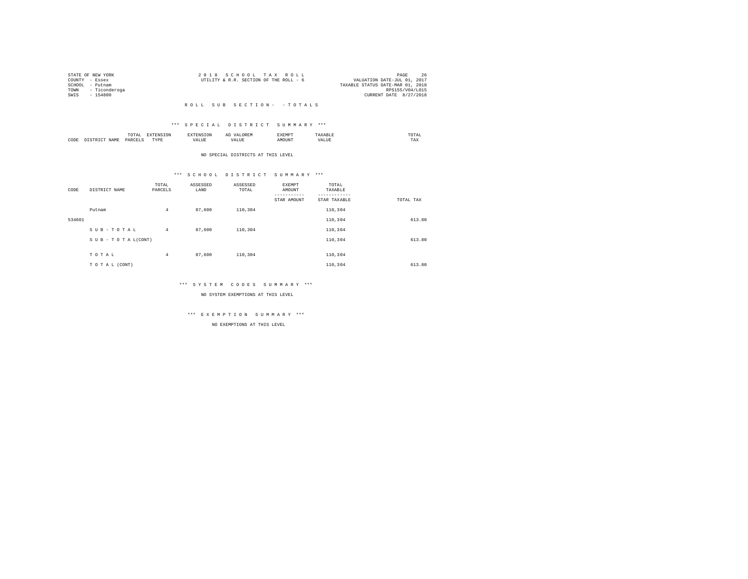STATE OF NEW YORK
COUNTY - Essex
SCHOOL - Putnam
TOWN - Ticonderoga
SWIS - 154800

2 0 1 8 S C H O O L T A X R O L L
UTILITY & R.R. SECTION OF THE ROLL - 6

VALUATION DATE-JUL 01, 2017
TAXABLE STATUS DATE-MAR 01, 2018
RPS155/V04/L015
CURRENT DATE 8/27/2018

R O L L S U B S E C T I O N - - T O T A L S

*** S P E C I A L D I S T R I C T S U M M A R Y ***

| CODE | DISTRICT NAME | TOTAL PARCELS | EXTENSION TYPE | EXTENSION VALUE | AD VALOREM VALUE | EXEMPT AMOUNT | TAXABLE VALUE | TOTAL TAX |
|---|---|---|---|---|---|---|---|---|

NO SPECIAL DISTRICTS AT THIS LEVEL

*** S C H O O L D I S T R I C T S U M M A R Y ***

| CODE | DISTRICT NAME | TOTAL PARCELS | ASSESSED LAND | ASSESSED TOTAL | EXEMPT AMOUNT / STAR AMOUNT | TOTAL TAXABLE / STAR TAXABLE | TOTAL TAX |
|---|---|---|---|---|---|---|---|
| | Putnam | 4 | 87,600 | 110,304 | | 110,304 | |
| 534601 | | | | | | 110,304 | 613.80 |
| | S U B - T O T A L | 4 | 87,600 | 110,304 | | 110,304 | |
| | S U B - T O T A L(CONT) | | | | | 110,304 | 613.80 |
| | T O T A L | 4 | 87,600 | 110,304 | | 110,304 | |
| | T O T A L (CONT) | | | | | 110,304 | 613.80 |

*** S Y S T E M C O D E S S U M M A R Y ***

NO SYSTEM EXEMPTIONS AT THIS LEVEL

*** E X E M P T I O N S U M M A R Y ***

NO EXEMPTIONS AT THIS LEVEL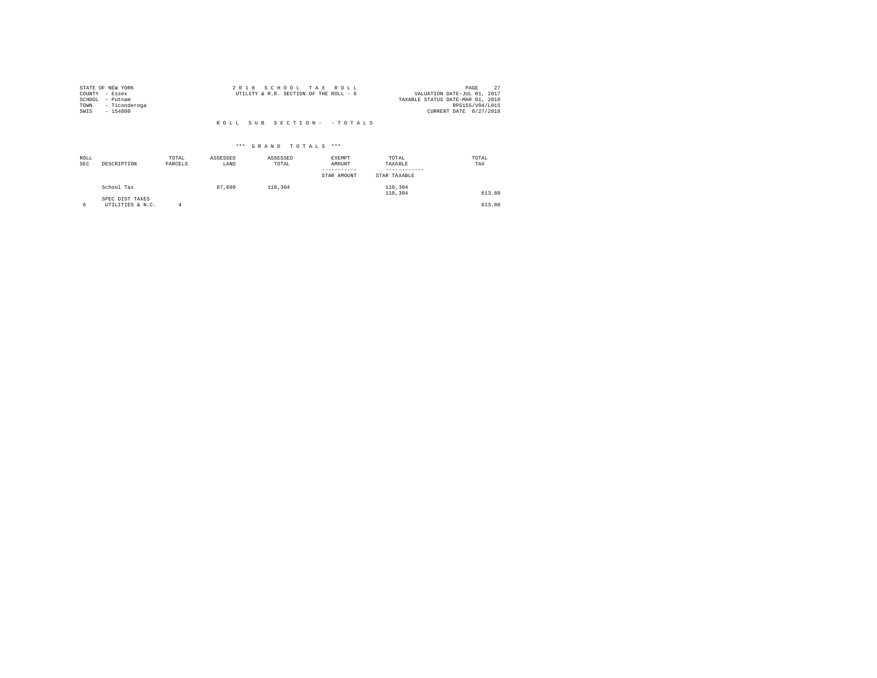STATE OF NEW YORK
COUNTY - Essex
SCHOOL - Putnam
TOWN - Ticonderoga
SWIS - 154800

2 0 1 8 S C H O O L T A X R O L L
UTILITY & R.R. SECTION OF THE ROLL - 6

VALUATION DATE-JUL 01, 2017
TAXABLE STATUS DATE-MAR 01, 2018
RPS155/V04/L015
CURRENT DATE 8/27/2018

R O L L S U B S E C T I O N - - T O T A L S

\*\*\* G R A N D T O T A L S \*\*\*

| ROLL SEC | DESCRIPTION | TOTAL PARCELS | ASSESSED LAND | ASSESSED TOTAL | EXEMPT AMOUNT<br>-----------<br>STAR AMOUNT | TOTAL TAXABLE<br>------------<br>STAR TAXABLE | TOTAL TAX |
|---|---|---|---|---|---|---|---|
| | School Tax | | 87,600 | 110,304 | | 110,304<br>110,304 | 613.80 |
| | SPEC DIST TAXES | | | | | | |
| 6 | UTILITIES & N.C. | 4 | | | | | 613.80 |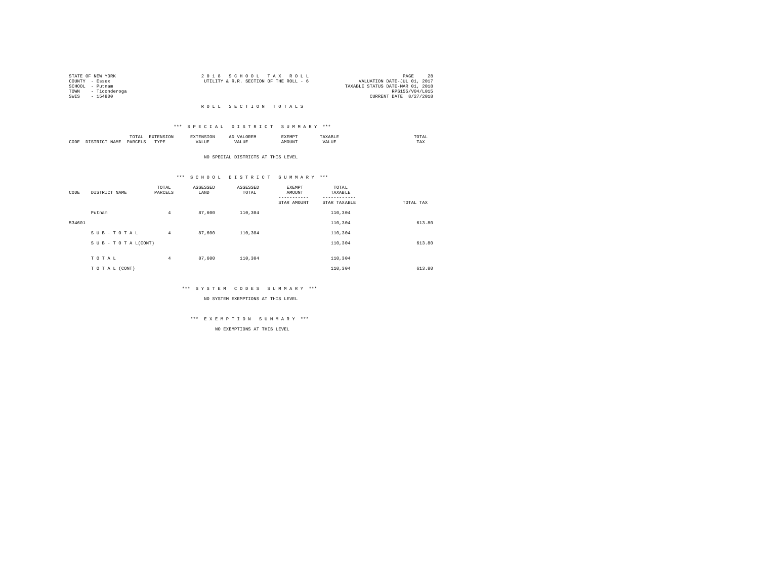STATE OF NEW YORK
COUNTY - Essex
SCHOOL - Putnam
TOWN - Ticonderoga
SWIS - 154800

2 0 1 8 S C H O O L T A X R O L L
UTILITY & R.R. SECTION OF THE ROLL - 6

VALUATION DATE-JUL 01, 2017
TAXABLE STATUS DATE-MAR 01, 2018
RPS155/V04/L015
CURRENT DATE 8/27/2018

R O L L S E C T I O N T O T A L S

*** S P E C I A L D I S T R I C T S U M M A R Y ***

| CODE | DISTRICT NAME | TOTAL PARCELS | EXTENSION TYPE | EXTENSION VALUE | AD VALOREM VALUE | EXEMPT AMOUNT | TAXABLE VALUE | TOTAL TAX |
|---|---|---|---|---|---|---|---|---|

NO SPECIAL DISTRICTS AT THIS LEVEL

*** S C H O O L D I S T R I C T S U M M A R Y ***

| CODE | DISTRICT NAME | TOTAL PARCELS | ASSESSED LAND | ASSESSED TOTAL | EXEMPT AMOUNT / STAR AMOUNT | TOTAL TAXABLE / STAR TAXABLE | TOTAL TAX |
|---|---|---|---|---|---|---|---|
| | Putnam | 4 | 87,600 | 110,304 | | 110,304 | |
| 534601 | | | | | | 110,304 | 613.80 |
| | S U B - T O T A L | 4 | 87,600 | 110,304 | | 110,304 | |
| | S U B - T O T A L(CONT) | | | | | 110,304 | 613.80 |
| | T O T A L | 4 | 87,600 | 110,304 | | 110,304 | |
| | T O T A L (CONT) | | | | | 110,304 | 613.80 |

*** S Y S T E M C O D E S S U M M A R Y ***

NO SYSTEM EXEMPTIONS AT THIS LEVEL

*** E X E M P T I O N S U M M A R Y ***

NO EXEMPTIONS AT THIS LEVEL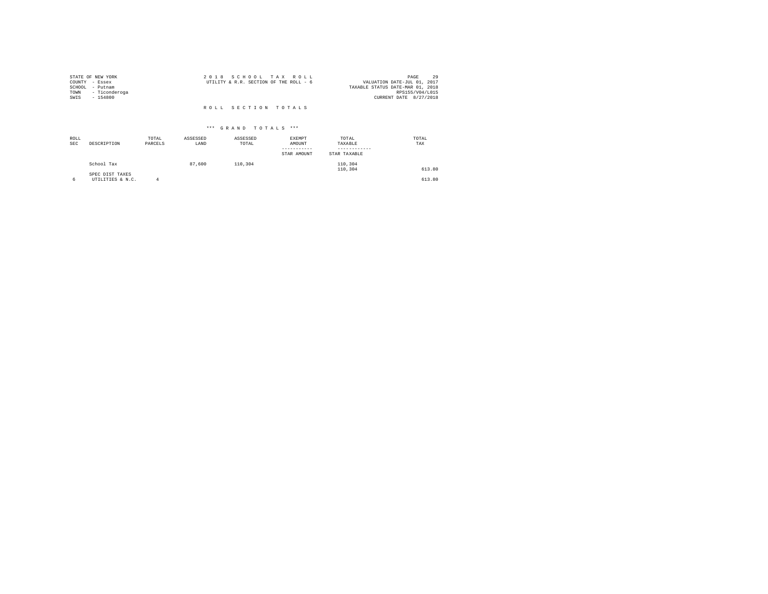STATE OF NEW YORK
COUNTY - Essex
SCHOOL - Putnam
TOWN - Ticonderoga
SWIS - 154800

2 0 1 8 S C H O O L T A X R O L L
UTILITY & R.R. SECTION OF THE ROLL - 6

VALUATION DATE-JUL 01, 2017
TAXABLE STATUS DATE-MAR 01, 2018
RPS155/V04/L015
CURRENT DATE 8/27/2018

R O L L S E C T I O N T O T A L S

\*\*\* G R A N D T O T A L S \*\*\*

| ROLL SEC | DESCRIPTION | TOTAL PARCELS | ASSESSED LAND | ASSESSED TOTAL | EXEMPT AMOUNT / STAR AMOUNT | TOTAL TAXABLE / STAR TAXABLE | TOTAL TAX |
|---|---|---|---|---|---|---|---|
| | School Tax | | 87,600 | 110,304 | | 110,304<br>110,304 | 613.80 |
| | SPEC DIST TAXES | | | | | | |
| 6 | UTILITIES & N.C. | 4 | | | | | 613.80 |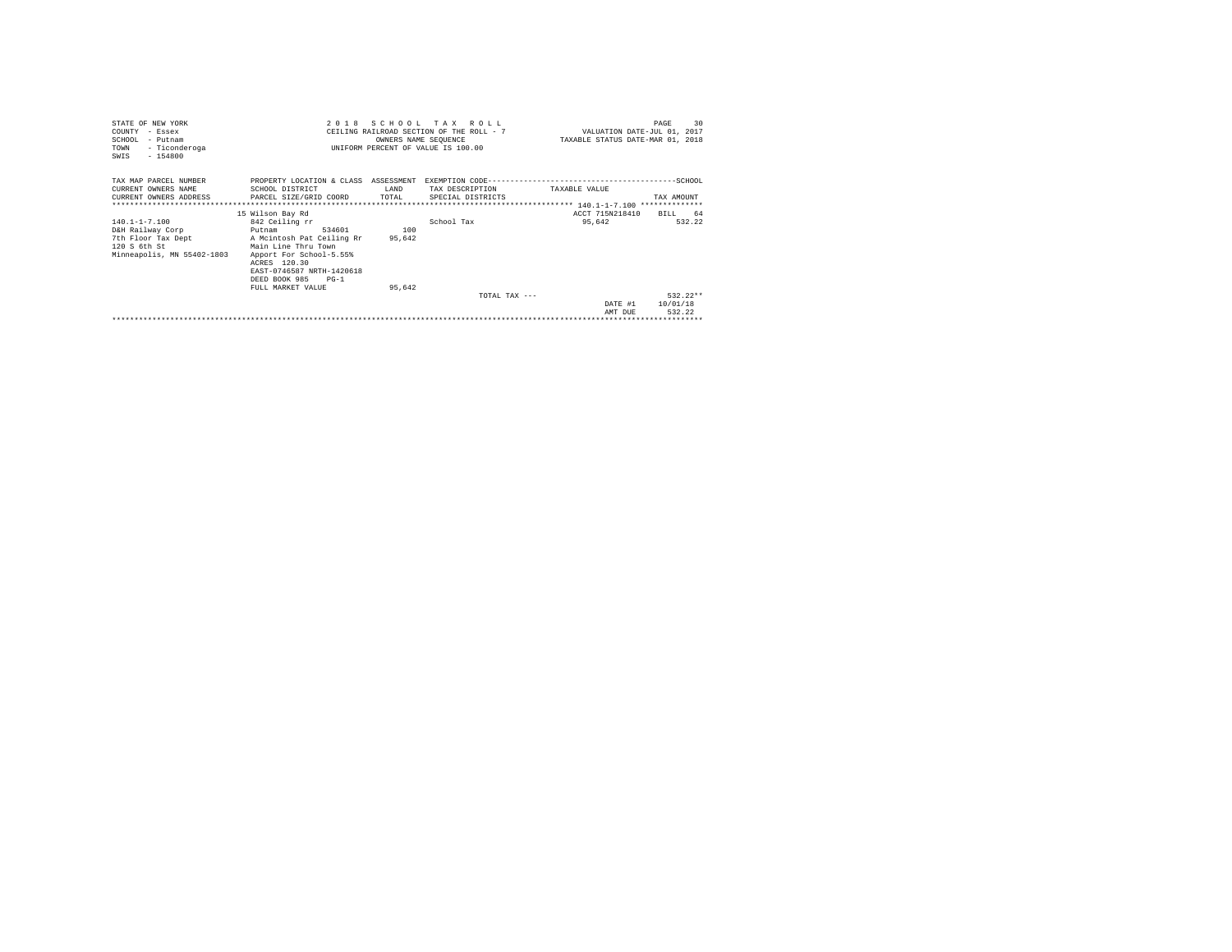STATE OF NEW YORK
COUNTY - Essex
SCHOOL - Putnam
TOWN - Ticonderoga
SWIS - 154800

2 0 1 8 S C H O O L T A X R O L L
CEILING RAILROAD SECTION OF THE ROLL - 7
OWNERS NAME SEQUENCE
UNIFORM PERCENT OF VALUE IS 100.00

VALUATION DATE-JUL 01, 2017
TAXABLE STATUS DATE-MAR 01, 2018

| TAX MAP PARCEL NUMBER<br>CURRENT OWNERS NAME<br>CURRENT OWNERS ADDRESS | PROPERTY LOCATION & CLASS<br>SCHOOL DISTRICT<br>PARCEL SIZE/GRID COORD | ASSESSMENT<br>LAND<br>TOTAL | EXEMPTION CODE<br>TAX DESCRIPTION<br>SPECIAL DISTRICTS | TAXABLE VALUE | SCHOOL<br>TAX AMOUNT |
|---|---|---|---|---|---|
| 140.1-1-7.100 | 15 Wilson Bay Rd | | | ACCT 715N218410 | BILL 64 |
| 140.1-1-7.100 | 842 Ceiling rr | | School Tax | 95,642 | 532.22 |
| D&H Railway Corp | Putnam 534601 | 100 | | | |
| 7th Floor Tax Dept | A Mcintosh Pat Ceiling Rr | 95,642 | | | |
| 120 S 6th St | Main Line Thru Town | | | | |
| Minneapolis, MN 55402-1803 | Apport For School-5.55% | | | | |
| | ACRES 120.30 | | | | |
| | EAST-0746587 NRTH-1420618 | | | | |
| | DEED BOOK 985 PG-1 | | | | |
| | FULL MARKET VALUE | 95,642 | | | |
| | | | TOTAL TAX --- | | 532.22** |
| | | | | DATE #1 | 10/01/18 |
| | | | | AMT DUE | 532.22 |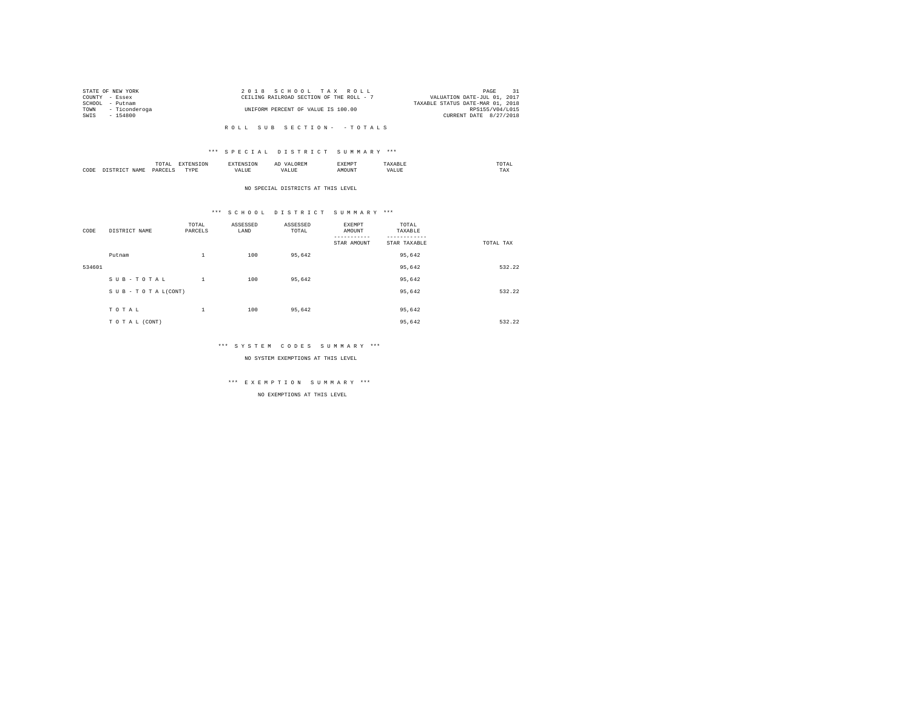STATE OF NEW YORK
COUNTY - Essex
SCHOOL - Putnam
TOWN - Ticonderoga
SWIS - 154800

2 0 1 8 S C H O O L T A X R O L L
CEILING RAILROAD SECTION OF THE ROLL - 7

UNIFORM PERCENT OF VALUE IS 100.00

VALUATION DATE-JUL 01, 2017
TAXABLE STATUS DATE-MAR 01, 2018
RPS155/V04/L015
CURRENT DATE 8/27/2018

R O L L S U B S E C T I O N - - T O T A L S

\*\*\* S P E C I A L D I S T R I C T S U M M A R Y \*\*\*

| CODE | DISTRICT NAME | TOTAL PARCELS | EXTENSION TYPE | EXTENSION VALUE | AD VALOREM VALUE | EXEMPT AMOUNT | TAXABLE VALUE | TOTAL TAX |
|---|---|---|---|---|---|---|---|---|

NO SPECIAL DISTRICTS AT THIS LEVEL

\*\*\* S C H O O L D I S T R I C T S U M M A R Y \*\*\*

| CODE | DISTRICT NAME | TOTAL PARCELS | ASSESSED LAND | ASSESSED TOTAL | EXEMPT AMOUNT / STAR AMOUNT | TOTAL TAXABLE / STAR TAXABLE | TOTAL TAX |
|---|---|---|---|---|---|---|---|
| | Putnam | 1 | 100 | 95,642 | | 95,642 | |
| 534601 | | | | | | 95,642 | 532.22 |
| | S U B - T O T A L | 1 | 100 | 95,642 | | 95,642 | |
| | S U B - T O T A L(CONT) | | | | | 95,642 | 532.22 |
| | T O T A L | 1 | 100 | 95,642 | | 95,642 | |
| | T O T A L (CONT) | | | | | 95,642 | 532.22 |

\*\*\* S Y S T E M C O D E S S U M M A R Y \*\*\*

NO SYSTEM EXEMPTIONS AT THIS LEVEL

\*\*\* E X E M P T I O N S U M M A R Y \*\*\*

NO EXEMPTIONS AT THIS LEVEL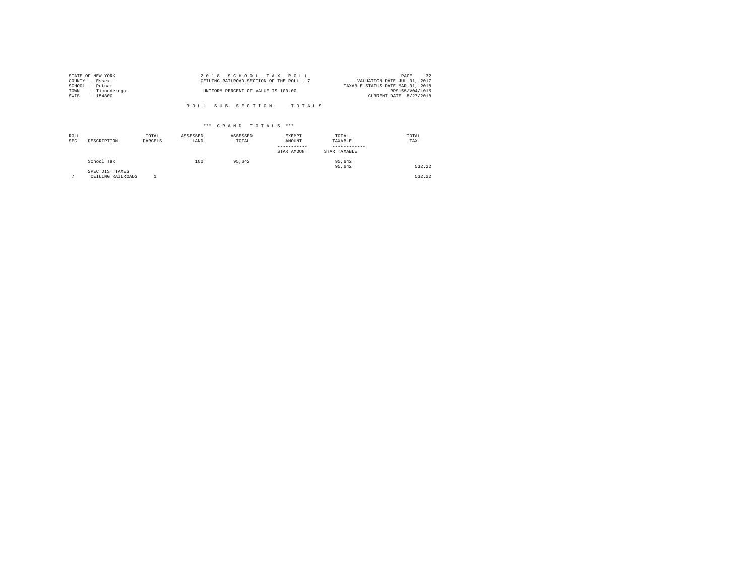STATE OF NEW YORK
COUNTY - Essex
SCHOOL - Putnam
TOWN - Ticonderoga
SWIS - 154800

2 0 1 8 S C H O O L T A X R O L L
CEILING RAILROAD SECTION OF THE ROLL - 7
UNIFORM PERCENT OF VALUE IS 100.00

VALUATION DATE-JUL 01, 2017
TAXABLE STATUS DATE-MAR 01, 2018
RPS155/V04/L015
CURRENT DATE 8/27/2018

R O L L S U B S E C T I O N - - T O T A L S

*** G R A N D T O T A L S ***

| ROLL SEC | DESCRIPTION | TOTAL PARCELS | ASSESSED LAND | ASSESSED TOTAL | EXEMPT AMOUNT / STAR AMOUNT | TOTAL TAXABLE / STAR TAXABLE | TOTAL TAX |
|---|---|---|---|---|---|---|---|
| | School Tax | | 100 | 95,642 | | 95,642<br>95,642 | 532.22 |
| | SPEC DIST TAXES | | | | | | |
| 7 | CEILING RAILROADS | 1 | | | | | 532.22 |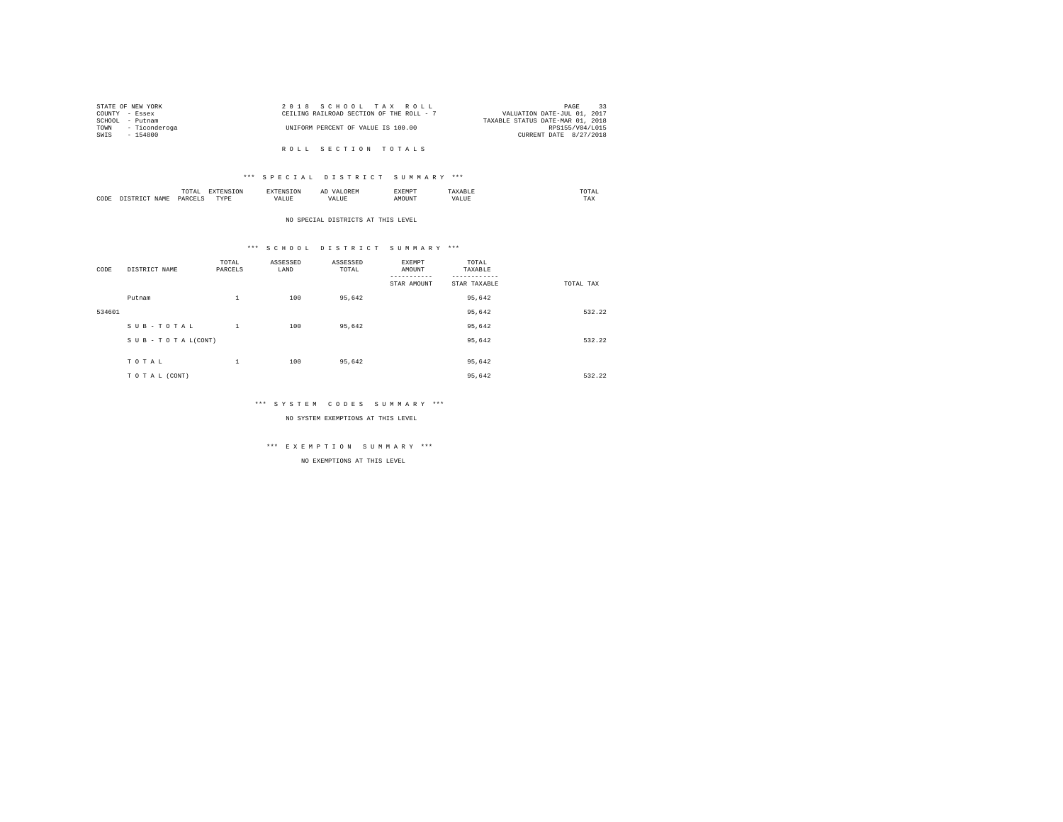STATE OF NEW YORK
COUNTY - Essex
SCHOOL - Putnam
TOWN - Ticonderoga
SWIS - 154800

2 0 1 8 S C H O O L T A X R O L L
CEILING RAILROAD SECTION OF THE ROLL - 7
UNIFORM PERCENT OF VALUE IS 100.00

VALUATION DATE-JUL 01, 2017
TAXABLE STATUS DATE-MAR 01, 2018
RPS155/V04/L015
CURRENT DATE 8/27/2018

R O L L S E C T I O N T O T A L S

*** S P E C I A L D I S T R I C T S U M M A R Y ***

| CODE | DISTRICT NAME | TOTAL PARCELS | EXTENSION TYPE | EXTENSION VALUE | AD VALOREM VALUE | EXEMPT AMOUNT | TAXABLE VALUE | TOTAL TAX |
|---|---|---|---|---|---|---|---|---|

NO SPECIAL DISTRICTS AT THIS LEVEL

*** S C H O O L D I S T R I C T S U M M A R Y ***

| CODE | DISTRICT NAME | TOTAL PARCELS | ASSESSED LAND | ASSESSED TOTAL | EXEMPT AMOUNT<br>-----------<br>STAR AMOUNT | TOTAL TAXABLE<br>------------<br>STAR TAXABLE | TOTAL TAX |
|---|---|---|---|---|---|---|---|
| | Putnam | 1 | 100 | 95,642 | | 95,642 | |
| 534601 | | | | | | 95,642 | 532.22 |
| | S U B - T O T A L | 1 | 100 | 95,642 | | 95,642 | |
| | S U B - T O T A L(CONT) | | | | | 95,642 | 532.22 |
| | T O T A L | 1 | 100 | 95,642 | | 95,642 | |
| | T O T A L (CONT) | | | | | 95,642 | 532.22 |

*** S Y S T E M C O D E S S U M M A R Y ***

NO SYSTEM EXEMPTIONS AT THIS LEVEL

*** E X E M P T I O N S U M M A R Y ***

NO EXEMPTIONS AT THIS LEVEL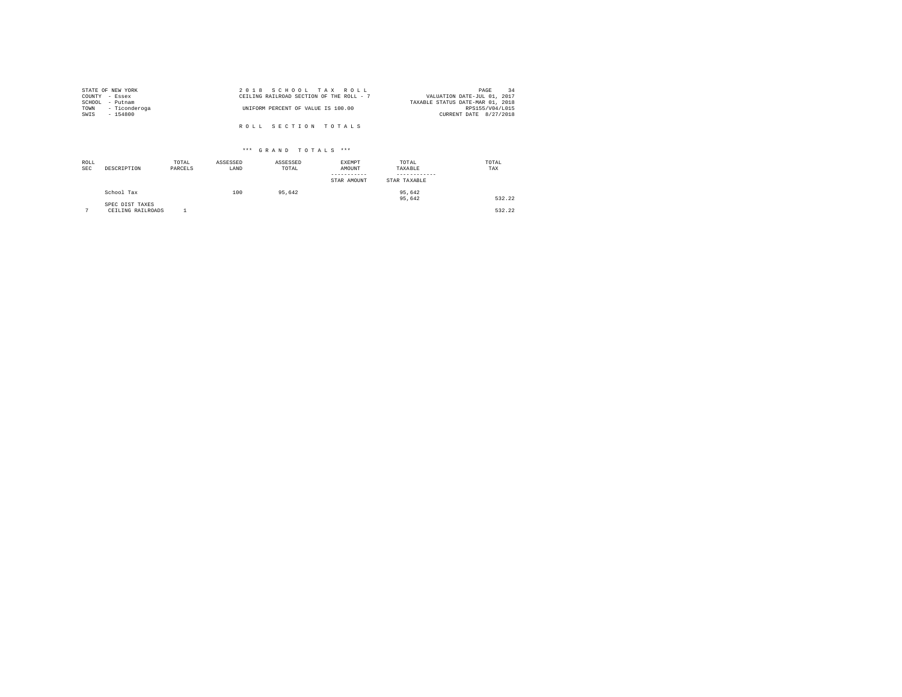STATE OF NEW YORK
COUNTY - Essex
SCHOOL - Putnam
TOWN - Ticonderoga
SWIS - 154800

2 0 1 8 S C H O O L T A X R O L L
CEILING RAILROAD SECTION OF THE ROLL - 7

UNIFORM PERCENT OF VALUE IS 100.00

VALUATION DATE-JUL 01, 2017
TAXABLE STATUS DATE-MAR 01, 2018
RPS155/V04/L015
CURRENT DATE 8/27/2018

R O L L S E C T I O N T O T A L S

*** G R A N D T O T A L S ***

| ROLL SEC | DESCRIPTION | TOTAL PARCELS | ASSESSED LAND | ASSESSED TOTAL | EXEMPT AMOUNT / STAR AMOUNT | TOTAL TAXABLE / STAR TAXABLE | TOTAL TAX |
|---|---|---|---|---|---|---|---|
| | School Tax | | 100 | 95,642 | | 95,642<br>95,642 | 532.22 |
| | SPEC DIST TAXES | | | | | | |
| 7 | CEILING RAILROADS | 1 | | | | | 532.22 |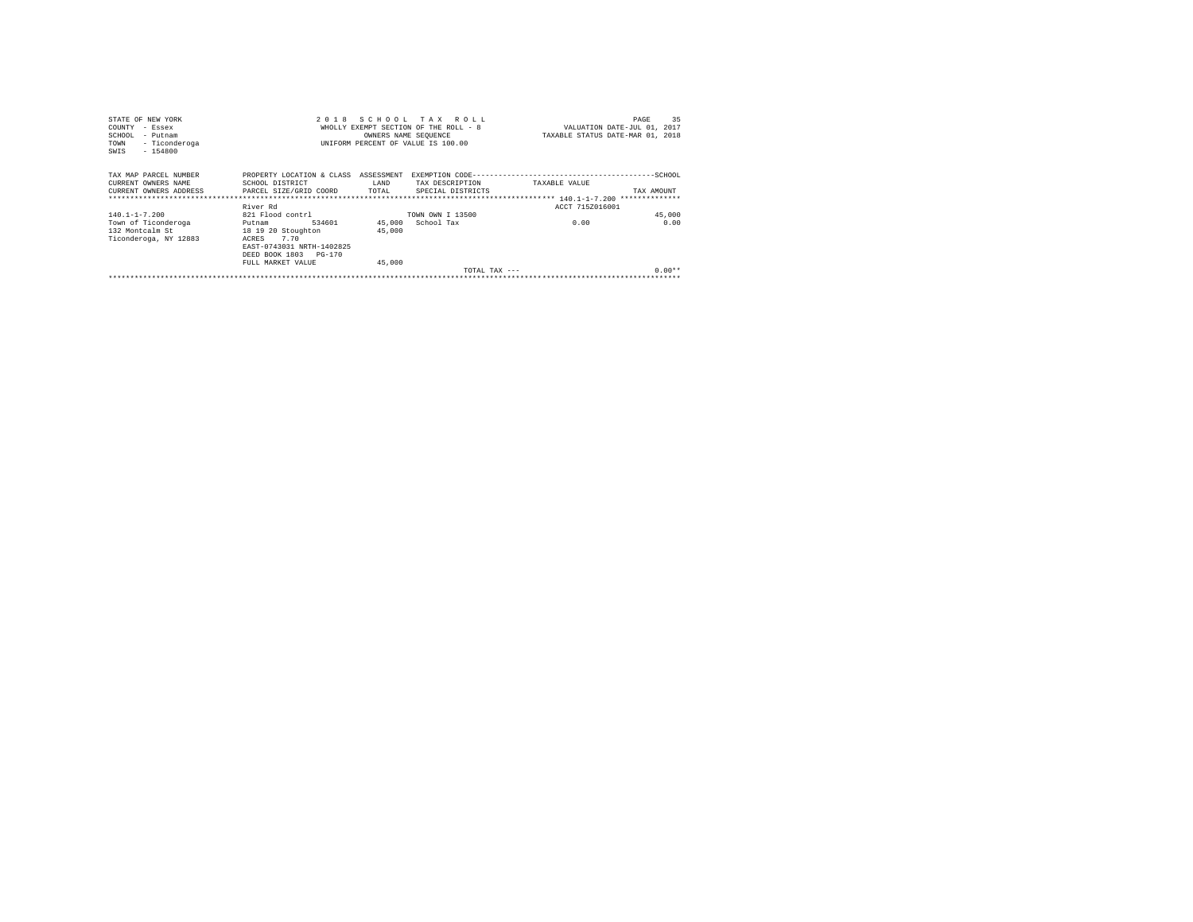STATE OF NEW YORK
COUNTY - Essex
SCHOOL - Putnam
TOWN - Ticonderoga
SWIS - 154800

2 0 1 8 S C H O O L T A X R O L L
WHOLLY EXEMPT SECTION OF THE ROLL - 8
OWNERS NAME SEQUENCE
UNIFORM PERCENT OF VALUE IS 100.00

VALUATION DATE-JUL 01, 2017
TAXABLE STATUS DATE-MAR 01, 2018

| TAX MAP PARCEL NUMBER / CURRENT OWNERS NAME / CURRENT OWNERS ADDRESS | PROPERTY LOCATION & CLASS / SCHOOL DISTRICT / PARCEL SIZE/GRID COORD | ASSESSMENT LAND / TOTAL | EXEMPTION CODE / TAX DESCRIPTION / SPECIAL DISTRICTS | TAXABLE VALUE | SCHOOL / TAX AMOUNT |
|---|---|---|---|---|---|
| 140.1-1-7.200 | | | | ACCT 715Z016001 | |
| | River Rd | | | | |
| 140.1-1-7.200 | 821 Flood contrl | | TOWN OWN I 13500 | | 45,000 |
| Town of Ticonderoga | Putnam 534601 | 45,000 | School Tax | 0.00 | 0.00 |
| 132 Montcalm St | 18 19 20 Stoughton | 45,000 | | | |
| Ticonderoga, NY 12883 | ACRES 7.70 | | | | |
| | EAST-0743031 NRTH-1402825 | | | | |
| | DEED BOOK 1803 PG-170 | | | | |
| | FULL MARKET VALUE | 45,000 | | | |
| | | | TOTAL TAX --- | | 0.00** |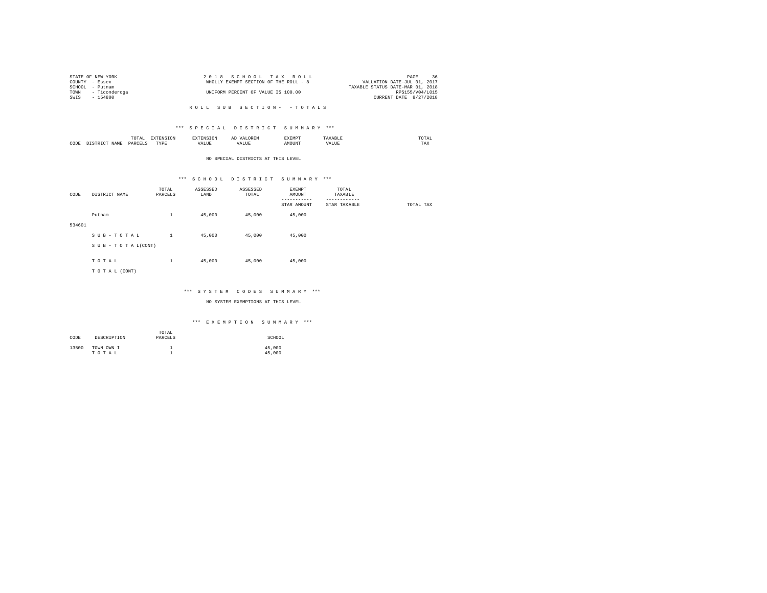STATE OF NEW YORK
COUNTY - Essex
SCHOOL - Putnam
TOWN - Ticonderoga
SWIS - 154800

2 0 1 8   S C H O O L   T A X   R O L L
WHOLLY EXEMPT SECTION OF THE ROLL - 8
UNIFORM PERCENT OF VALUE IS 100.00

VALUATION DATE-JUL 01, 2017
TAXABLE STATUS DATE-MAR 01, 2018
RPS155/V04/L015
CURRENT DATE 8/27/2018

R O L L   S U B   S E C T I O N -   - T O T A L S

*** S P E C I A L   D I S T R I C T   S U M M A R Y ***

| CODE | DISTRICT NAME | TOTAL PARCELS | EXTENSION TYPE | EXTENSION VALUE | AD VALOREM VALUE | EXEMPT AMOUNT | TAXABLE VALUE | TOTAL TAX |
|---|---|---|---|---|---|---|---|---|

NO SPECIAL DISTRICTS AT THIS LEVEL

*** S C H O O L   D I S T R I C T   S U M M A R Y ***

| CODE | DISTRICT NAME | TOTAL PARCELS | ASSESSED LAND | ASSESSED TOTAL | EXEMPT AMOUNT / STAR AMOUNT | TOTAL TAXABLE / STAR TAXABLE | TOTAL TAX |
|---|---|---|---|---|---|---|---|
| | Putnam | 1 | 45,000 | 45,000 | 45,000 | | |
| 534601 | | | | | | | |
| | S U B - T O T A L | 1 | 45,000 | 45,000 | 45,000 | | |
| | S U B - T O T A L(CONT) | | | | | | |
| | T O T A L | 1 | 45,000 | 45,000 | 45,000 | | |
| | T O T A L (CONT) | | | | | | |

*** S Y S T E M   C O D E S   S U M M A R Y ***

NO SYSTEM EXEMPTIONS AT THIS LEVEL

*** E X E M P T I O N   S U M M A R Y ***

| CODE | DESCRIPTION | TOTAL PARCELS | SCHOOL |
|---|---|---|---|
| 13500 | TOWN OWN I | 1 | 45,000 |
| | T O T A L | 1 | 45,000 |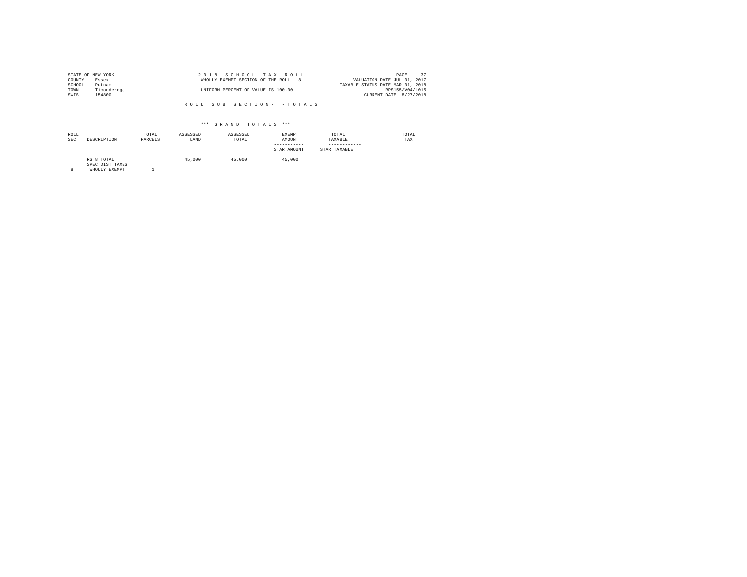STATE OF NEW YORK
COUNTY - Essex
SCHOOL - Putnam
TOWN - Ticonderoga
SWIS - 154800

2 0 1 8 S C H O O L T A X R O L L
WHOLLY EXEMPT SECTION OF THE ROLL - 8
UNIFORM PERCENT OF VALUE IS 100.00

VALUATION DATE-JUL 01, 2017
TAXABLE STATUS DATE-MAR 01, 2018
RPS155/V04/L015
CURRENT DATE 8/27/2018

R O L L S U B S E C T I O N - - T O T A L S

\*\*\* G R A N D T O T A L S \*\*\*

| ROLL SEC | DESCRIPTION | TOTAL PARCELS | ASSESSED LAND | ASSESSED TOTAL | EXEMPT AMOUNT / STAR AMOUNT | TOTAL TAXABLE / STAR TAXABLE | TOTAL TAX |
|---|---|---|---|---|---|---|---|
| | RS 8 TOTAL | | 45,000 | 45,000 | 45,000 | | |
| | SPEC DIST TAXES | | | | | | |
| 8 | WHOLLY EXEMPT | 1 | | | | | |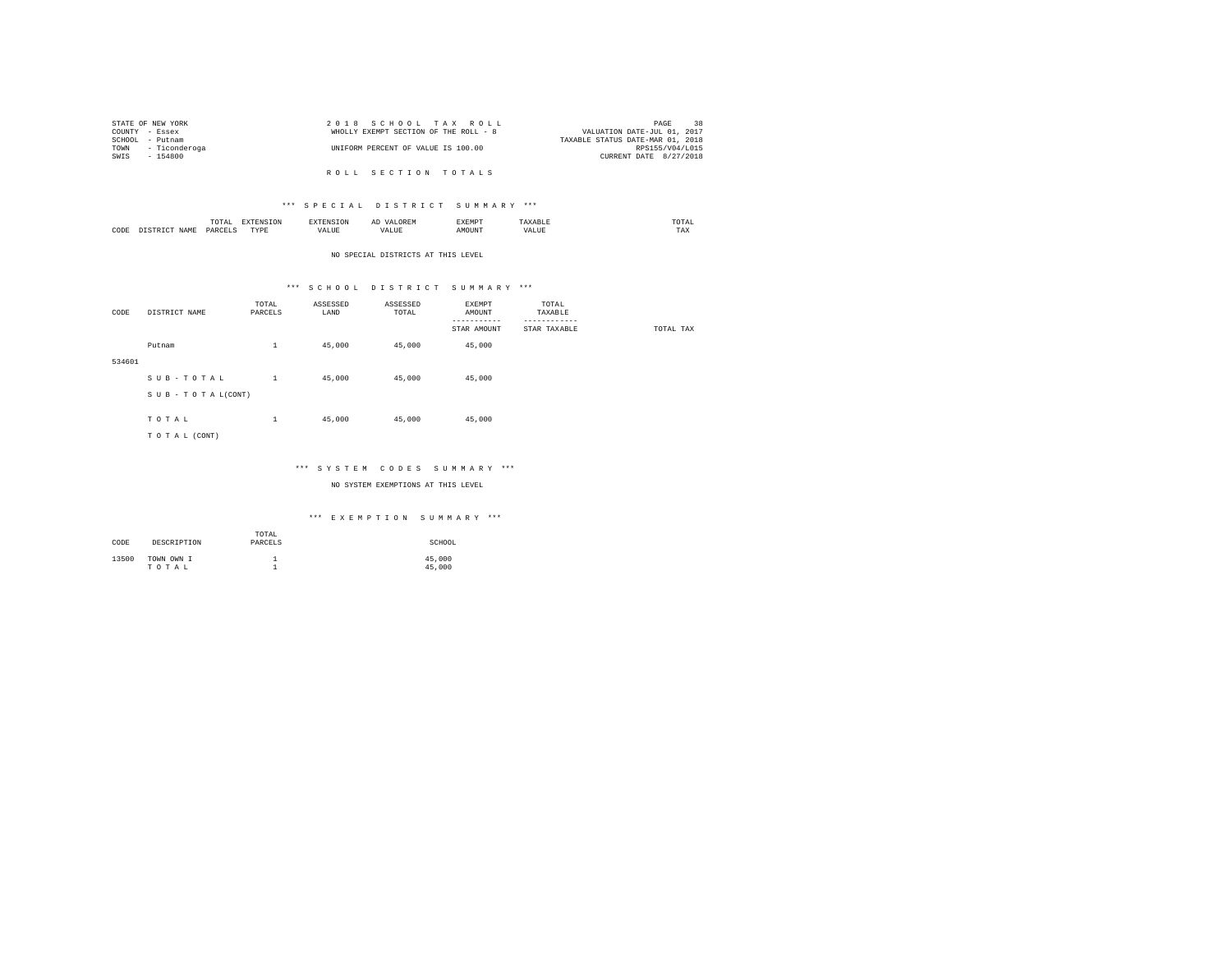STATE OF NEW YORK
COUNTY - Essex
SCHOOL - Putnam
TOWN - Ticonderoga
SWIS - 154800

2 0 1 8 S C H O O L T A X R O L L
WHOLLY EXEMPT SECTION OF THE ROLL - 8
UNIFORM PERCENT OF VALUE IS 100.00

VALUATION DATE-JUL 01, 2017
TAXABLE STATUS DATE-MAR 01, 2018
RPS155/V04/L015
CURRENT DATE 8/27/2018

R O L L S E C T I O N T O T A L S

*** S P E C I A L D I S T R I C T S U M M A R Y ***

| CODE | DISTRICT NAME | TOTAL PARCELS | EXTENSION TYPE | EXTENSION VALUE | AD VALOREM VALUE | EXEMPT AMOUNT | TAXABLE VALUE | TOTAL TAX |
|---|---|---|---|---|---|---|---|---|

NO SPECIAL DISTRICTS AT THIS LEVEL

*** S C H O O L D I S T R I C T S U M M A R Y ***

| CODE | DISTRICT NAME | TOTAL PARCELS | ASSESSED LAND | ASSESSED TOTAL | EXEMPT AMOUNT / STAR AMOUNT | TOTAL TAXABLE / STAR TAXABLE | TOTAL TAX |
|---|---|---|---|---|---|---|---|
| 534601 | Putnam | 1 | 45,000 | 45,000 | 45,000 | | |
| | S U B - T O T A L | 1 | 45,000 | 45,000 | 45,000 | | |
| | S U B - T O T A L(CONT) | | | | | | |
| | T O T A L | 1 | 45,000 | 45,000 | 45,000 | | |
| | T O T A L (CONT) | | | | | | |

*** S Y S T E M C O D E S S U M M A R Y ***

NO SYSTEM EXEMPTIONS AT THIS LEVEL

*** E X E M P T I O N S U M M A R Y ***

| CODE | DESCRIPTION | TOTAL PARCELS | SCHOOL |
|---|---|---|---|
| 13500 | TOWN OWN I | 1 | 45,000 |
| | T O T A L | 1 | 45,000 |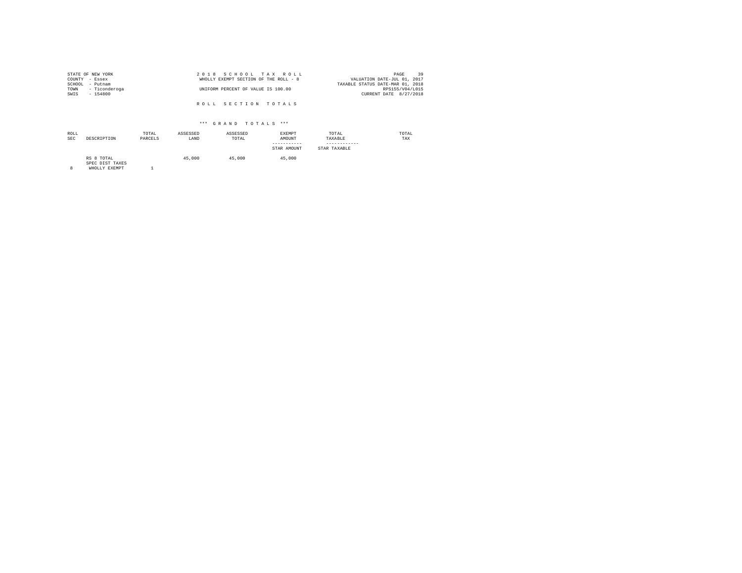STATE OF NEW YORK
COUNTY - Essex
SCHOOL - Putnam
TOWN - Ticonderoga
SWIS - 154800

2 0 1 8 S C H O O L T A X R O L L
WHOLLY EXEMPT SECTION OF THE ROLL - 8
UNIFORM PERCENT OF VALUE IS 100.00

VALUATION DATE-JUL 01, 2017
TAXABLE STATUS DATE-MAR 01, 2018
RPS155/V04/L015
CURRENT DATE 8/27/2018

R O L L S E C T I O N T O T A L S

*** G R A N D T O T A L S ***

| ROLL SEC | DESCRIPTION | TOTAL PARCELS | ASSESSED LAND | ASSESSED TOTAL | EXEMPT AMOUNT / STAR AMOUNT | TOTAL TAXABLE / STAR TAXABLE | TOTAL TAX |
|---|---|---|---|---|---|---|---|
| | RS 8 TOTAL | | 45,000 | 45,000 | 45,000 | | |
| | SPEC DIST TAXES | | | | | | |
| 8 | WHOLLY EXEMPT | 1 | | | | | |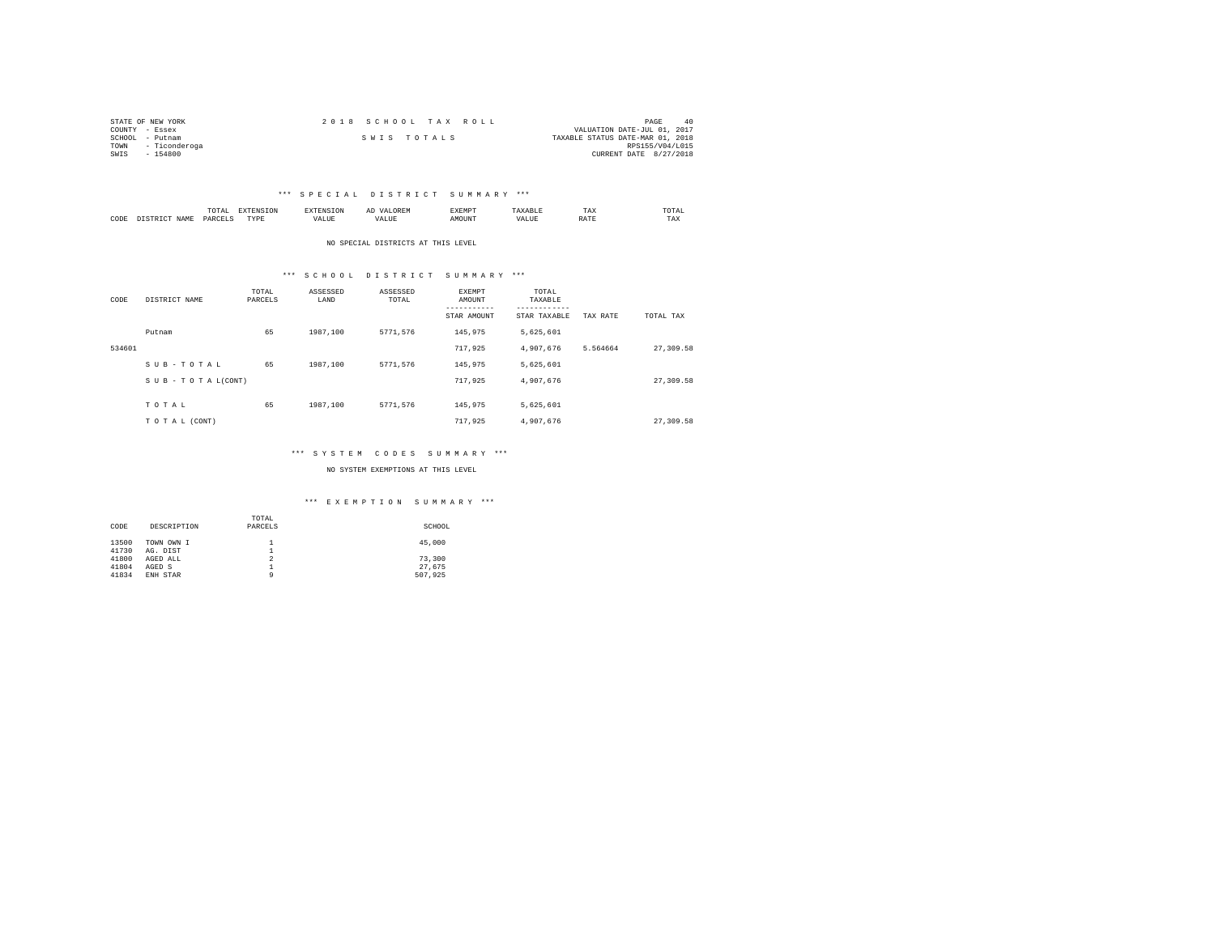STATE OF NEW YORK
COUNTY - Essex
SCHOOL - Putnam
TOWN - Ticonderoga
SWIS - 154800

2018 SCHOOL TAX ROLL

SWIS TOTALS

VALUATION DATE-JUL 01, 2017
TAXABLE STATUS DATE-MAR 01, 2018
RPS155/V04/L015
CURRENT DATE 8/27/2018

## *** SPECIAL DISTRICT SUMMARY ***

| CODE | DISTRICT NAME | TOTAL PARCELS | EXTENSION TYPE | EXTENSION VALUE | AD VALOREM VALUE | EXEMPT AMOUNT | TAXABLE VALUE | TAX RATE | TOTAL TAX |
|---|---|---|---|---|---|---|---|---|---|

NO SPECIAL DISTRICTS AT THIS LEVEL

## *** SCHOOL DISTRICT SUMMARY ***

| CODE | DISTRICT NAME | TOTAL PARCELS | ASSESSED LAND | ASSESSED TOTAL | EXEMPT AMOUNT / STAR AMOUNT | TOTAL TAXABLE / STAR TAXABLE | TAX RATE | TOTAL TAX |
|---|---|---|---|---|---|---|---|---|
| | Putnam | 65 | 1987,100 | 5771,576 | 145,975 | 5,625,601 | | |
| 534601 | | | | | 717,925 | 4,907,676 | 5.564664 | 27,309.58 |
| | S U B - T O T A L | 65 | 1987,100 | 5771,576 | 145,975 | 5,625,601 | | |
| | S U B - T O T A L(CONT) | | | | 717,925 | 4,907,676 | | 27,309.58 |
| | T O T A L | 65 | 1987,100 | 5771,576 | 145,975 | 5,625,601 | | |
| | T O T A L (CONT) | | | | 717,925 | 4,907,676 | | 27,309.58 |

## *** SYSTEM CODES SUMMARY ***

NO SYSTEM EXEMPTIONS AT THIS LEVEL

## *** EXEMPTION SUMMARY ***

| CODE | DESCRIPTION | TOTAL PARCELS | SCHOOL |
|---|---|---|---|
| 13500 | TOWN OWN I | 1 | 45,000 |
| 41730 | AG. DIST | 1 | |
| 41800 | AGED ALL | 2 | 73,300 |
| 41804 | AGED S | 1 | 27,675 |
| 41834 | ENH STAR | 9 | 507,925 |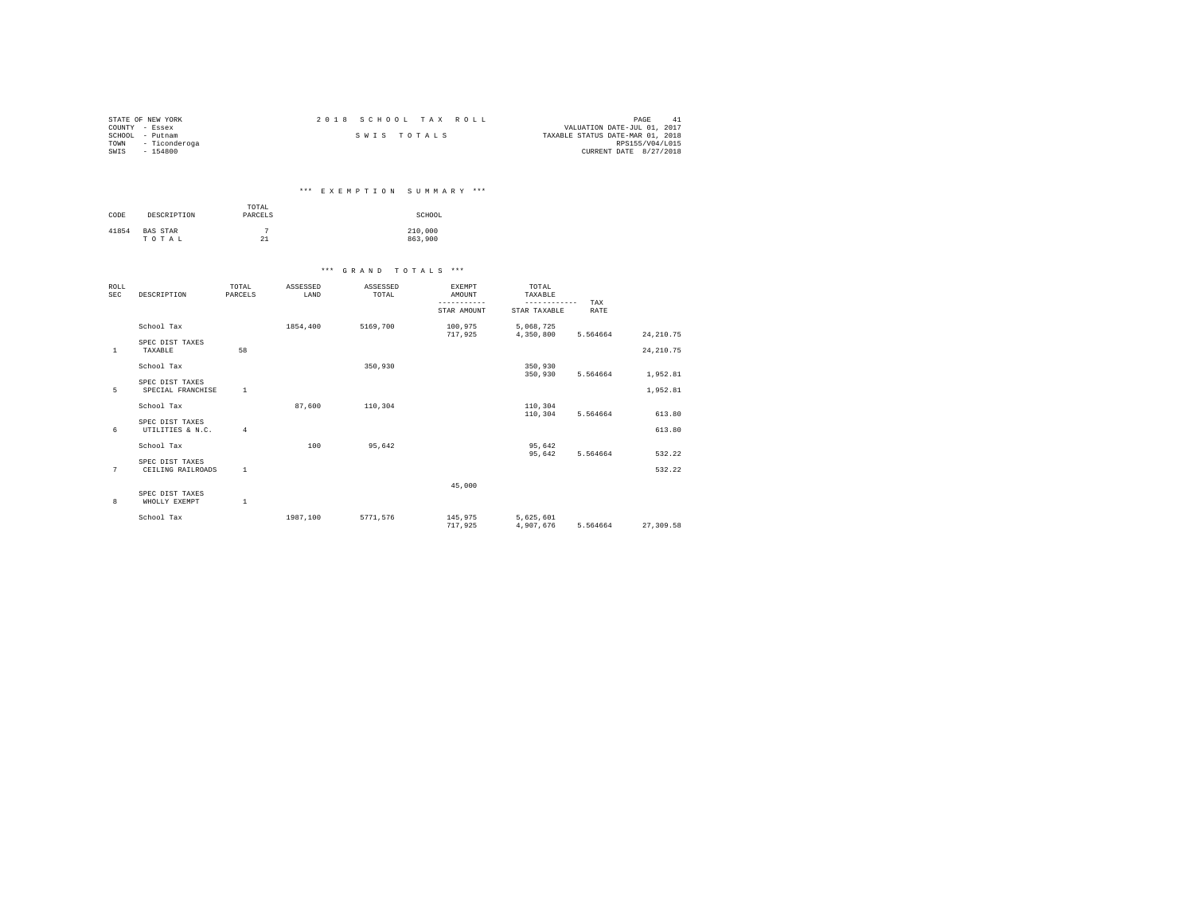STATE OF NEW YORK
COUNTY - Essex
SCHOOL - Putnam
TOWN - Ticonderoga
SWIS - 154800

2018 SCHOOL TAX ROLL

SWIS TOTALS

VALUATION DATE-JUL 01, 2017
TAXABLE STATUS DATE-MAR 01, 2018
RPS155/V04/L015
CURRENT DATE 8/27/2018

### *** EXEMPTION SUMMARY ***

| CODE | DESCRIPTION | TOTAL PARCELS | SCHOOL |
|---|---|---|---|
| 41854 | BAS STAR | 7 | 210,000 |
| | T O T A L | 21 | 863,900 |

### *** GRAND TOTALS ***

| ROLL SEC | DESCRIPTION | TOTAL PARCELS | ASSESSED LAND | ASSESSED TOTAL | EXEMPT AMOUNT / STAR AMOUNT | TOTAL TAXABLE / STAR TAXABLE | TAX RATE | |
|---|---|---|---|---|---|---|---|---|
| | School Tax | | 1854,400 | 5169,700 | 100,975 | 5,068,725 | | 24,210.75 |
| | | | | | 717,925 | 4,350,800 | 5.564664 | |
| | SPEC DIST TAXES | | | | | | | |
| 1 | TAXABLE | 58 | | | | | | 24,210.75 |
| | School Tax | | | 350,930 | | 350,930 | | |
| | | | | | | 350,930 | 5.564664 | 1,952.81 |
| | SPEC DIST TAXES | | | | | | | |
| 5 | SPECIAL FRANCHISE | 1 | | | | | | 1,952.81 |
| | School Tax | | 87,600 | 110,304 | | 110,304 | | |
| | | | | | | 110,304 | 5.564664 | 613.80 |
| | SPEC DIST TAXES | | | | | | | |
| 6 | UTILITIES & N.C. | 4 | | | | | | 613.80 |
| | School Tax | | 100 | 95,642 | | 95,642 | | |
| | | | | | | 95,642 | 5.564664 | 532.22 |
| | SPEC DIST TAXES | | | | | | | |
| 7 | CEILING RAILROADS | 1 | | | | | | 532.22 |
| | | | | | 45,000 | | | |
| | SPEC DIST TAXES | | | | | | | |
| 8 | WHOLLY EXEMPT | 1 | | | | | | |
| | School Tax | | 1987,100 | 5771,576 | 145,975 | 5,625,601 | | |
| | | | | | 717,925 | 4,907,676 | 5.564664 | 27,309.58 |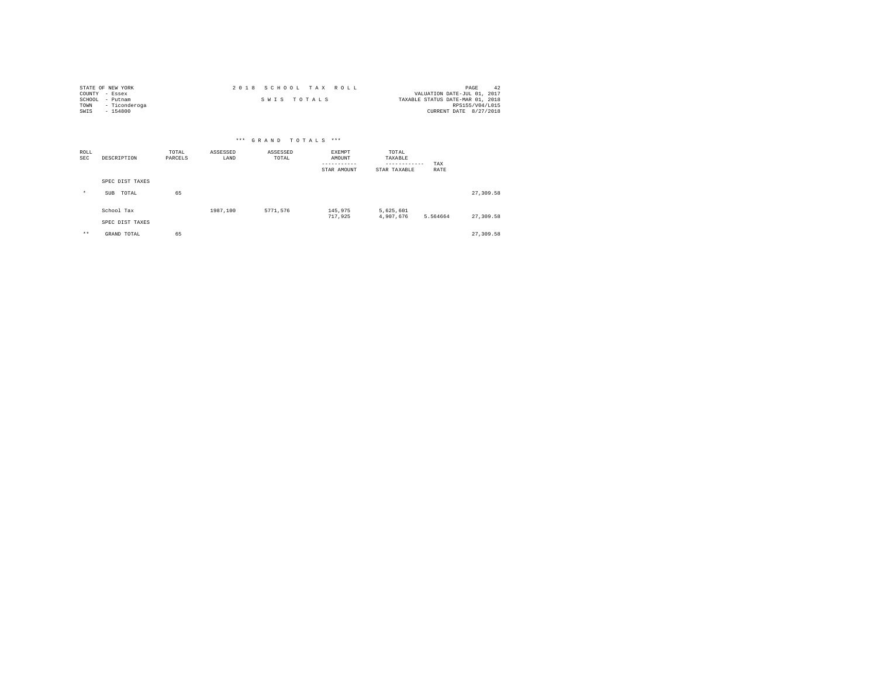STATE OF NEW YORK
COUNTY - Essex
SCHOOL - Putnam
TOWN - Ticonderoga
SWIS - 154800

2 0 1 8 S C H O O L T A X R O L L

S W I S T O T A L S

VALUATION DATE-JUL 01, 2017
TAXABLE STATUS DATE-MAR 01, 2018
RPS155/V04/L015
CURRENT DATE 8/27/2018

*** G R A N D T O T A L S ***

| ROLL SEC | DESCRIPTION | TOTAL PARCELS | ASSESSED LAND | ASSESSED TOTAL | EXEMPT AMOUNT / STAR AMOUNT | TOTAL TAXABLE / STAR TAXABLE | TAX RATE | |
|---|---|---|---|---|---|---|---|---|
| | SPEC DIST TAXES | | | | | | | |
| * | SUB TOTAL | 65 | | | | | | 27,309.58 |
| | School Tax | | 1987,100 | 5771,576 | 145,975<br>717,925 | 5,625,601<br>4,907,676 | 5.564664 | 27,309.58 |
| | SPEC DIST TAXES | | | | | | | |
| ** | GRAND TOTAL | 65 | | | | | | 27,309.58 |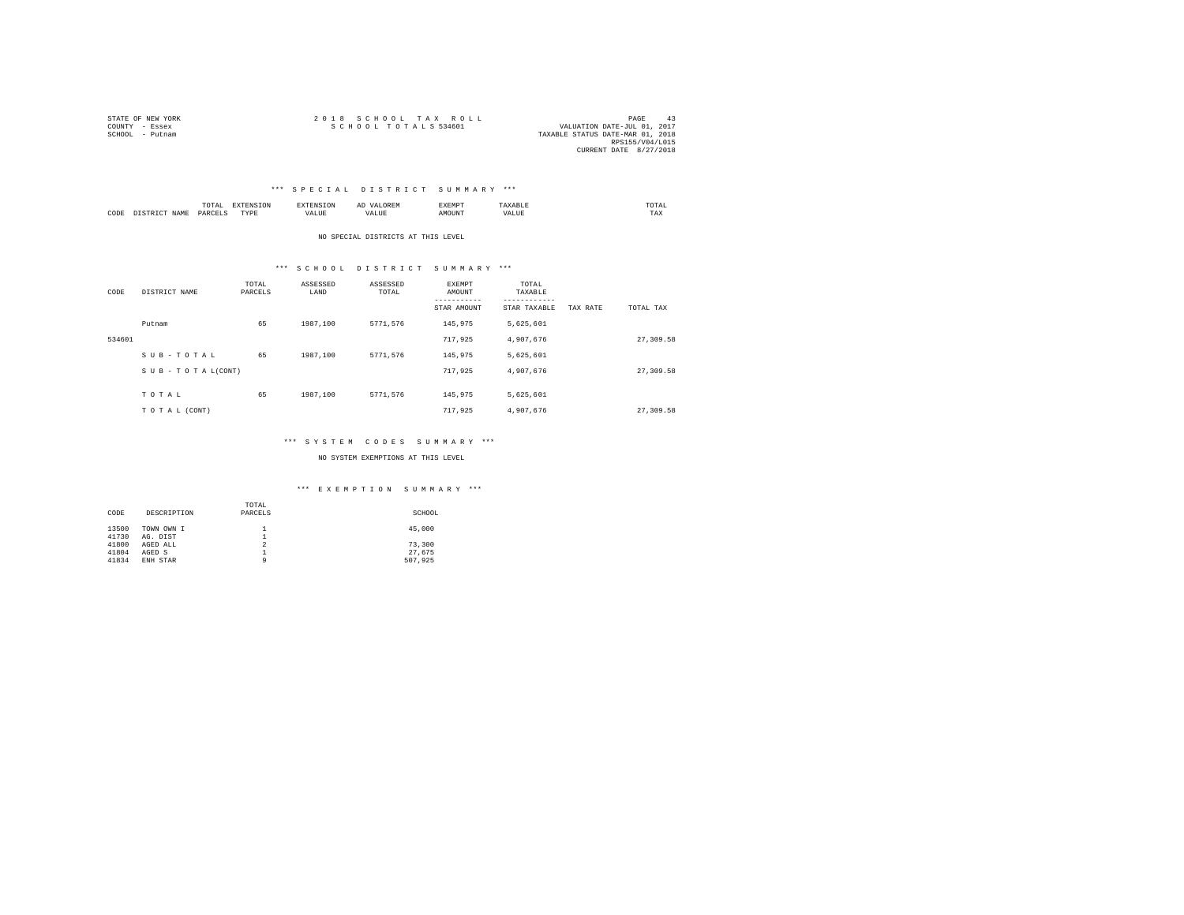STATE OF NEW YORK
COUNTY - Essex
SCHOOL - Putnam

2 0 1 8 S C H O O L T A X R O L L
S C H O O L T O T A L S 534601

VALUATION DATE-JUL 01, 2017
TAXABLE STATUS DATE-MAR 01, 2018
RPS155/V04/L015
CURRENT DATE 8/27/2018

### \*\*\* S P E C I A L D I S T R I C T S U M M A R Y \*\*\*

| CODE | DISTRICT NAME | TOTAL PARCELS | EXTENSION TYPE | EXTENSION VALUE | AD VALOREM VALUE | EXEMPT AMOUNT | TAXABLE VALUE | TOTAL TAX |
|---|---|---|---|---|---|---|---|---|

NO SPECIAL DISTRICTS AT THIS LEVEL

### \*\*\* S C H O O L D I S T R I C T S U M M A R Y \*\*\*

| CODE | DISTRICT NAME | TOTAL PARCELS | ASSESSED LAND | ASSESSED TOTAL | EXEMPT AMOUNT / STAR AMOUNT | TOTAL TAXABLE / STAR TAXABLE | TAX RATE | TOTAL TAX |
|---|---|---|---|---|---|---|---|---|
| | Putnam | 65 | 1987,100 | 5771,576 | 145,975 | 5,625,601 | | |
| 534601 | | | | | 717,925 | 4,907,676 | | 27,309.58 |
| | S U B - T O T A L | 65 | 1987,100 | 5771,576 | 145,975 | 5,625,601 | | |
| | S U B - T O T A L(CONT) | | | | 717,925 | 4,907,676 | | 27,309.58 |
| | T O T A L | 65 | 1987,100 | 5771,576 | 145,975 | 5,625,601 | | |
| | T O T A L (CONT) | | | | 717,925 | 4,907,676 | | 27,309.58 |

### \*\*\* S Y S T E M C O D E S S U M M A R Y \*\*\*

NO SYSTEM EXEMPTIONS AT THIS LEVEL

### \*\*\* E X E M P T I O N S U M M A R Y \*\*\*

| CODE | DESCRIPTION | TOTAL PARCELS | SCHOOL |
|---|---|---|---|
| 13500 | TOWN OWN I | 1 | 45,000 |
| 41730 | AG. DIST | 1 | |
| 41800 | AGED ALL | 2 | 73,300 |
| 41804 | AGED S | 1 | 27,675 |
| 41834 | ENH STAR | 9 | 507,925 |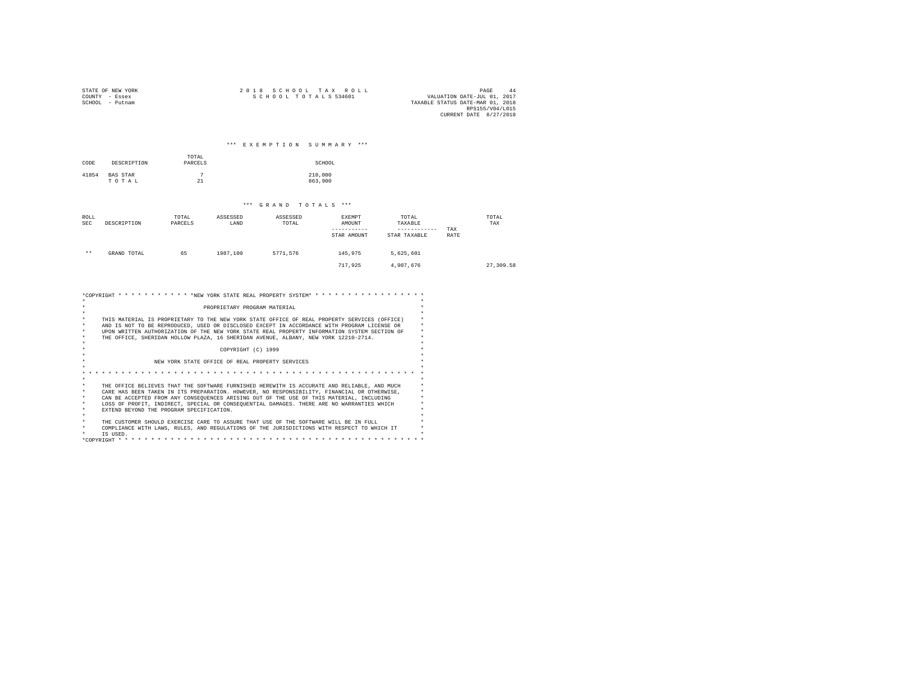STATE OF NEW YORK
COUNTY - Essex
SCHOOL - Putnam

2018 SCHOOL TAX ROLL
SCHOOL TOTALS 534601

VALUATION DATE-JUL 01, 2017
TAXABLE STATUS DATE-MAR 01, 2018
RPS155/V04/L015
CURRENT DATE 8/27/2018

### *** EXEMPTION SUMMARY ***

| CODE | DESCRIPTION | TOTAL PARCELS | SCHOOL |
|---|---|---|---|
| 41854 | BAS STAR | 7 | 210,000 |
| | TOTAL | 21 | 863,900 |

### *** GRAND TOTALS ***

| ROLL SEC | DESCRIPTION | TOTAL PARCELS | ASSESSED LAND | ASSESSED TOTAL | EXEMPT AMOUNT / STAR AMOUNT | TOTAL TAXABLE / STAR TAXABLE | TAX RATE | TOTAL TAX |
|---|---|---|---|---|---|---|---|---|
| ** | GRAND TOTAL | 65 | 1987,100 | 5771,576 | 145,975 | 5,625,601 | | |
| | | | | | 717,925 | 4,907,676 | | 27,309.58 |

*COPYRIGHT * * * * * * * * * * * *NEW YORK STATE REAL PROPERTY SYSTEM* * * * * * * * * * * * * * * * * *

PROPRIETARY PROGRAM MATERIAL

THIS MATERIAL IS PROPRIETARY TO THE NEW YORK STATE OFFICE OF REAL PROPERTY SERVICES (OFFICE) AND IS NOT TO BE REPRODUCED, USED OR DISCLOSED EXCEPT IN ACCORDANCE WITH PROGRAM LICENSE OR UPON WRITTEN AUTHORIZATION OF THE NEW YORK STATE REAL PROPERTY INFORMATION SYSTEM SECTION OF THE OFFICE, SHERIDAN HOLLOW PLAZA, 16 SHERIDAN AVENUE, ALBANY, NEW YORK 12210-2714.

COPYRIGHT (C) 1999

NEW YORK STATE OFFICE OF REAL PROPERTY SERVICES

THE OFFICE BELIEVES THAT THE SOFTWARE FURNISHED HEREWITH IS ACCURATE AND RELIABLE, AND MUCH CARE HAS BEEN TAKEN IN ITS PREPARATION. HOWEVER, NO RESPONSIBILITY, FINANCIAL OR OTHERWISE, CAN BE ACCEPTED FROM ANY CONSEQUENCES ARISING OUT OF THE USE OF THIS MATERIAL, INCLUDING LOSS OF PROFIT, INDIRECT, SPECIAL OR CONSEQUENTIAL DAMAGES. THERE ARE NO WARRANTIES WHICH EXTEND BEYOND THE PROGRAM SPECIFICATION.

THE CUSTOMER SHOULD EXERCISE CARE TO ASSURE THAT USE OF THE SOFTWARE WILL BE IN FULL COMPLIANCE WITH LAWS, RULES, AND REGULATIONS OF THE JURISDICTIONS WITH RESPECT TO WHICH IT IS USED.

*COPYRIGHT * * * * * * * * * * * * * * * * * * * * * * * * * * * * * * * * * * * * * * * * * * * * * * * *